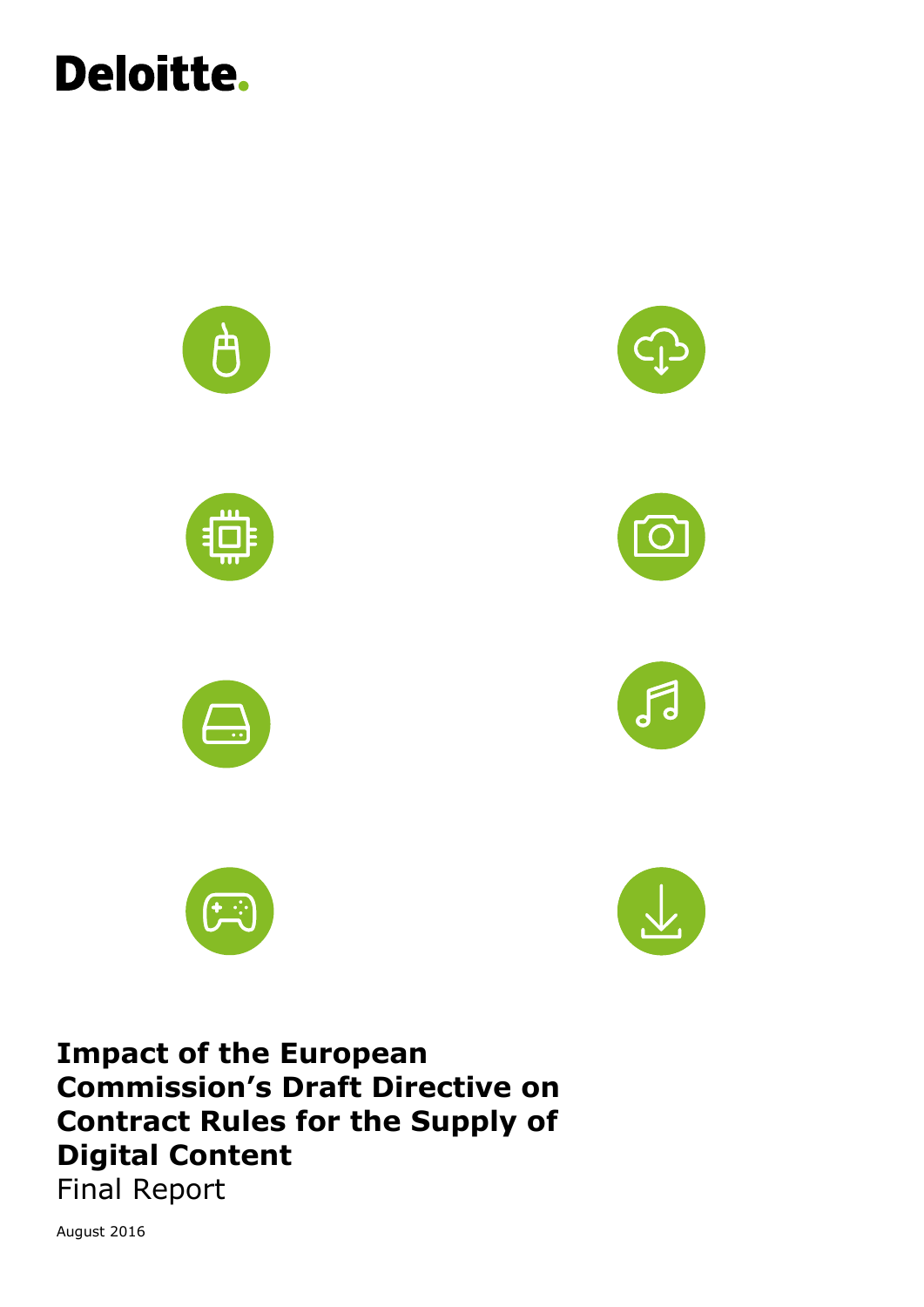Deloitte.

# Impact of the European Commission's Draft Directive on Contract Rules for the Supply of Digital Content

Final Report

August 2016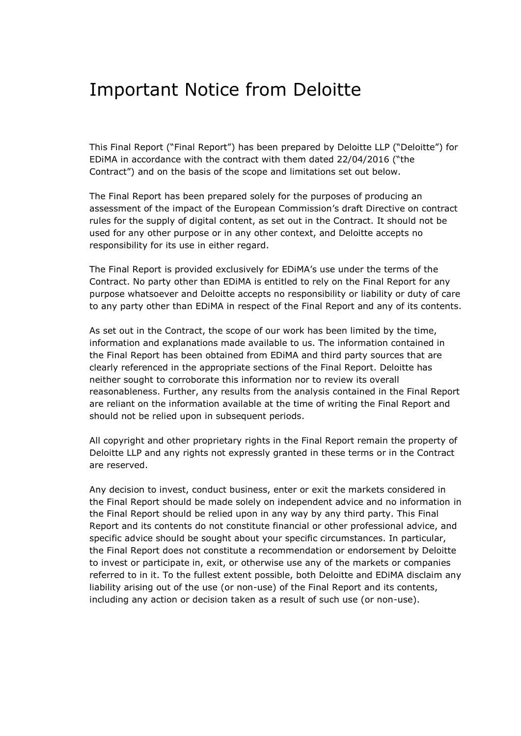# Important Notice from Deloitte

This Final Report ("Final Report") has been prepared by Deloitte LLP ("Deloitte") for EDiMA in accordance with the contract with them dated 22/04/2016 ("the Contract") and on the basis of the scope and limitations set out below.

The Final Report has been prepared solely for the purposes of producing an assessment of the impact of the European Commission's draft Directive on contract rules for the supply of digital content, as set out in the Contract. It should not be used for any other purpose or in any other context, and Deloitte accepts no responsibility for its use in either regard.

The Final Report is provided exclusively for EDiMA's use under the terms of the Contract. No party other than EDiMA is entitled to rely on the Final Report for any purpose whatsoever and Deloitte accepts no responsibility or liability or duty of care to any party other than EDiMA in respect of the Final Report and any of its contents.

As set out in the Contract, the scope of our work has been limited by the time, information and explanations made available to us. The information contained in the Final Report has been obtained from EDiMA and third party sources that are clearly referenced in the appropriate sections of the Final Report. Deloitte has neither sought to corroborate this information nor to review its overall reasonableness. Further, any results from the analysis contained in the Final Report are reliant on the information available at the time of writing the Final Report and should not be relied upon in subsequent periods.

All copyright and other proprietary rights in the Final Report remain the property of Deloitte LLP and any rights not expressly granted in these terms or in the Contract are reserved.

Any decision to invest, conduct business, enter or exit the markets considered in the Final Report should be made solely on independent advice and no information in the Final Report should be relied upon in any way by any third party. This Final Report and its contents do not constitute financial or other professional advice, and specific advice should be sought about your specific circumstances. In particular, the Final Report does not constitute a recommendation or endorsement by Deloitte to invest or participate in, exit, or otherwise use any of the markets or companies referred to in it. To the fullest extent possible, both Deloitte and EDiMA disclaim any liability arising out of the use (or non-use) of the Final Report and its contents, including any action or decision taken as a result of such use (or non-use).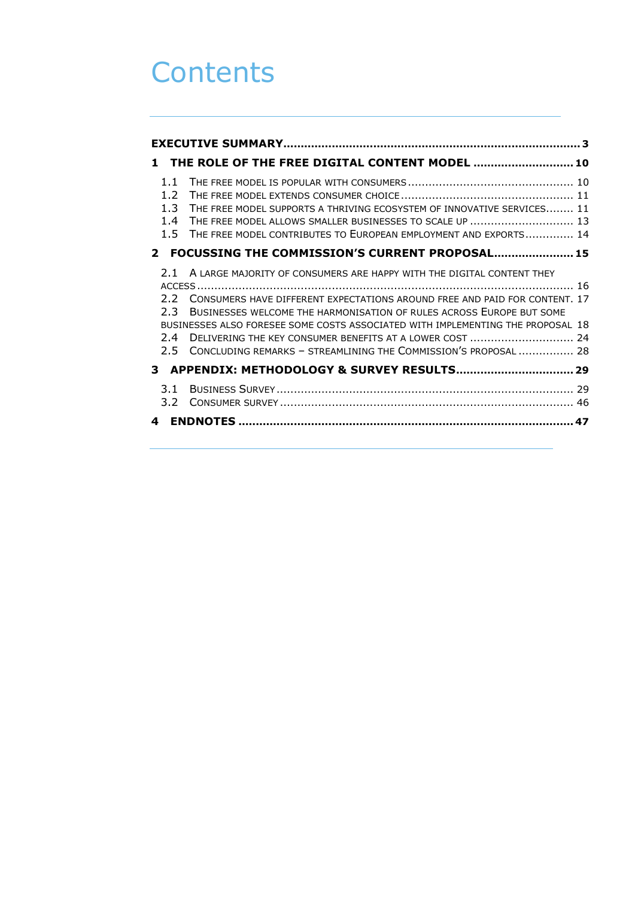# Contents

**EXECUTIVE SUMMARY** .......... 3

**1 THE ROLE OF THE FREE DIGITAL CONTENT MODEL** .......... 10

- 1.1 THE FREE MODEL IS POPULAR WITH CONSUMERS .......... 10
- 1.2 THE FREE MODEL EXTENDS CONSUMER CHOICE .......... 11
- 1.3 THE FREE MODEL SUPPORTS A THRIVING ECOSYSTEM OF INNOVATIVE SERVICES .......... 11
- 1.4 THE FREE MODEL ALLOWS SMALLER BUSINESSES TO SCALE UP .......... 13
- 1.5 THE FREE MODEL CONTRIBUTES TO EUROPEAN EMPLOYMENT AND EXPORTS .......... 14

**2 FOCUSSING THE COMMISSION'S CURRENT PROPOSAL** .......... 15

- 2.1 A LARGE MAJORITY OF CONSUMERS ARE HAPPY WITH THE DIGITAL CONTENT THEY ACCESS .......... 16
- 2.2 CONSUMERS HAVE DIFFERENT EXPECTATIONS AROUND FREE AND PAID FOR CONTENT. 17
- 2.3 BUSINESSES WELCOME THE HARMONISATION OF RULES ACROSS EUROPE BUT SOME BUSINESSES ALSO FORESEE SOME COSTS ASSOCIATED WITH IMPLEMENTING THE PROPOSAL 18
- 2.4 DELIVERING THE KEY CONSUMER BENEFITS AT A LOWER COST .......... 24
- 2.5 CONCLUDING REMARKS – STREAMLINING THE COMMISSION'S PROPOSAL .......... 28

**3 APPENDIX: METHODOLOGY & SURVEY RESULTS** .......... 29

- 3.1 BUSINESS SURVEY .......... 29
- 3.2 CONSUMER SURVEY .......... 46

**4 ENDNOTES** .......... 47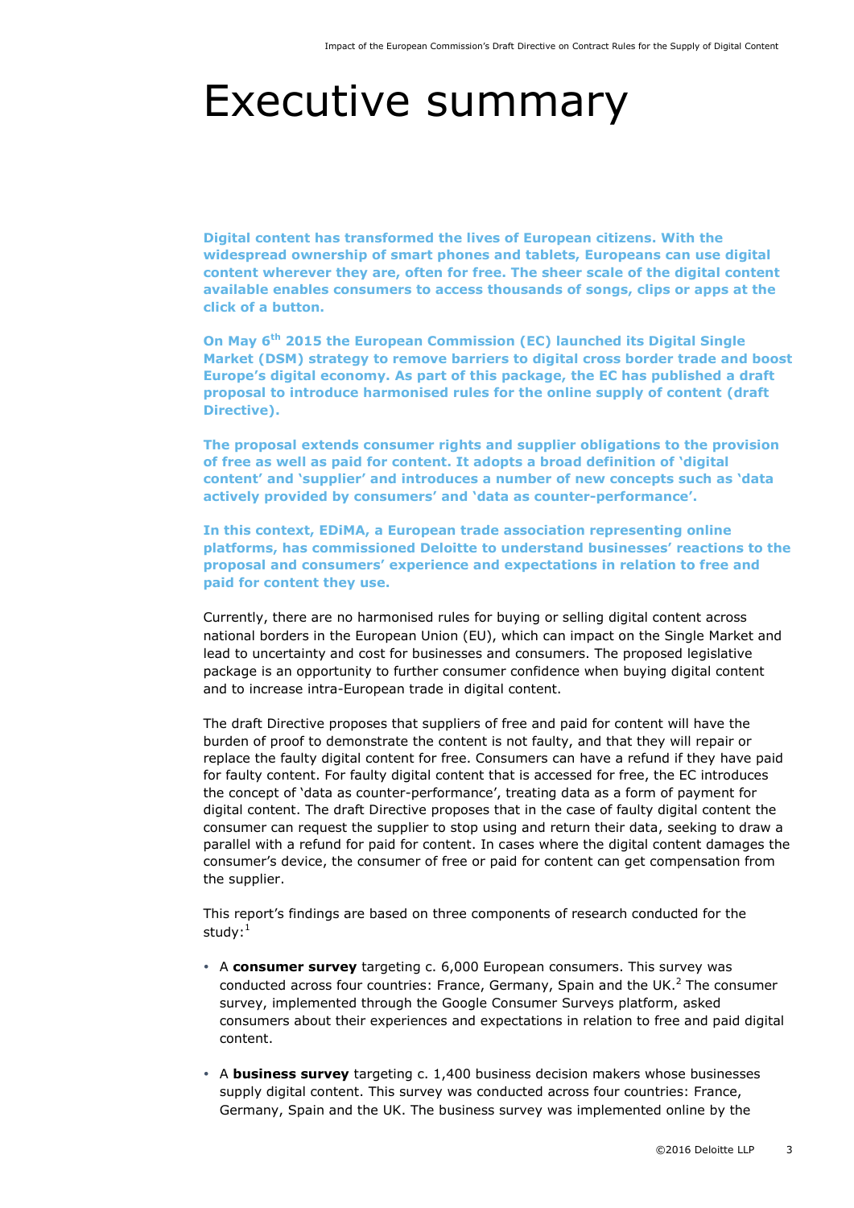# Executive summary

**Digital content has transformed the lives of European citizens. With the widespread ownership of smart phones and tablets, Europeans can use digital content wherever they are, often for free. The sheer scale of the digital content available enables consumers to access thousands of songs, clips or apps at the click of a button.**

**On May 6th 2015 the European Commission (EC) launched its Digital Single Market (DSM) strategy to remove barriers to digital cross border trade and boost Europe's digital economy. As part of this package, the EC has published a draft proposal to introduce harmonised rules for the online supply of content (draft Directive).**

**The proposal extends consumer rights and supplier obligations to the provision of free as well as paid for content. It adopts a broad definition of 'digital content' and 'supplier' and introduces a number of new concepts such as 'data actively provided by consumers' and 'data as counter-performance'.**

**In this context, EDiMA, a European trade association representing online platforms, has commissioned Deloitte to understand businesses' reactions to the proposal and consumers' experience and expectations in relation to free and paid for content they use.**

Currently, there are no harmonised rules for buying or selling digital content across national borders in the European Union (EU), which can impact on the Single Market and lead to uncertainty and cost for businesses and consumers. The proposed legislative package is an opportunity to further consumer confidence when buying digital content and to increase intra-European trade in digital content.

The draft Directive proposes that suppliers of free and paid for content will have the burden of proof to demonstrate the content is not faulty, and that they will repair or replace the faulty digital content for free. Consumers can have a refund if they have paid for faulty content. For faulty digital content that is accessed for free, the EC introduces the concept of 'data as counter-performance', treating data as a form of payment for digital content. The draft Directive proposes that in the case of faulty digital content the consumer can request the supplier to stop using and return their data, seeking to draw a parallel with a refund for paid for content. In cases where the digital content damages the consumer's device, the consumer of free or paid for content can get compensation from the supplier.

This report's findings are based on three components of research conducted for the study:[1]

- A **consumer survey** targeting c. 6,000 European consumers. This survey was conducted across four countries: France, Germany, Spain and the UK.[2] The consumer survey, implemented through the Google Consumer Surveys platform, asked consumers about their experiences and expectations in relation to free and paid digital content.
- A **business survey** targeting c. 1,400 business decision makers whose businesses supply digital content. This survey was conducted across four countries: France, Germany, Spain and the UK. The business survey was implemented online by the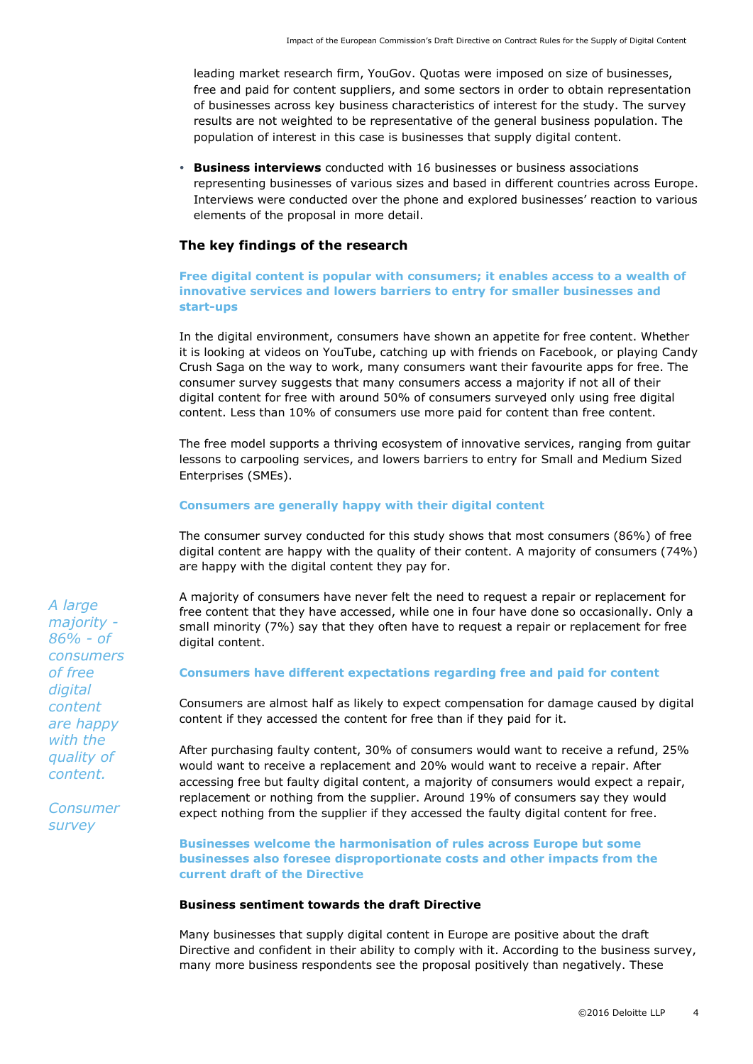leading market research firm, YouGov. Quotas were imposed on size of businesses, free and paid for content suppliers, and some sectors in order to obtain representation of businesses across key business characteristics of interest for the study. The survey results are not weighted to be representative of the general business population. The population of interest in this case is businesses that supply digital content.

- **Business interviews** conducted with 16 businesses or business associations representing businesses of various sizes and based in different countries across Europe. Interviews were conducted over the phone and explored businesses' reaction to various elements of the proposal in more detail.

### The key findings of the research

#### Free digital content is popular with consumers; it enables access to a wealth of innovative services and lowers barriers to entry for smaller businesses and start-ups

In the digital environment, consumers have shown an appetite for free content. Whether it is looking at videos on YouTube, catching up with friends on Facebook, or playing Candy Crush Saga on the way to work, many consumers want their favourite apps for free. The consumer survey suggests that many consumers access a majority if not all of their digital content for free with around 50% of consumers surveyed only using free digital content. Less than 10% of consumers use more paid for content than free content.

The free model supports a thriving ecosystem of innovative services, ranging from guitar lessons to carpooling services, and lowers barriers to entry for Small and Medium Sized Enterprises (SMEs).

#### Consumers are generally happy with their digital content

The consumer survey conducted for this study shows that most consumers (86%) of free digital content are happy with the quality of their content. A majority of consumers (74%) are happy with the digital content they pay for.

*A large majority - 86% - of consumers of free digital content are happy with the quality of content.*

*Consumer survey*

A majority of consumers have never felt the need to request a repair or replacement for free content that they have accessed, while one in four have done so occasionally. Only a small minority (7%) say that they often have to request a repair or replacement for free digital content.

#### Consumers have different expectations regarding free and paid for content

Consumers are almost half as likely to expect compensation for damage caused by digital content if they accessed the content for free than if they paid for it.

After purchasing faulty content, 30% of consumers would want to receive a refund, 25% would want to receive a replacement and 20% would want to receive a repair. After accessing free but faulty digital content, a majority of consumers would expect a repair, replacement or nothing from the supplier. Around 19% of consumers say they would expect nothing from the supplier if they accessed the faulty digital content for free.

#### Businesses welcome the harmonisation of rules across Europe but some businesses also foresee disproportionate costs and other impacts from the current draft of the Directive

**Business sentiment towards the draft Directive**

Many businesses that supply digital content in Europe are positive about the draft Directive and confident in their ability to comply with it. According to the business survey, many more business respondents see the proposal positively than negatively. These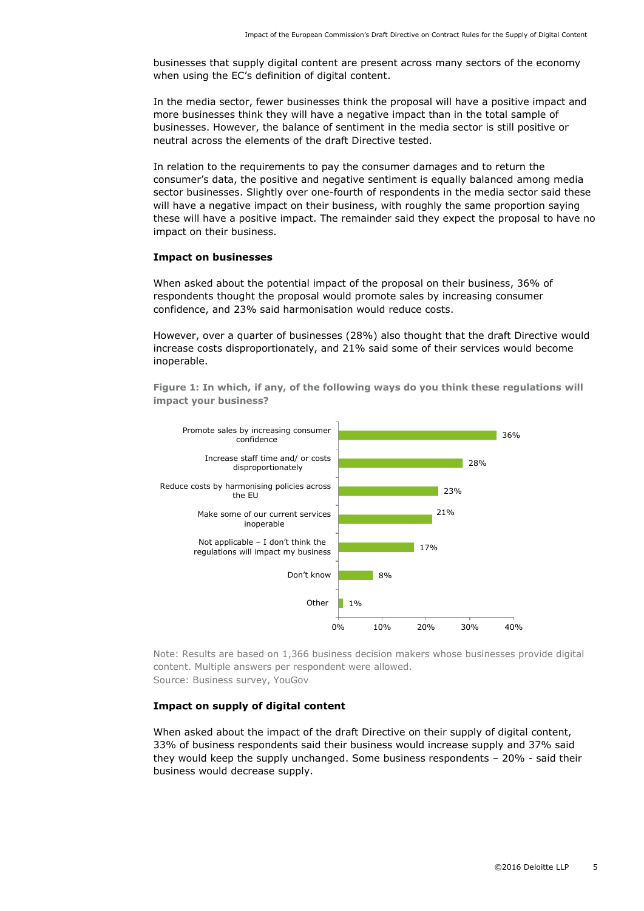businesses that supply digital content are present across many sectors of the economy when using the EC's definition of digital content.

In the media sector, fewer businesses think the proposal will have a positive impact and more businesses think they will have a negative impact than in the total sample of businesses. However, the balance of sentiment in the media sector is still positive or neutral across the elements of the draft Directive tested.

In relation to the requirements to pay the consumer damages and to return the consumer's data, the positive and negative sentiment is equally balanced among media sector businesses. Slightly over one-fourth of respondents in the media sector said these will have a negative impact on their business, with roughly the same proportion saying these will have a positive impact. The remainder said they expect the proposal to have no impact on their business.

**Impact on businesses**

When asked about the potential impact of the proposal on their business, 36% of respondents thought the proposal would promote sales by increasing consumer confidence, and 23% said harmonisation would reduce costs.

However, over a quarter of businesses (28%) also thought that the draft Directive would increase costs disproportionately, and 21% said some of their services would become inoperable.

**Figure 1: In which, if any, of the following ways do you think these regulations will impact your business?**

| Response | % |
|---|---|
| Promote sales by increasing consumer confidence | 36% |
| Increase staff time and/ or costs disproportionately | 28% |
| Reduce costs by harmonising policies across the EU | 23% |
| Make some of our current services inoperable | 21% |
| Not applicable – I don't think the regulations will impact my business | 17% |
| Don't know | 8% |
| Other | 1% |

Note: Results are based on 1,366 business decision makers whose businesses provide digital content. Multiple answers per respondent were allowed.
Source: Business survey, YouGov

**Impact on supply of digital content**

When asked about the impact of the draft Directive on their supply of digital content, 33% of business respondents said their business would increase supply and 37% said they would keep the supply unchanged. Some business respondents – 20% - said their business would decrease supply.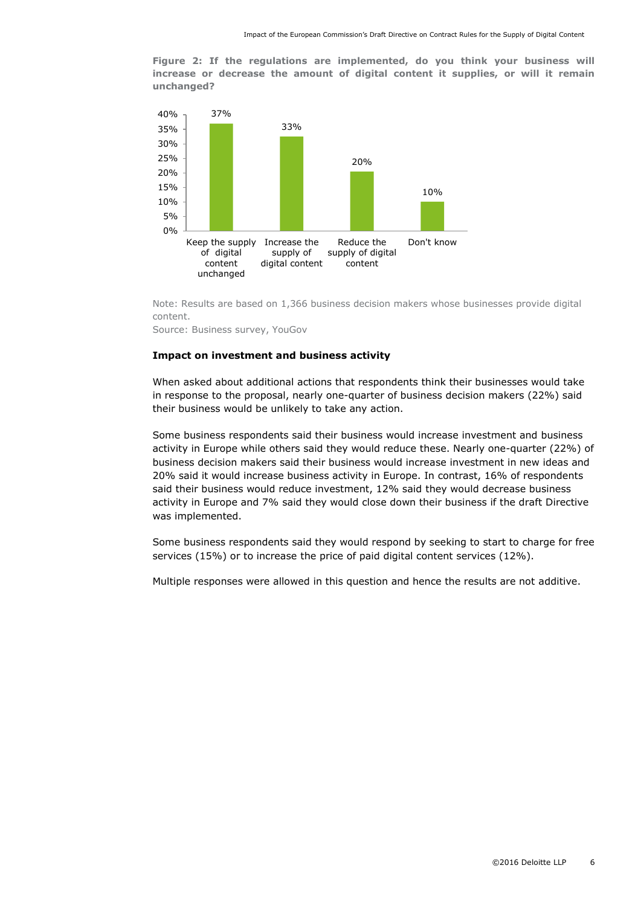**Figure 2: If the regulations are implemented, do you think your business will increase or decrease the amount of digital content it supplies, or will it remain unchanged?**

| Response | Share |
|---|---|
| Keep the supply of digital content unchanged | 37% |
| Increase the supply of digital content | 33% |
| Reduce the supply of digital content | 20% |
| Don't know | 10% |

Note: Results are based on 1,366 business decision makers whose businesses provide digital content.
Source: Business survey, YouGov

**Impact on investment and business activity**

When asked about additional actions that respondents think their businesses would take in response to the proposal, nearly one-quarter of business decision makers (22%) said their business would be unlikely to take any action.

Some business respondents said their business would increase investment and business activity in Europe while others said they would reduce these. Nearly one-quarter (22%) of business decision makers said their business would increase investment in new ideas and 20% said it would increase business activity in Europe. In contrast, 16% of respondents said their business would reduce investment, 12% said they would decrease business activity in Europe and 7% said they would close down their business if the draft Directive was implemented.

Some business respondents said they would respond by seeking to start to charge for free services (15%) or to increase the price of paid digital content services (12%).

Multiple responses were allowed in this question and hence the results are not additive.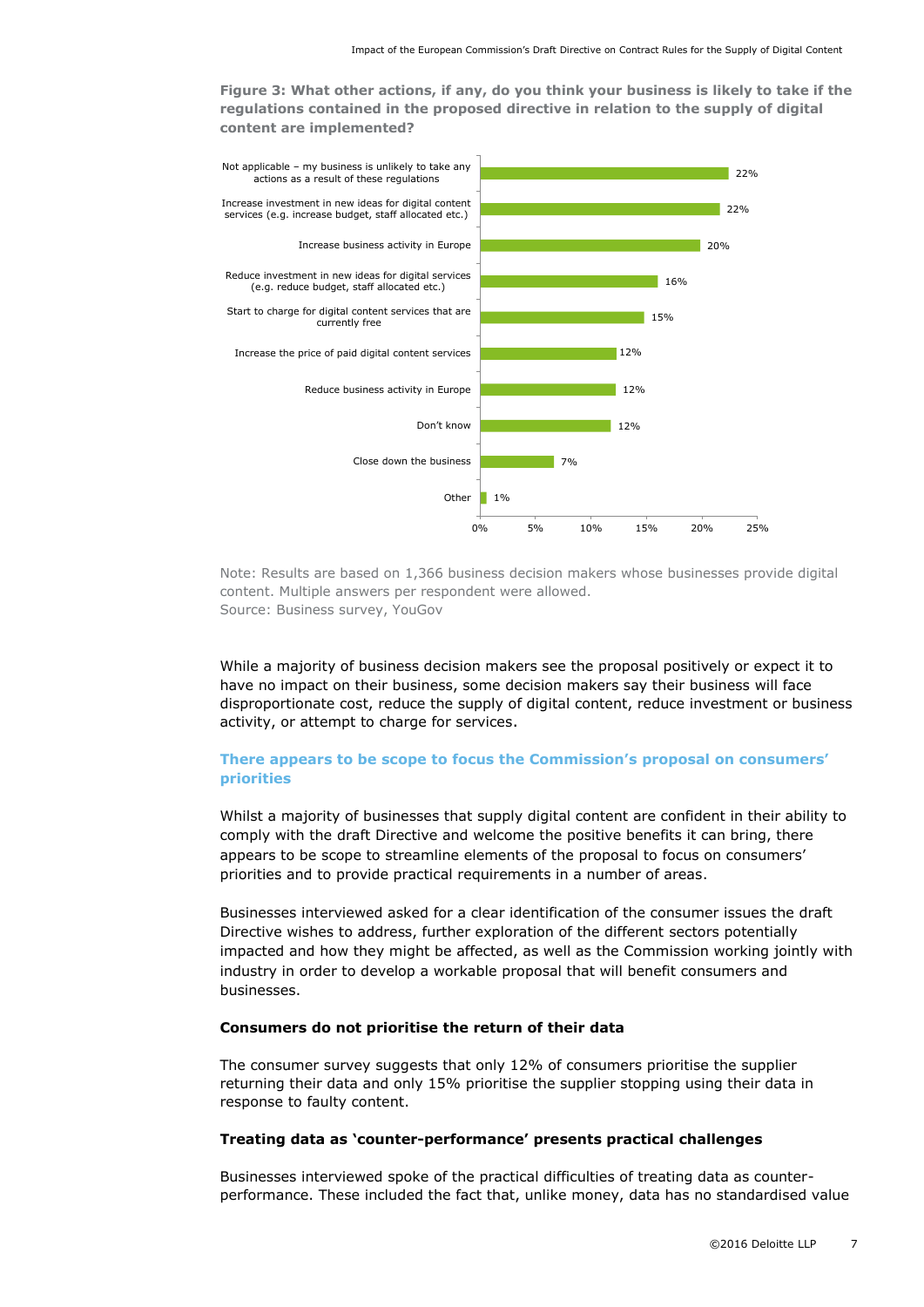**Figure 3: What other actions, if any, do you think your business is likely to take if the regulations contained in the proposed directive in relation to the supply of digital content are implemented?**

| Action | Share |
|---|---|
| Not applicable – my business is unlikely to take any actions as a result of these regulations | 22% |
| Increase investment in new ideas for digital content services (e.g. increase budget, staff allocated etc.) | 22% |
| Increase business activity in Europe | 20% |
| Reduce investment in new ideas for digital services (e.g. reduce budget, staff allocated etc.) | 16% |
| Start to charge for digital content services that are currently free | 15% |
| Increase the price of paid digital content services | 12% |
| Reduce business activity in Europe | 12% |
| Don't know | 12% |
| Close down the business | 7% |
| Other | 1% |

Note: Results are based on 1,366 business decision makers whose businesses provide digital content. Multiple answers per respondent were allowed.
Source: Business survey, YouGov

While a majority of business decision makers see the proposal positively or expect it to have no impact on their business, some decision makers say their business will face disproportionate cost, reduce the supply of digital content, reduce investment or business activity, or attempt to charge for services.

## There appears to be scope to focus the Commission's proposal on consumers' priorities

Whilst a majority of businesses that supply digital content are confident in their ability to comply with the draft Directive and welcome the positive benefits it can bring, there appears to be scope to streamline elements of the proposal to focus on consumers' priorities and to provide practical requirements in a number of areas.

Businesses interviewed asked for a clear identification of the consumer issues the draft Directive wishes to address, further exploration of the different sectors potentially impacted and how they might be affected, as well as the Commission working jointly with industry in order to develop a workable proposal that will benefit consumers and businesses.

### Consumers do not prioritise the return of their data

The consumer survey suggests that only 12% of consumers prioritise the supplier returning their data and only 15% prioritise the supplier stopping using their data in response to faulty content.

### Treating data as 'counter-performance' presents practical challenges

Businesses interviewed spoke of the practical difficulties of treating data as counter-performance. These included the fact that, unlike money, data has no standardised value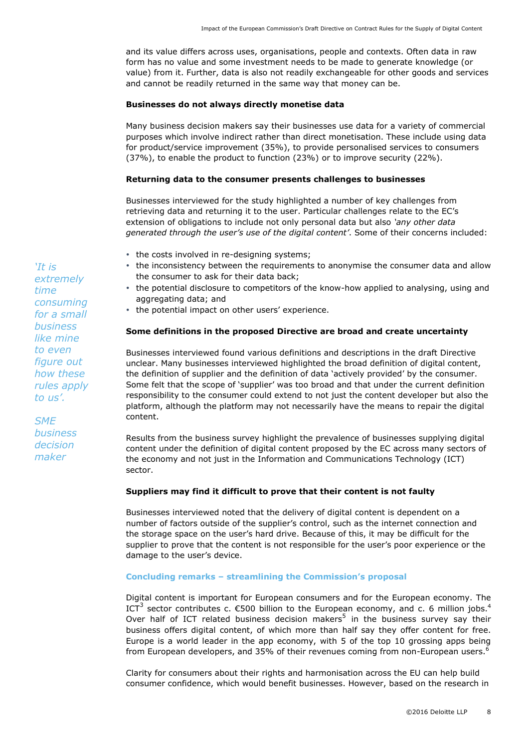and its value differs across uses, organisations, people and contexts. Often data in raw form has no value and some investment needs to be made to generate knowledge (or value) from it. Further, data is also not readily exchangeable for other goods and services and cannot be readily returned in the same way that money can be.

**Businesses do not always directly monetise data**

Many business decision makers say their businesses use data for a variety of commercial purposes which involve indirect rather than direct monetisation. These include using data for product/service improvement (35%), to provide personalised services to consumers (37%), to enable the product to function (23%) or to improve security (22%).

**Returning data to the consumer presents challenges to businesses**

Businesses interviewed for the study highlighted a number of key challenges from retrieving data and returning it to the user. Particular challenges relate to the EC's extension of obligations to include not only personal data but also *'any other data generated through the user's use of the digital content'*. Some of their concerns included:

- the costs involved in re-designing systems;
- the inconsistency between the requirements to anonymise the consumer data and allow the consumer to ask for their data back;
- the potential disclosure to competitors of the know-how applied to analysing, using and aggregating data; and
- the potential impact on other users' experience.

*'It is extremely time consuming for a small business like mine to even figure out how these rules apply to us'.*

*SME business decision maker*

**Some definitions in the proposed Directive are broad and create uncertainty**

Businesses interviewed found various definitions and descriptions in the draft Directive unclear. Many businesses interviewed highlighted the broad definition of digital content, the definition of supplier and the definition of data 'actively provided' by the consumer. Some felt that the scope of 'supplier' was too broad and that under the current definition responsibility to the consumer could extend to not just the content developer but also the platform, although the platform may not necessarily have the means to repair the digital content.

Results from the business survey highlight the prevalence of businesses supplying digital content under the definition of digital content proposed by the EC across many sectors of the economy and not just in the Information and Communications Technology (ICT) sector.

**Suppliers may find it difficult to prove that their content is not faulty**

Businesses interviewed noted that the delivery of digital content is dependent on a number of factors outside of the supplier's control, such as the internet connection and the storage space on the user's hard drive. Because of this, it may be difficult for the supplier to prove that the content is not responsible for the user's poor experience or the damage to the user's device.

### Concluding remarks – streamlining the Commission's proposal

Digital content is important for European consumers and for the European economy. The ICT[3] sector contributes c. €500 billion to the European economy, and c. 6 million jobs.[4] Over half of ICT related business decision makers[5] in the business survey say their business offers digital content, of which more than half say they offer content for free. Europe is a world leader in the app economy, with 5 of the top 10 grossing apps being from European developers, and 35% of their revenues coming from non-European users.[6]

Clarity for consumers about their rights and harmonisation across the EU can help build consumer confidence, which would benefit businesses. However, based on the research in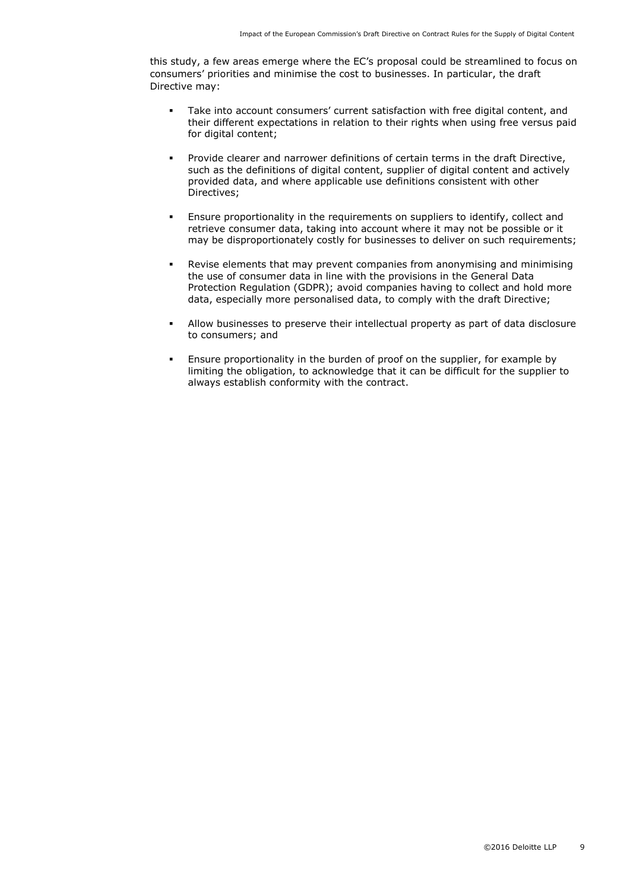this study, a few areas emerge where the EC's proposal could be streamlined to focus on consumers' priorities and minimise the cost to businesses. In particular, the draft Directive may:

- Take into account consumers' current satisfaction with free digital content, and their different expectations in relation to their rights when using free versus paid for digital content;
- Provide clearer and narrower definitions of certain terms in the draft Directive, such as the definitions of digital content, supplier of digital content and actively provided data, and where applicable use definitions consistent with other Directives;
- Ensure proportionality in the requirements on suppliers to identify, collect and retrieve consumer data, taking into account where it may not be possible or it may be disproportionately costly for businesses to deliver on such requirements;
- Revise elements that may prevent companies from anonymising and minimising the use of consumer data in line with the provisions in the General Data Protection Regulation (GDPR); avoid companies having to collect and hold more data, especially more personalised data, to comply with the draft Directive;
- Allow businesses to preserve their intellectual property as part of data disclosure to consumers; and
- Ensure proportionality in the burden of proof on the supplier, for example by limiting the obligation, to acknowledge that it can be difficult for the supplier to always establish conformity with the contract.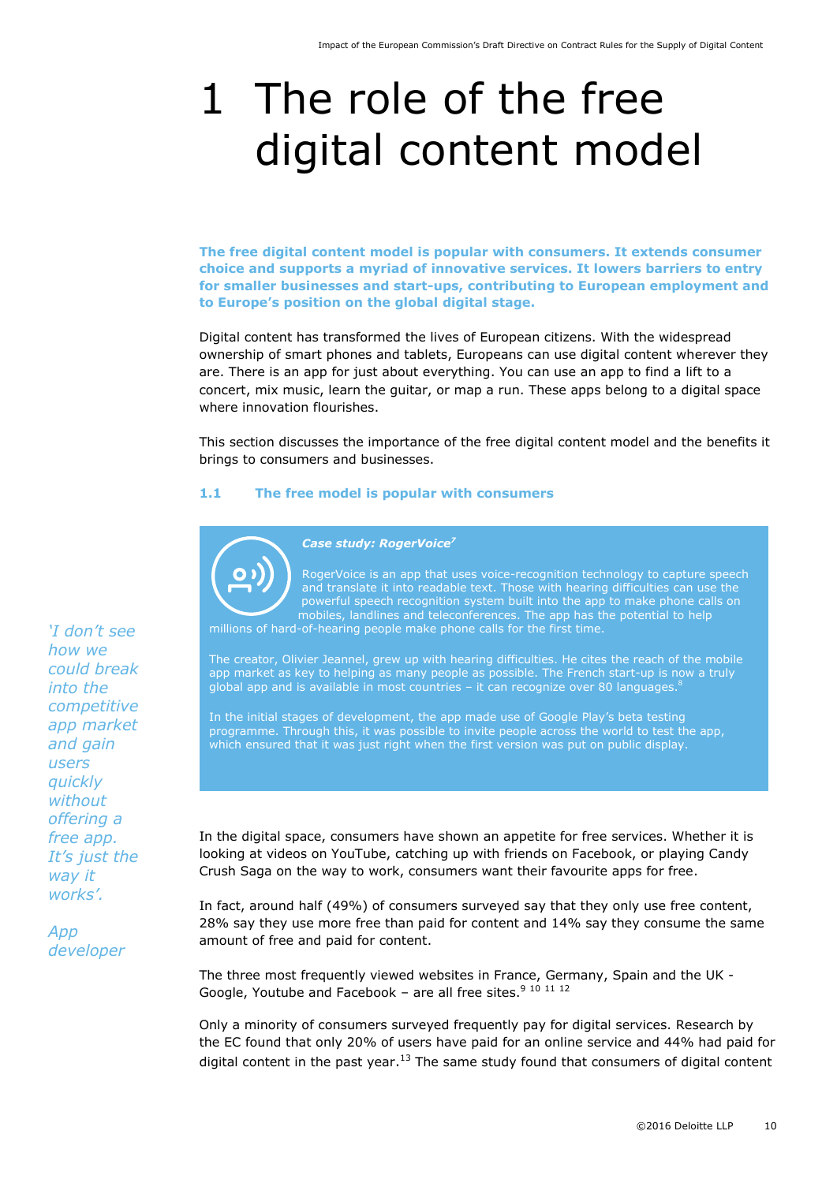# 1 The role of the free digital content model

**The free digital content model is popular with consumers. It extends consumer choice and supports a myriad of innovative services. It lowers barriers to entry for smaller businesses and start-ups, contributing to European employment and to Europe's position on the global digital stage.**

Digital content has transformed the lives of European citizens. With the widespread ownership of smart phones and tablets, Europeans can use digital content wherever they are. There is an app for just about everything. You can use an app to find a lift to a concert, mix music, learn the guitar, or map a run. These apps belong to a digital space where innovation flourishes.

This section discusses the importance of the free digital content model and the benefits it brings to consumers and businesses.

## 1.1 The free model is popular with consumers

> ***Case study: RogerVoice*[7]**
>
> RogerVoice is an app that uses voice-recognition technology to capture speech and translate it into readable text. Those with hearing difficulties can use the powerful speech recognition system built into the app to make phone calls on mobiles, landlines and teleconferences. The app has the potential to help millions of hard-of-hearing people make phone calls for the first time.
>
> The creator, Olivier Jeannel, grew up with hearing difficulties. He cites the reach of the mobile app market as key to helping as many people as possible. The French start-up is now a truly global app and is available in most countries – it can recognize over 80 languages.[8]
>
> In the initial stages of development, the app made use of Google Play's beta testing programme. Through this, it was possible to invite people across the world to test the app, which ensured that it was just right when the first version was put on public display.

> *'I don't see how we could break into the competitive app market and gain users quickly without offering a free app. It's just the way it works'.*
>
> *App developer*

In the digital space, consumers have shown an appetite for free services. Whether it is looking at videos on YouTube, catching up with friends on Facebook, or playing Candy Crush Saga on the way to work, consumers want their favourite apps for free.

In fact, around half (49%) of consumers surveyed say that they only use free content, 28% say they use more free than paid for content and 14% say they consume the same amount of free and paid for content.

The three most frequently viewed websites in France, Germany, Spain and the UK - Google, Youtube and Facebook – are all free sites.[9] [10] [11] [12]

Only a minority of consumers surveyed frequently pay for digital services. Research by the EC found that only 20% of users have paid for an online service and 44% had paid for digital content in the past year.[13] The same study found that consumers of digital content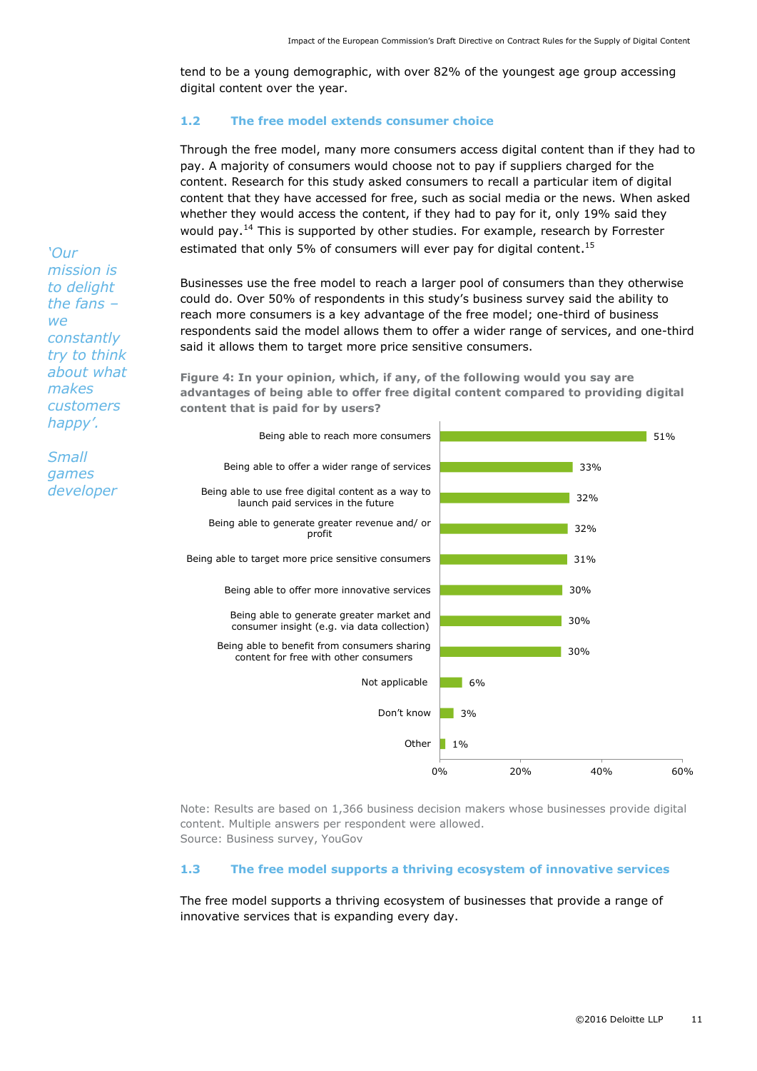tend to be a young demographic, with over 82% of the youngest age group accessing digital content over the year.

### 1.2 The free model extends consumer choice

Through the free model, many more consumers access digital content than if they had to pay. A majority of consumers would choose not to pay if suppliers charged for the content. Research for this study asked consumers to recall a particular item of digital content that they have accessed for free, such as social media or the news. When asked whether they would access the content, if they had to pay for it, only 19% said they would pay.[14] This is supported by other studies. For example, research by Forrester estimated that only 5% of consumers will ever pay for digital content.[15]

*'Our mission is to delight the fans – we constantly try to think about what makes customers happy'.*

*Small games developer*

Businesses use the free model to reach a larger pool of consumers than they otherwise could do. Over 50% of respondents in this study's business survey said the ability to reach more consumers is a key advantage of the free model; one-third of business respondents said the model allows them to offer a wider range of services, and one-third said it allows them to target more price sensitive consumers.

**Figure 4: In your opinion, which, if any, of the following would you say are advantages of being able to offer free digital content compared to providing digital content that is paid for by users?**

| Advantage | Share of respondents |
|---|---|
| Being able to reach more consumers | 51% |
| Being able to offer a wider range of services | 33% |
| Being able to use free digital content as a way to launch paid services in the future | 32% |
| Being able to generate greater revenue and/ or profit | 32% |
| Being able to target more price sensitive consumers | 31% |
| Being able to offer more innovative services | 30% |
| Being able to generate greater market and consumer insight (e.g. via data collection) | 30% |
| Being able to benefit from consumers sharing content for free with other consumers | 30% |
| Not applicable | 6% |
| Don't know | 3% |
| Other | 1% |

Note: Results are based on 1,366 business decision makers whose businesses provide digital content. Multiple answers per respondent were allowed.
Source: Business survey, YouGov

### 1.3 The free model supports a thriving ecosystem of innovative services

The free model supports a thriving ecosystem of businesses that provide a range of innovative services that is expanding every day.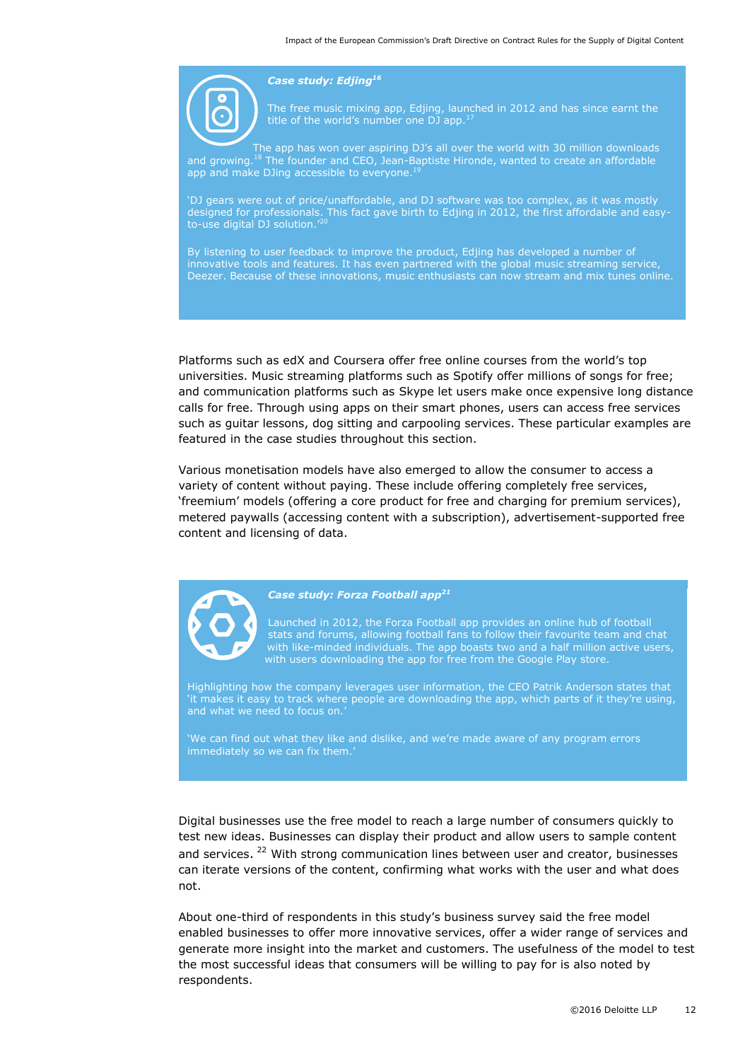***Case study: Edjing[16]***

The free music mixing app, Edjing, launched in 2012 and has since earnt the title of the world's number one DJ app.[17]

The app has won over aspiring DJ's all over the world with 30 million downloads and growing.[18] The founder and CEO, Jean-Baptiste Hironde, wanted to create an affordable app and make DJing accessible to everyone.[19]

'DJ gears were out of price/unaffordable, and DJ software was too complex, as it was mostly designed for professionals. This fact gave birth to Edjing in 2012, the first affordable and easy-to-use digital DJ solution.'[20]

By listening to user feedback to improve the product, Edjing has developed a number of innovative tools and features. It has even partnered with the global music streaming service, Deezer. Because of these innovations, music enthusiasts can now stream and mix tunes online.

Platforms such as edX and Coursera offer free online courses from the world's top universities. Music streaming platforms such as Spotify offer millions of songs for free; and communication platforms such as Skype let users make once expensive long distance calls for free. Through using apps on their smart phones, users can access free services such as guitar lessons, dog sitting and carpooling services. These particular examples are featured in the case studies throughout this section.

Various monetisation models have also emerged to allow the consumer to access a variety of content without paying. These include offering completely free services, 'freemium' models (offering a core product for free and charging for premium services), metered paywalls (accessing content with a subscription), advertisement-supported free content and licensing of data.

***Case study: Forza Football app[21]***

Launched in 2012, the Forza Football app provides an online hub of football stats and forums, allowing football fans to follow their favourite team and chat with like-minded individuals. The app boasts two and a half million active users, with users downloading the app for free from the Google Play store.

Highlighting how the company leverages user information, the CEO Patrik Anderson states that 'it makes it easy to track where people are downloading the app, which parts of it they're using, and what we need to focus on.'

'We can find out what they like and dislike, and we're made aware of any program errors immediately so we can fix them.'

Digital businesses use the free model to reach a large number of consumers quickly to test new ideas. Businesses can display their product and allow users to sample content and services.[22] With strong communication lines between user and creator, businesses can iterate versions of the content, confirming what works with the user and what does not.

About one-third of respondents in this study's business survey said the free model enabled businesses to offer more innovative services, offer a wider range of services and generate more insight into the market and customers. The usefulness of the model to test the most successful ideas that consumers will be willing to pay for is also noted by respondents.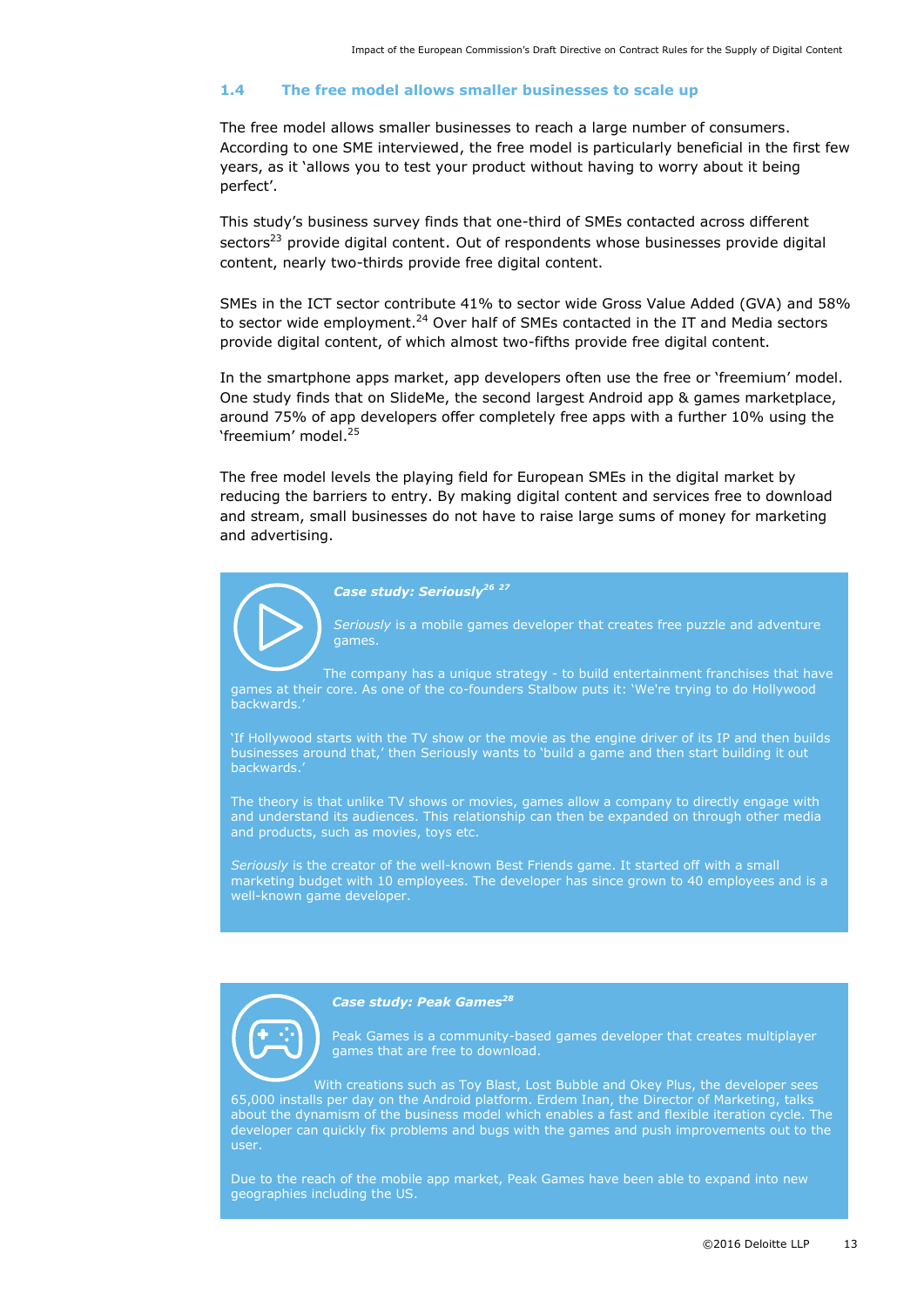### 1.4 The free model allows smaller businesses to scale up

The free model allows smaller businesses to reach a large number of consumers. According to one SME interviewed, the free model is particularly beneficial in the first few years, as it 'allows you to test your product without having to worry about it being perfect'.

This study's business survey finds that one-third of SMEs contacted across different sectors[23] provide digital content. Out of respondents whose businesses provide digital content, nearly two-thirds provide free digital content.

SMEs in the ICT sector contribute 41% to sector wide Gross Value Added (GVA) and 58% to sector wide employment.[24] Over half of SMEs contacted in the IT and Media sectors provide digital content, of which almost two-fifths provide free digital content.

In the smartphone apps market, app developers often use the free or 'freemium' model. One study finds that on SlideMe, the second largest Android app & games marketplace, around 75% of app developers offer completely free apps with a further 10% using the 'freemium' model.[25]

The free model levels the playing field for European SMEs in the digital market by reducing the barriers to entry. By making digital content and services free to download and stream, small businesses do not have to raise large sums of money for marketing and advertising.

***Case study: Seriously*[26] [27]**

*Seriously* is a mobile games developer that creates free puzzle and adventure games.

The company has a unique strategy - to build entertainment franchises that have games at their core. As one of the co-founders Stalbow puts it: 'We're trying to do Hollywood backwards.'

'If Hollywood starts with the TV show or the movie as the engine driver of its IP and then builds businesses around that,' then Seriously wants to 'build a game and then start building it out backwards.'

The theory is that unlike TV shows or movies, games allow a company to directly engage with and understand its audiences. This relationship can then be expanded on through other media and products, such as movies, toys etc.

*Seriously* is the creator of the well-known Best Friends game. It started off with a small marketing budget with 10 employees. The developer has since grown to 40 employees and is a well-known game developer.

***Case study: Peak Games*[28]**

Peak Games is a community-based games developer that creates multiplayer games that are free to download.

With creations such as Toy Blast, Lost Bubble and Okey Plus, the developer sees 65,000 installs per day on the Android platform. Erdem Inan, the Director of Marketing, talks about the dynamism of the business model which enables a fast and flexible iteration cycle. The developer can quickly fix problems and bugs with the games and push improvements out to the user.

Due to the reach of the mobile app market, Peak Games have been able to expand into new geographies including the US.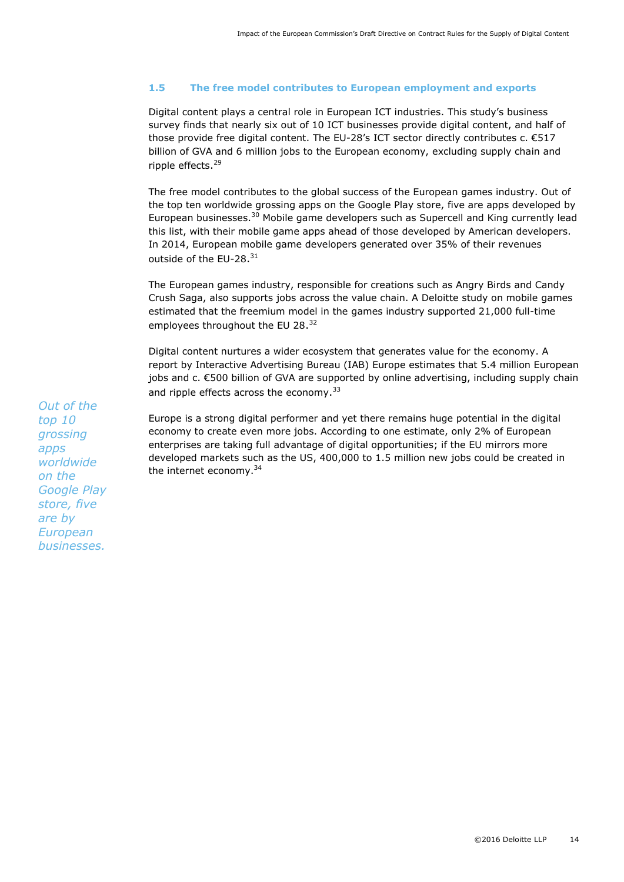### 1.5 The free model contributes to European employment and exports

Digital content plays a central role in European ICT industries. This study's business survey finds that nearly six out of 10 ICT businesses provide digital content, and half of those provide free digital content. The EU-28's ICT sector directly contributes c. €517 billion of GVA and 6 million jobs to the European economy, excluding supply chain and ripple effects.[29]

The free model contributes to the global success of the European games industry. Out of the top ten worldwide grossing apps on the Google Play store, five are apps developed by European businesses.[30] Mobile game developers such as Supercell and King currently lead this list, with their mobile game apps ahead of those developed by American developers. In 2014, European mobile game developers generated over 35% of their revenues outside of the EU-28.[31]

The European games industry, responsible for creations such as Angry Birds and Candy Crush Saga, also supports jobs across the value chain. A Deloitte study on mobile games estimated that the freemium model in the games industry supported 21,000 full-time employees throughout the EU 28.[32]

Digital content nurtures a wider ecosystem that generates value for the economy. A report by Interactive Advertising Bureau (IAB) Europe estimates that 5.4 million European jobs and c. €500 billion of GVA are supported by online advertising, including supply chain and ripple effects across the economy.[33]

*Out of the top 10 grossing apps worldwide on the Google Play store, five are by European businesses.*

Europe is a strong digital performer and yet there remains huge potential in the digital economy to create even more jobs. According to one estimate, only 2% of European enterprises are taking full advantage of digital opportunities; if the EU mirrors more developed markets such as the US, 400,000 to 1.5 million new jobs could be created in the internet economy.[34]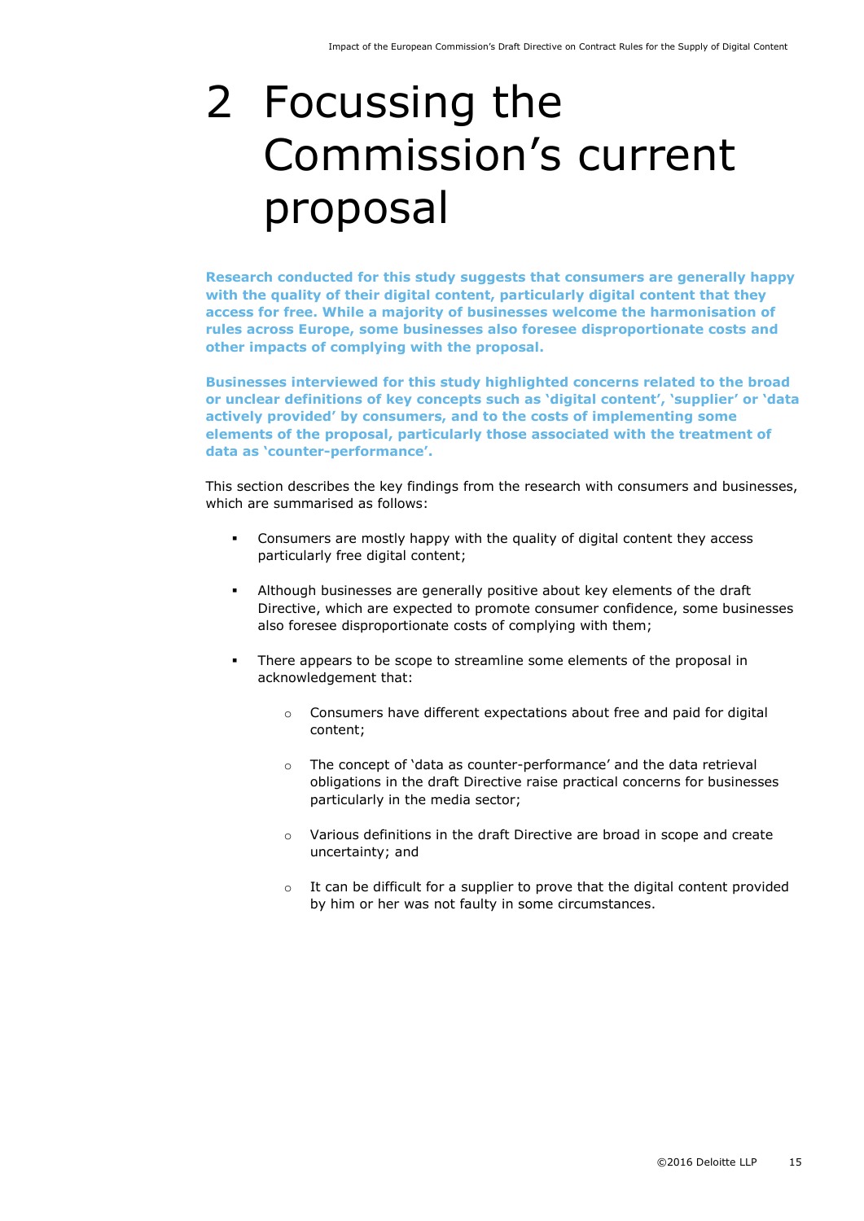# 2 Focussing the Commission's current proposal

**Research conducted for this study suggests that consumers are generally happy with the quality of their digital content, particularly digital content that they access for free. While a majority of businesses welcome the harmonisation of rules across Europe, some businesses also foresee disproportionate costs and other impacts of complying with the proposal.**

**Businesses interviewed for this study highlighted concerns related to the broad or unclear definitions of key concepts such as 'digital content', 'supplier' or 'data actively provided' by consumers, and to the costs of implementing some elements of the proposal, particularly those associated with the treatment of data as 'counter-performance'.**

This section describes the key findings from the research with consumers and businesses, which are summarised as follows:

- Consumers are mostly happy with the quality of digital content they access particularly free digital content;
- Although businesses are generally positive about key elements of the draft Directive, which are expected to promote consumer confidence, some businesses also foresee disproportionate costs of complying with them;
- There appears to be scope to streamline some elements of the proposal in acknowledgement that:
  - Consumers have different expectations about free and paid for digital content;
  - The concept of 'data as counter-performance' and the data retrieval obligations in the draft Directive raise practical concerns for businesses particularly in the media sector;
  - Various definitions in the draft Directive are broad in scope and create uncertainty; and
  - It can be difficult for a supplier to prove that the digital content provided by him or her was not faulty in some circumstances.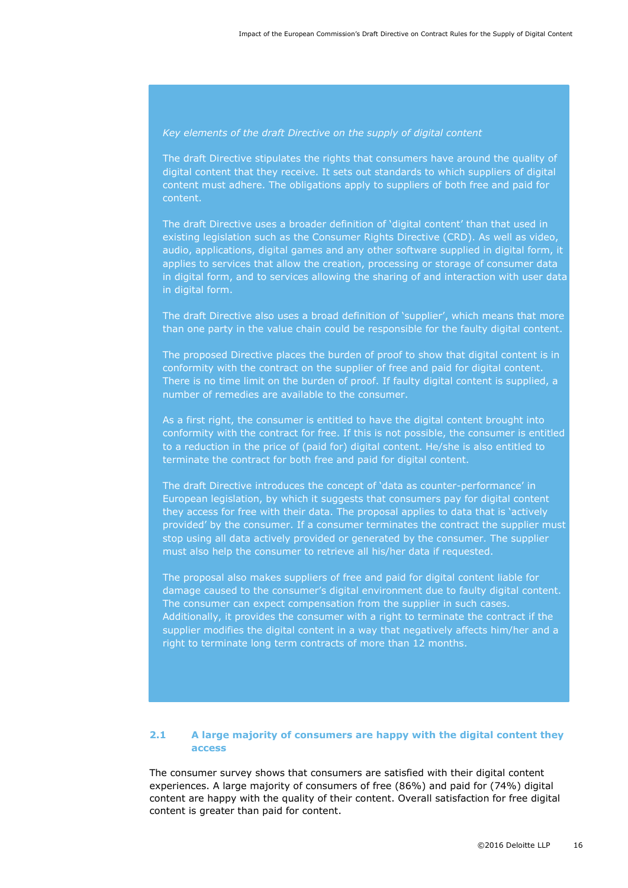*Key elements of the draft Directive on the supply of digital content*

The draft Directive stipulates the rights that consumers have around the quality of digital content that they receive. It sets out standards to which suppliers of digital content must adhere. The obligations apply to suppliers of both free and paid for content.

The draft Directive uses a broader definition of 'digital content' than that used in existing legislation such as the Consumer Rights Directive (CRD). As well as video, audio, applications, digital games and any other software supplied in digital form, it applies to services that allow the creation, processing or storage of consumer data in digital form, and to services allowing the sharing of and interaction with user data in digital form.

The draft Directive also uses a broad definition of 'supplier', which means that more than one party in the value chain could be responsible for the faulty digital content.

The proposed Directive places the burden of proof to show that digital content is in conformity with the contract on the supplier of free and paid for digital content. There is no time limit on the burden of proof. If faulty digital content is supplied, a number of remedies are available to the consumer.

As a first right, the consumer is entitled to have the digital content brought into conformity with the contract for free. If this is not possible, the consumer is entitled to a reduction in the price of (paid for) digital content. He/she is also entitled to terminate the contract for both free and paid for digital content.

The draft Directive introduces the concept of 'data as counter-performance' in European legislation, by which it suggests that consumers pay for digital content they access for free with their data. The proposal applies to data that is 'actively provided' by the consumer. If a consumer terminates the contract the supplier must stop using all data actively provided or generated by the consumer. The supplier must also help the consumer to retrieve all his/her data if requested.

The proposal also makes suppliers of free and paid for digital content liable for damage caused to the consumer's digital environment due to faulty digital content. The consumer can expect compensation from the supplier in such cases. Additionally, it provides the consumer with a right to terminate the contract if the supplier modifies the digital content in a way that negatively affects him/her and a right to terminate long term contracts of more than 12 months.

### 2.1 A large majority of consumers are happy with the digital content they access

The consumer survey shows that consumers are satisfied with their digital content experiences. A large majority of consumers of free (86%) and paid for (74%) digital content are happy with the quality of their content. Overall satisfaction for free digital content is greater than paid for content.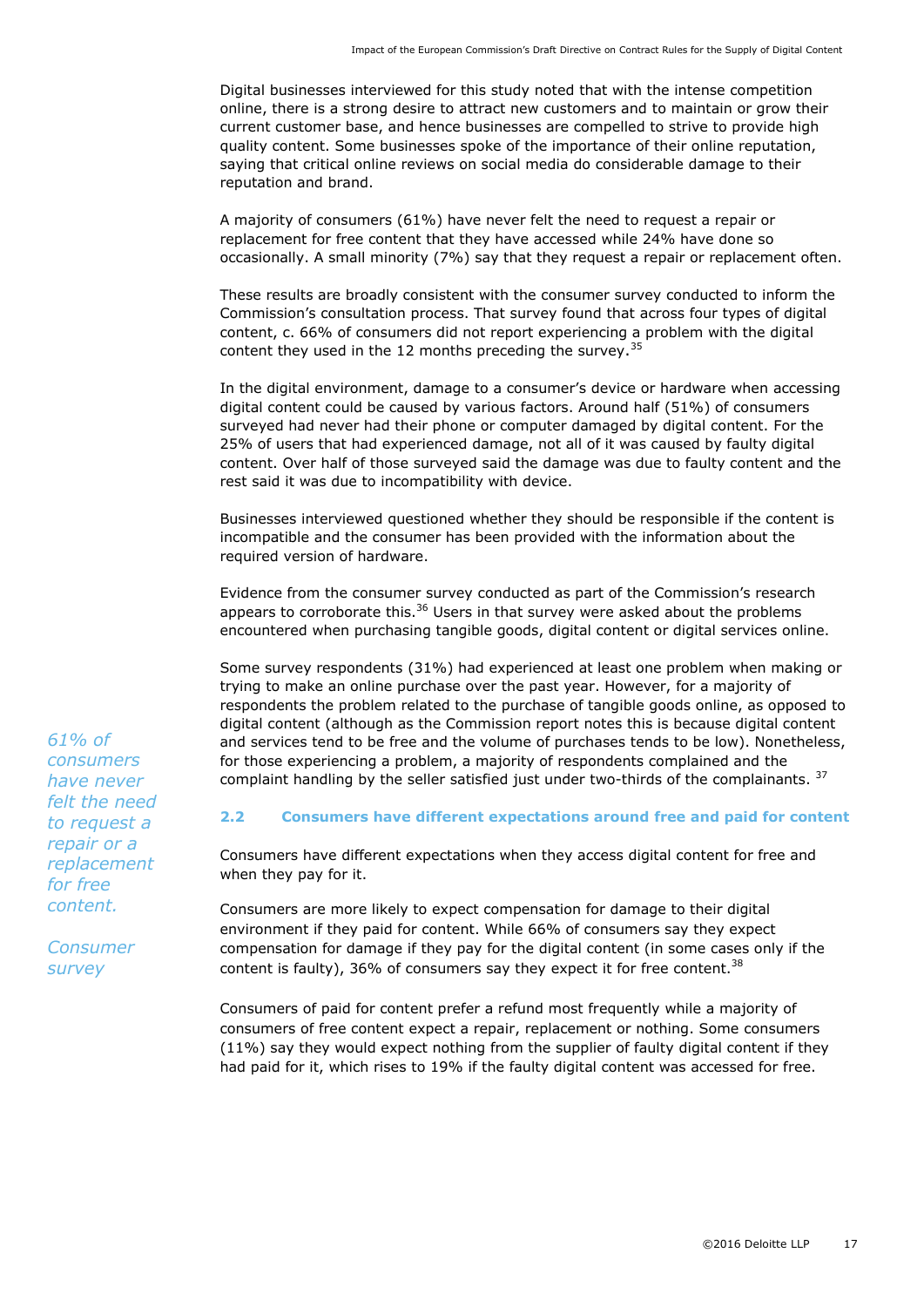Digital businesses interviewed for this study noted that with the intense competition online, there is a strong desire to attract new customers and to maintain or grow their current customer base, and hence businesses are compelled to strive to provide high quality content. Some businesses spoke of the importance of their online reputation, saying that critical online reviews on social media do considerable damage to their reputation and brand.

A majority of consumers (61%) have never felt the need to request a repair or replacement for free content that they have accessed while 24% have done so occasionally. A small minority (7%) say that they request a repair or replacement often.

These results are broadly consistent with the consumer survey conducted to inform the Commission's consultation process. That survey found that across four types of digital content, c. 66% of consumers did not report experiencing a problem with the digital content they used in the 12 months preceding the survey.[35]

In the digital environment, damage to a consumer's device or hardware when accessing digital content could be caused by various factors. Around half (51%) of consumers surveyed had never had their phone or computer damaged by digital content. For the 25% of users that had experienced damage, not all of it was caused by faulty digital content. Over half of those surveyed said the damage was due to faulty content and the rest said it was due to incompatibility with device.

Businesses interviewed questioned whether they should be responsible if the content is incompatible and the consumer has been provided with the information about the required version of hardware.

Evidence from the consumer survey conducted as part of the Commission's research appears to corroborate this.[36] Users in that survey were asked about the problems encountered when purchasing tangible goods, digital content or digital services online.

Some survey respondents (31%) had experienced at least one problem when making or trying to make an online purchase over the past year. However, for a majority of respondents the problem related to the purchase of tangible goods online, as opposed to digital content (although as the Commission report notes this is because digital content and services tend to be free and the volume of purchases tends to be low). Nonetheless, for those experiencing a problem, a majority of respondents complained and the complaint handling by the seller satisfied just under two-thirds of the complainants.[37]

*61% of consumers have never felt the need to request a repair or a replacement for free content.*

*Consumer survey*

## 2.2 Consumers have different expectations around free and paid for content

Consumers have different expectations when they access digital content for free and when they pay for it.

Consumers are more likely to expect compensation for damage to their digital environment if they paid for content. While 66% of consumers say they expect compensation for damage if they pay for the digital content (in some cases only if the content is faulty), 36% of consumers say they expect it for free content.[38]

Consumers of paid for content prefer a refund most frequently while a majority of consumers of free content expect a repair, replacement or nothing. Some consumers (11%) say they would expect nothing from the supplier of faulty digital content if they had paid for it, which rises to 19% if the faulty digital content was accessed for free.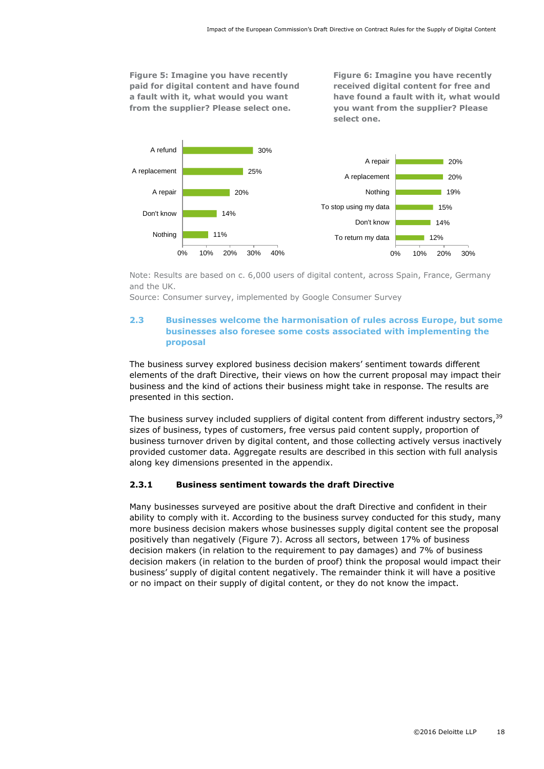**Figure 5: Imagine you have recently paid for digital content and have found a fault with it, what would you want from the supplier? Please select one.**

| Response | Share |
| --- | --- |
| A refund | 30% |
| A replacement | 25% |
| A repair | 20% |
| Don't know | 14% |
| Nothing | 11% |

**Figure 6: Imagine you have recently received digital content for free and have found a fault with it, what would you want from the supplier? Please select one.**

| Response | Share |
| --- | --- |
| A repair | 20% |
| A replacement | 20% |
| Nothing | 19% |
| To stop using my data | 15% |
| Don't know | 14% |
| To return my data | 12% |

Note: Results are based on c. 6,000 users of digital content, across Spain, France, Germany and the UK.
Source: Consumer survey, implemented by Google Consumer Survey

## 2.3 Businesses welcome the harmonisation of rules across Europe, but some businesses also foresee some costs associated with implementing the proposal

The business survey explored business decision makers' sentiment towards different elements of the draft Directive, their views on how the current proposal may impact their business and the kind of actions their business might take in response. The results are presented in this section.

The business survey included suppliers of digital content from different industry sectors,[39] sizes of business, types of customers, free versus paid content supply, proportion of business turnover driven by digital content, and those collecting actively versus inactively provided customer data. Aggregate results are described in this section with full analysis along key dimensions presented in the appendix.

### 2.3.1 Business sentiment towards the draft Directive

Many businesses surveyed are positive about the draft Directive and confident in their ability to comply with it. According to the business survey conducted for this study, many more business decision makers whose businesses supply digital content see the proposal positively than negatively (Figure 7). Across all sectors, between 17% of business decision makers (in relation to the requirement to pay damages) and 7% of business decision makers (in relation to the burden of proof) think the proposal would impact their business' supply of digital content negatively. The remainder think it will have a positive or no impact on their supply of digital content, or they do not know the impact.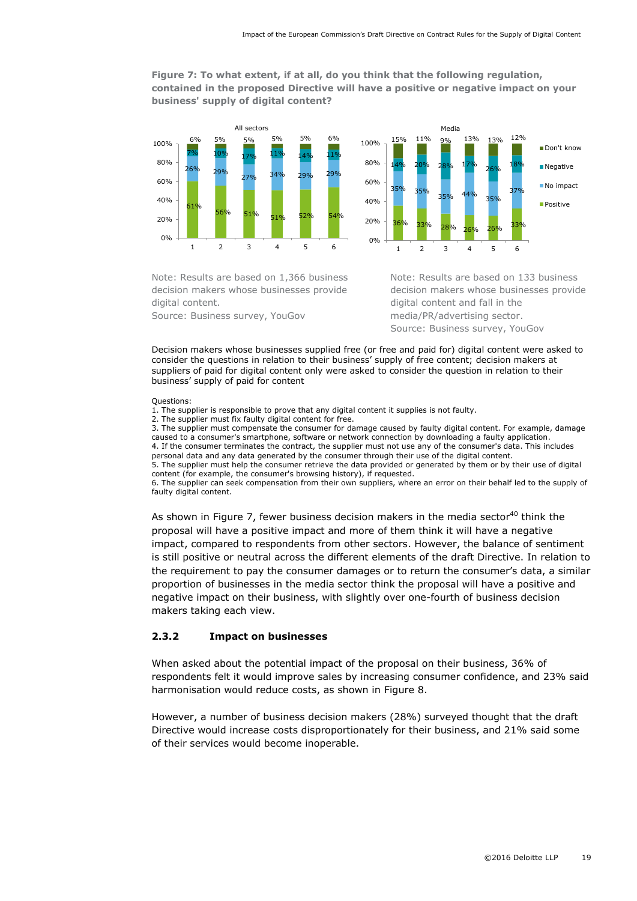**Figure 7: To what extent, if at all, do you think that the following regulation, contained in the proposed Directive will have a positive or negative impact on your business' supply of digital content?**

All sectors

| Question | Positive | No impact | Negative | Don't know |
|---|---|---|---|---|
| 1 | 61% | 26% | 7% | 6% |
| 2 | 56% | 29% | 10% | 5% |
| 3 | 51% | 27% | 17% | 5% |
| 4 | 51% | 34% | 11% | 5% |
| 5 | 52% | 29% | 14% | 5% |
| 6 | 54% | 29% | 11% | 6% |

Note: Results are based on 1,366 business decision makers whose businesses provide digital content.
Source: Business survey, YouGov

Media

| Question | Positive | No impact | Negative | Don't know |
|---|---|---|---|---|
| 1 | 36% | 35% | 14% | 15% |
| 2 | 33% | 35% | 20% | 11% |
| 3 | 28% | 35% | 28% | 9% |
| 4 | 26% | 44% | 17% | 13% |
| 5 | 26% | 35% | 26% | 13% |
| 6 | 33% | 37% | 18% | 12% |

Note: Results are based on 133 business decision makers whose businesses provide digital content and fall in the media/PR/advertising sector.
Source: Business survey, YouGov

Decision makers whose businesses supplied free (or free and paid for) digital content were asked to consider the questions in relation to their business' supply of free content; decision makers at suppliers of paid for digital content only were asked to consider the question in relation to their business' supply of paid for content

Questions:
1. The supplier is responsible to prove that any digital content it supplies is not faulty.
2. The supplier must fix faulty digital content for free.
3. The supplier must compensate the consumer for damage caused by faulty digital content. For example, damage caused to a consumer's smartphone, software or network connection by downloading a faulty application.
4. If the consumer terminates the contract, the supplier must not use any of the consumer's data. This includes personal data and any data generated by the consumer through their use of the digital content.
5. The supplier must help the consumer retrieve the data provided or generated by them or by their use of digital content (for example, the consumer's browsing history), if requested.
6. The supplier can seek compensation from their own suppliers, where an error on their behalf led to the supply of faulty digital content.

As shown in Figure 7, fewer business decision makers in the media sector[40] think the proposal will have a positive impact and more of them think it will have a negative impact, compared to respondents from other sectors. However, the balance of sentiment is still positive or neutral across the different elements of the draft Directive. In relation to the requirement to pay the consumer damages or to return the consumer's data, a similar proportion of businesses in the media sector think the proposal will have a positive and negative impact on their business, with slightly over one-fourth of business decision makers taking each view.

### 2.3.2 Impact on businesses

When asked about the potential impact of the proposal on their business, 36% of respondents felt it would improve sales by increasing consumer confidence, and 23% said harmonisation would reduce costs, as shown in Figure 8.

However, a number of business decision makers (28%) surveyed thought that the draft Directive would increase costs disproportionately for their business, and 21% said some of their services would become inoperable.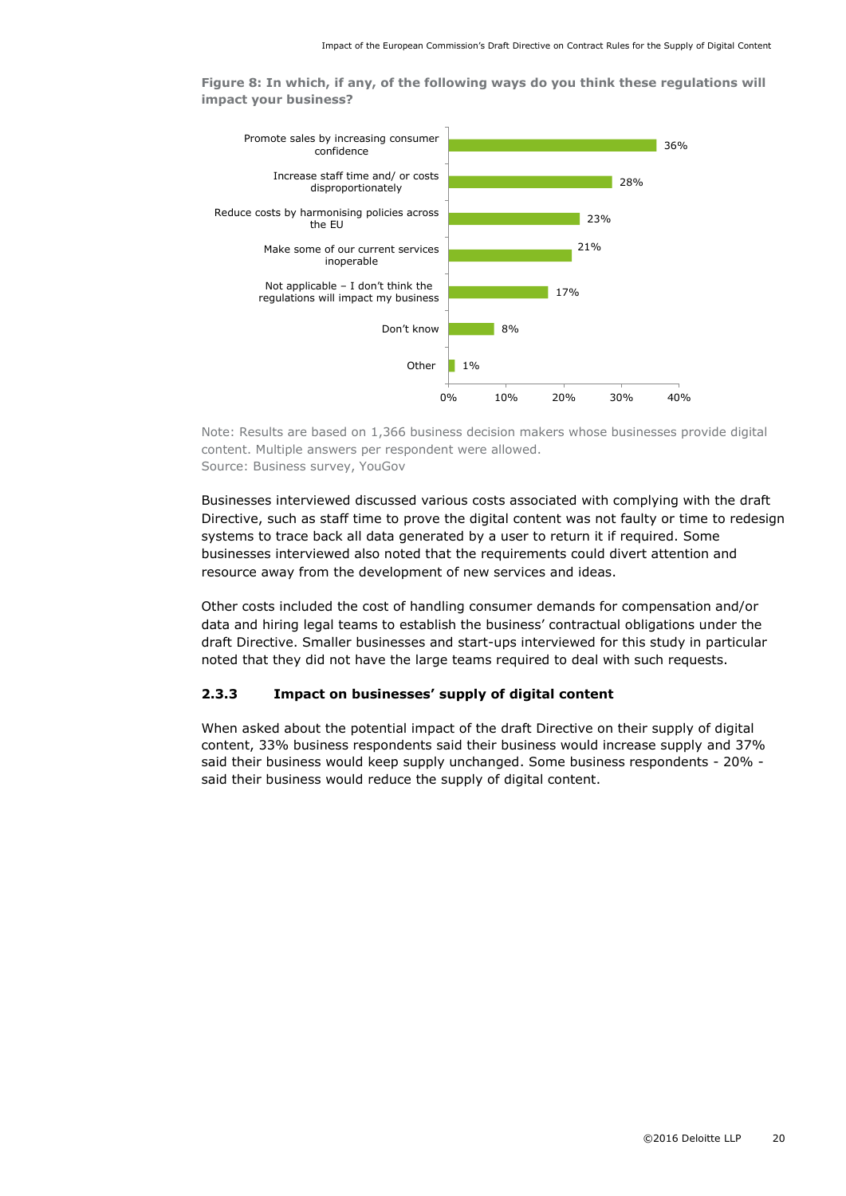**Figure 8: In which, if any, of the following ways do you think these regulations will impact your business?**

| Response | Percentage |
|---|---|
| Promote sales by increasing consumer confidence | 36% |
| Increase staff time and/ or costs disproportionately | 28% |
| Reduce costs by harmonising policies across the EU | 23% |
| Make some of our current services inoperable | 21% |
| Not applicable – I don't think the regulations will impact my business | 17% |
| Don't know | 8% |
| Other | 1% |

Note: Results are based on 1,366 business decision makers whose businesses provide digital content. Multiple answers per respondent were allowed.
Source: Business survey, YouGov

Businesses interviewed discussed various costs associated with complying with the draft Directive, such as staff time to prove the digital content was not faulty or time to redesign systems to trace back all data generated by a user to return it if required. Some businesses interviewed also noted that the requirements could divert attention and resource away from the development of new services and ideas.

Other costs included the cost of handling consumer demands for compensation and/or data and hiring legal teams to establish the business' contractual obligations under the draft Directive. Smaller businesses and start-ups interviewed for this study in particular noted that they did not have the large teams required to deal with such requests.

### 2.3.3 Impact on businesses' supply of digital content

When asked about the potential impact of the draft Directive on their supply of digital content, 33% business respondents said their business would increase supply and 37% said their business would keep supply unchanged. Some business respondents - 20% - said their business would reduce the supply of digital content.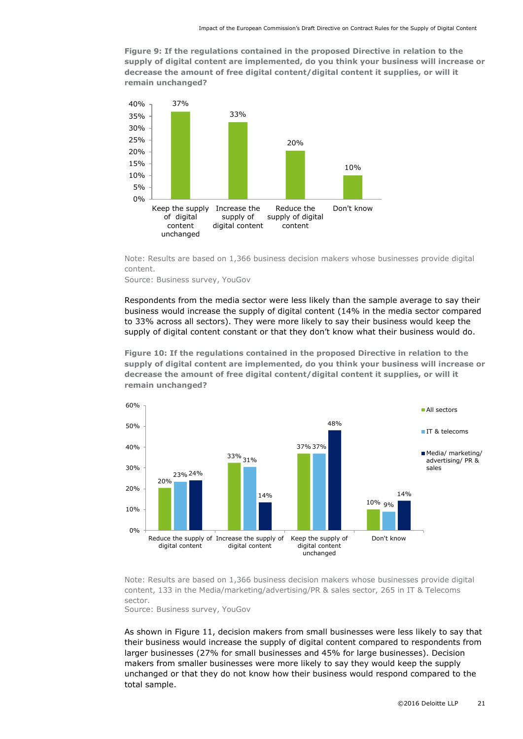**Figure 9: If the regulations contained in the proposed Directive in relation to the supply of digital content are implemented, do you think your business will increase or decrease the amount of free digital content/digital content it supplies, or will it remain unchanged?**

| Response | % |
|---|---|
| Keep the supply of digital content unchanged | 37% |
| Increase the supply of digital content | 33% |
| Reduce the supply of digital content | 20% |
| Don't know | 10% |

Note: Results are based on 1,366 business decision makers whose businesses provide digital content.

Source: Business survey, YouGov

Respondents from the media sector were less likely than the sample average to say their business would increase the supply of digital content (14% in the media sector compared to 33% across all sectors). They were more likely to say their business would keep the supply of digital content constant or that they don't know what their business would do.

**Figure 10: If the regulations contained in the proposed Directive in relation to the supply of digital content are implemented, do you think your business will increase or decrease the amount of free digital content/digital content it supplies, or will it remain unchanged?**

| Response | All sectors | IT & telecoms | Media/ marketing/ advertising/ PR & sales |
|---|---|---|---|
| Reduce the supply of digital content | 20% | 23% | 24% |
| Increase the supply of digital content | 33% | 31% | 14% |
| Keep the supply of digital content unchanged | 37% | 37% | 48% |
| Don't know | 10% | 9% | 14% |

Note: Results are based on 1,366 business decision makers whose businesses provide digital content, 133 in the Media/marketing/advertising/PR & sales sector, 265 in IT & Telecoms sector.

Source: Business survey, YouGov

As shown in Figure 11, decision makers from small businesses were less likely to say that their business would increase the supply of digital content compared to respondents from larger businesses (27% for small businesses and 45% for large businesses). Decision makers from smaller businesses were more likely to say they would keep the supply unchanged or that they do not know how their business would respond compared to the total sample.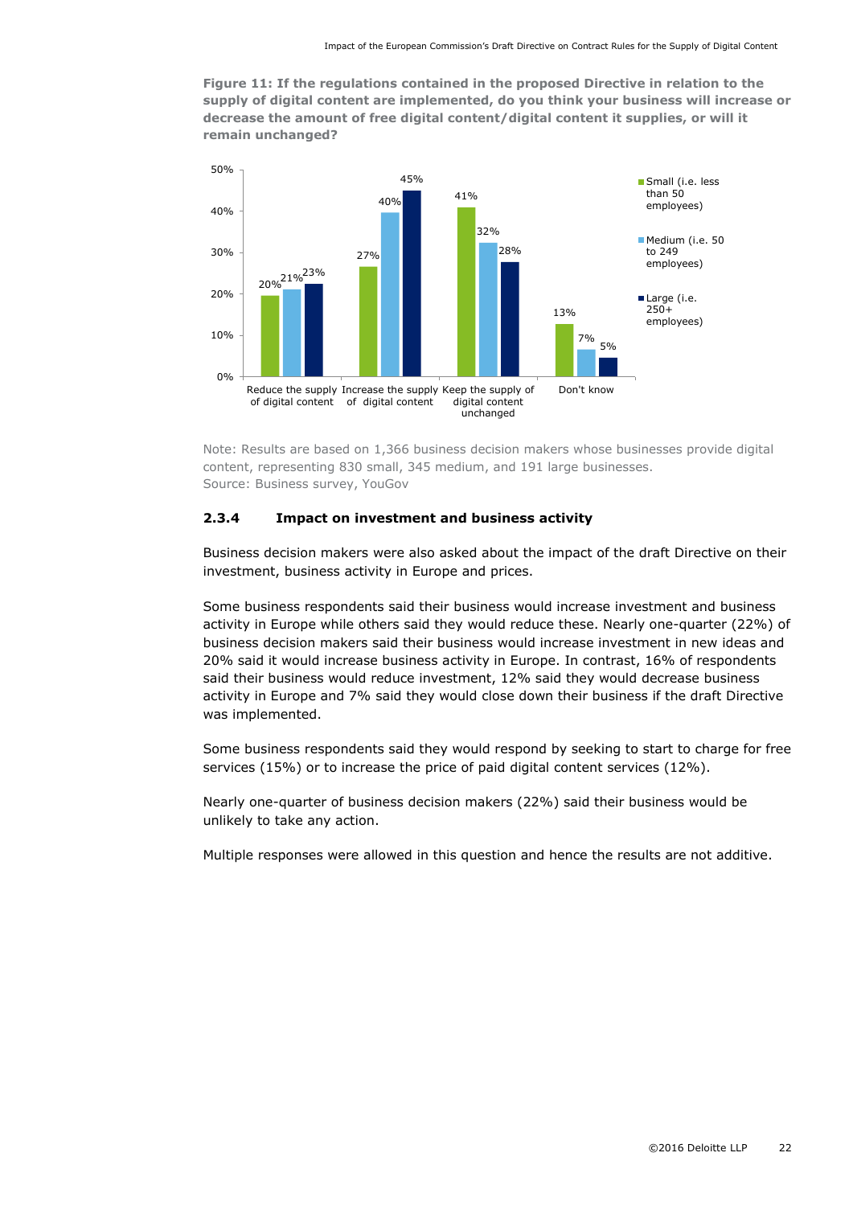**Figure 11: If the regulations contained in the proposed Directive in relation to the supply of digital content are implemented, do you think your business will increase or decrease the amount of free digital content/digital content it supplies, or will it remain unchanged?**

| | Small (i.e. less than 50 employees) | Medium (i.e. 50 to 249 employees) | Large (i.e. 250+ employees) |
|---|---|---|---|
| Reduce the supply of digital content | 20% | 21% | 23% |
| Increase the supply of digital content | 27% | 40% | 45% |
| Keep the supply of digital content unchanged | 41% | 32% | 28% |
| Don't know | 13% | 7% | 5% |

Note: Results are based on 1,366 business decision makers whose businesses provide digital content, representing 830 small, 345 medium, and 191 large businesses.
Source: Business survey, YouGov

### 2.3.4 Impact on investment and business activity

Business decision makers were also asked about the impact of the draft Directive on their investment, business activity in Europe and prices.

Some business respondents said their business would increase investment and business activity in Europe while others said they would reduce these. Nearly one-quarter (22%) of business decision makers said their business would increase investment in new ideas and 20% said it would increase business activity in Europe. In contrast, 16% of respondents said their business would reduce investment, 12% said they would decrease business activity in Europe and 7% said they would close down their business if the draft Directive was implemented.

Some business respondents said they would respond by seeking to start to charge for free services (15%) or to increase the price of paid digital content services (12%).

Nearly one-quarter of business decision makers (22%) said their business would be unlikely to take any action.

Multiple responses were allowed in this question and hence the results are not additive.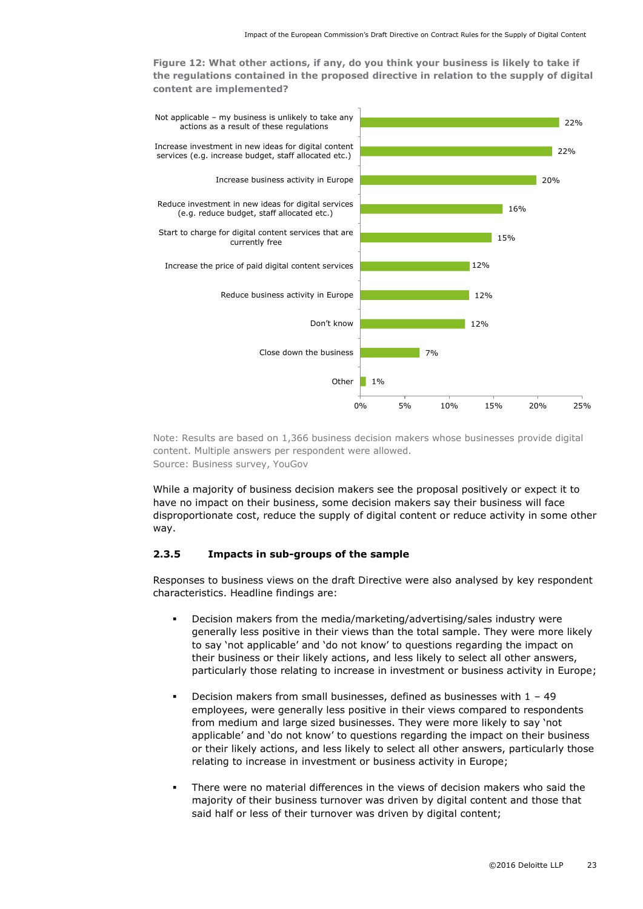**Figure 12: What other actions, if any, do you think your business is likely to take if the regulations contained in the proposed directive in relation to the supply of digital content are implemented?**

| Action | % |
|---|---|
| Not applicable – my business is unlikely to take any actions as a result of these regulations | 22% |
| Increase investment in new ideas for digital content services (e.g. increase budget, staff allocated etc.) | 22% |
| Increase business activity in Europe | 20% |
| Reduce investment in new ideas for digital services (e.g. reduce budget, staff allocated etc.) | 16% |
| Start to charge for digital content services that are currently free | 15% |
| Increase the price of paid digital content services | 12% |
| Reduce business activity in Europe | 12% |
| Don't know | 12% |
| Close down the business | 7% |
| Other | 1% |

Note: Results are based on 1,366 business decision makers whose businesses provide digital content. Multiple answers per respondent were allowed.
Source: Business survey, YouGov

While a majority of business decision makers see the proposal positively or expect it to have no impact on their business, some decision makers say their business will face disproportionate cost, reduce the supply of digital content or reduce activity in some other way.

### 2.3.5 Impacts in sub-groups of the sample

Responses to business views on the draft Directive were also analysed by key respondent characteristics. Headline findings are:

- Decision makers from the media/marketing/advertising/sales industry were generally less positive in their views than the total sample. They were more likely to say 'not applicable' and 'do not know' to questions regarding the impact on their business or their likely actions, and less likely to select all other answers, particularly those relating to increase in investment or business activity in Europe;
- Decision makers from small businesses, defined as businesses with 1 – 49 employees, were generally less positive in their views compared to respondents from medium and large sized businesses. They were more likely to say 'not applicable' and 'do not know' to questions regarding the impact on their business or their likely actions, and less likely to select all other answers, particularly those relating to increase in investment or business activity in Europe;
- There were no material differences in the views of decision makers who said the majority of their business turnover was driven by digital content and those that said half or less of their turnover was driven by digital content;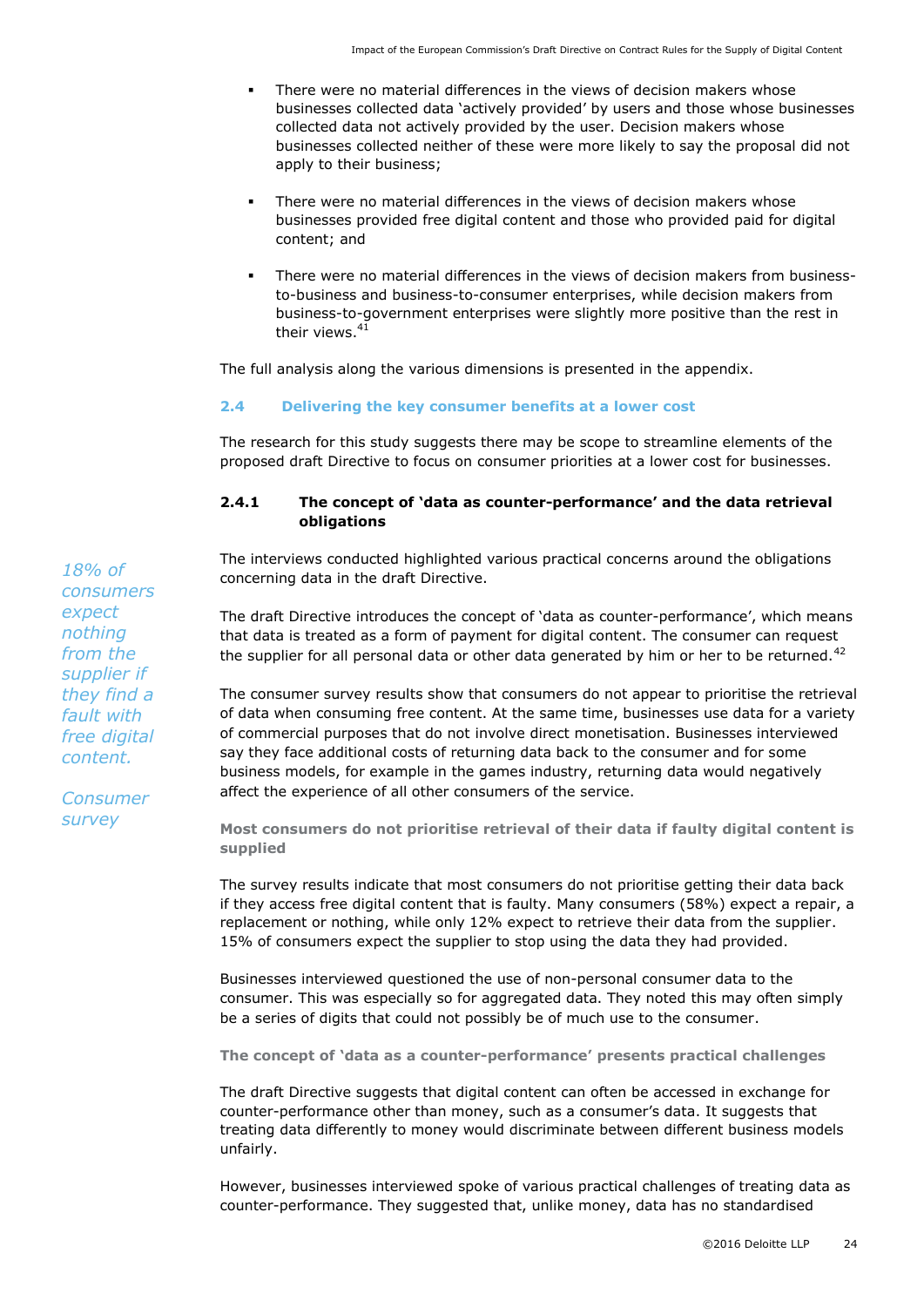- There were no material differences in the views of decision makers whose businesses collected data 'actively provided' by users and those whose businesses collected data not actively provided by the user. Decision makers whose businesses collected neither of these were more likely to say the proposal did not apply to their business;
- There were no material differences in the views of decision makers whose businesses provided free digital content and those who provided paid for digital content; and
- There were no material differences in the views of decision makers from business-to-business and business-to-consumer enterprises, while decision makers from business-to-government enterprises were slightly more positive than the rest in their views.[41]

The full analysis along the various dimensions is presented in the appendix.

### 2.4 Delivering the key consumer benefits at a lower cost

The research for this study suggests there may be scope to streamline elements of the proposed draft Directive to focus on consumer priorities at a lower cost for businesses.

#### 2.4.1 The concept of 'data as counter-performance' and the data retrieval obligations

*18% of consumers expect nothing from the supplier if they find a fault with free digital content.*

*Consumer survey*

The interviews conducted highlighted various practical concerns around the obligations concerning data in the draft Directive.

The draft Directive introduces the concept of 'data as counter-performance', which means that data is treated as a form of payment for digital content. The consumer can request the supplier for all personal data or other data generated by him or her to be returned.[42]

The consumer survey results show that consumers do not appear to prioritise the retrieval of data when consuming free content. At the same time, businesses use data for a variety of commercial purposes that do not involve direct monetisation. Businesses interviewed say they face additional costs of returning data back to the consumer and for some business models, for example in the games industry, returning data would negatively affect the experience of all other consumers of the service.

**Most consumers do not prioritise retrieval of their data if faulty digital content is supplied**

The survey results indicate that most consumers do not prioritise getting their data back if they access free digital content that is faulty. Many consumers (58%) expect a repair, a replacement or nothing, while only 12% expect to retrieve their data from the supplier. 15% of consumers expect the supplier to stop using the data they had provided.

Businesses interviewed questioned the use of non-personal consumer data to the consumer. This was especially so for aggregated data. They noted this may often simply be a series of digits that could not possibly be of much use to the consumer.

**The concept of 'data as a counter-performance' presents practical challenges**

The draft Directive suggests that digital content can often be accessed in exchange for counter-performance other than money, such as a consumer's data. It suggests that treating data differently to money would discriminate between different business models unfairly.

However, businesses interviewed spoke of various practical challenges of treating data as counter-performance. They suggested that, unlike money, data has no standardised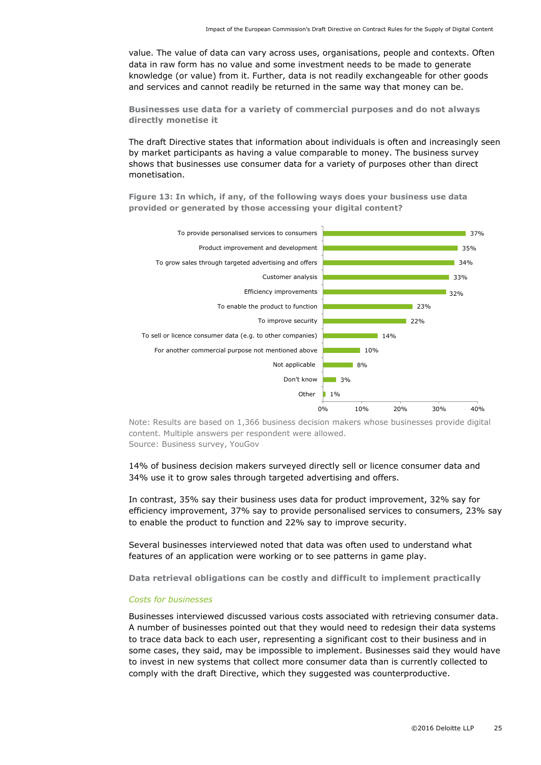value. The value of data can vary across uses, organisations, people and contexts. Often data in raw form has no value and some investment needs to be made to generate knowledge (or value) from it. Further, data is not readily exchangeable for other goods and services and cannot readily be returned in the same way that money can be.

### Businesses use data for a variety of commercial purposes and do not always directly monetise it

The draft Directive states that information about individuals is often and increasingly seen by market participants as having a value comparable to money. The business survey shows that businesses use consumer data for a variety of purposes other than direct monetisation.

**Figure 13: In which, if any, of the following ways does your business use data provided or generated by those accessing your digital content?**

| Use | Share |
|---|---|
| To provide personalised services to consumers | 37% |
| Product improvement and development | 35% |
| To grow sales through targeted advertising and offers | 34% |
| Customer analysis | 33% |
| Efficiency improvements | 32% |
| To enable the product to function | 23% |
| To improve security | 22% |
| To sell or licence consumer data (e.g. to other companies) | 14% |
| For another commercial purpose not mentioned above | 10% |
| Not applicable | 8% |
| Don't know | 3% |
| Other | 1% |

Note: Results are based on 1,366 business decision makers whose businesses provide digital content. Multiple answers per respondent were allowed.
Source: Business survey, YouGov

14% of business decision makers surveyed directly sell or licence consumer data and 34% use it to grow sales through targeted advertising and offers.

In contrast, 35% say their business uses data for product improvement, 32% say for efficiency improvement, 37% say to provide personalised services to consumers, 23% say to enable the product to function and 22% say to improve security.

Several businesses interviewed noted that data was often used to understand what features of an application were working or to see patterns in game play.

### Data retrieval obligations can be costly and difficult to implement practically

#### *Costs for businesses*

Businesses interviewed discussed various costs associated with retrieving consumer data. A number of businesses pointed out that they would need to redesign their data systems to trace data back to each user, representing a significant cost to their business and in some cases, they said, may be impossible to implement. Businesses said they would have to invest in new systems that collect more consumer data than is currently collected to comply with the draft Directive, which they suggested was counterproductive.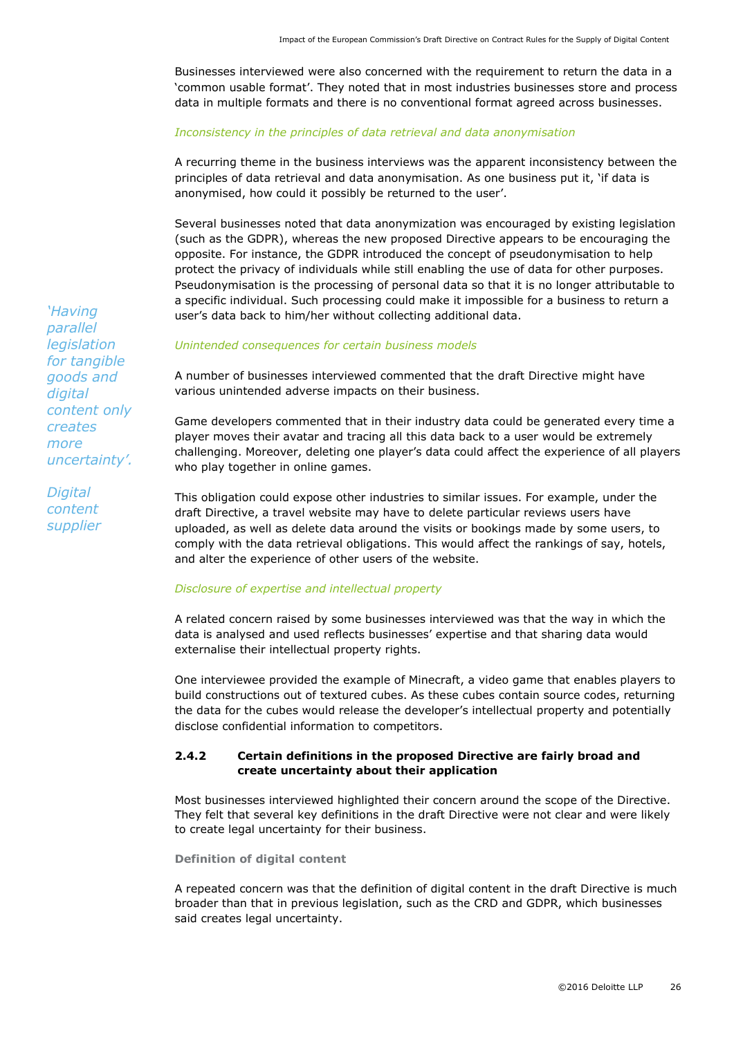Businesses interviewed were also concerned with the requirement to return the data in a 'common usable format'. They noted that in most industries businesses store and process data in multiple formats and there is no conventional format agreed across businesses.

*Inconsistency in the principles of data retrieval and data anonymisation*

A recurring theme in the business interviews was the apparent inconsistency between the principles of data retrieval and data anonymisation. As one business put it, 'if data is anonymised, how could it possibly be returned to the user'.

Several businesses noted that data anonymization was encouraged by existing legislation (such as the GDPR), whereas the new proposed Directive appears to be encouraging the opposite. For instance, the GDPR introduced the concept of pseudonymisation to help protect the privacy of individuals while still enabling the use of data for other purposes. Pseudonymisation is the processing of personal data so that it is no longer attributable to a specific individual. Such processing could make it impossible for a business to return a user's data back to him/her without collecting additional data.

*'Having parallel legislation for tangible goods and digital content only creates more uncertainty'.*

*Digital content supplier*

*Unintended consequences for certain business models*

A number of businesses interviewed commented that the draft Directive might have various unintended adverse impacts on their business.

Game developers commented that in their industry data could be generated every time a player moves their avatar and tracing all this data back to a user would be extremely challenging. Moreover, deleting one player's data could affect the experience of all players who play together in online games.

This obligation could expose other industries to similar issues. For example, under the draft Directive, a travel website may have to delete particular reviews users have uploaded, as well as delete data around the visits or bookings made by some users, to comply with the data retrieval obligations. This would affect the rankings of say, hotels, and alter the experience of other users of the website.

*Disclosure of expertise and intellectual property*

A related concern raised by some businesses interviewed was that the way in which the data is analysed and used reflects businesses' expertise and that sharing data would externalise their intellectual property rights.

One interviewee provided the example of Minecraft, a video game that enables players to build constructions out of textured cubes. As these cubes contain source codes, returning the data for the cubes would release the developer's intellectual property and potentially disclose confidential information to competitors.

### 2.4.2 Certain definitions in the proposed Directive are fairly broad and create uncertainty about their application

Most businesses interviewed highlighted their concern around the scope of the Directive. They felt that several key definitions in the draft Directive were not clear and were likely to create legal uncertainty for their business.

**Definition of digital content**

A repeated concern was that the definition of digital content in the draft Directive is much broader than that in previous legislation, such as the CRD and GDPR, which businesses said creates legal uncertainty.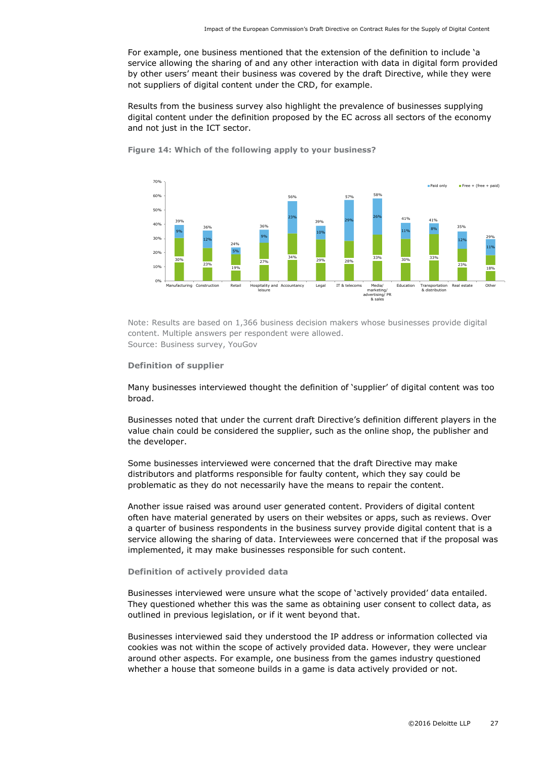For example, one business mentioned that the extension of the definition to include 'a service allowing the sharing of and any other interaction with data in digital form provided by other users' meant their business was covered by the draft Directive, while they were not suppliers of digital content under the CRD, for example.

Results from the business survey also highlight the prevalence of businesses supplying digital content under the definition proposed by the EC across all sectors of the economy and not just in the ICT sector.

**Figure 14: Which of the following apply to your business?**

| Sector | Free + (free + paid) | Paid only | Total |
|---|---|---|---|
| Manufacturing | 30% | 9% | 39% |
| Construction | 23% | 12% | 36% |
| Retail | 19% | 5% | 24% |
| Hospitality and leisure | 27% | 9% | 36% |
| Accountancy | 34% | 23% | 56% |
| Legal | 29% | 10% | 39% |
| IT & telecoms | 28% | 29% | 57% |
| Media/ marketing/ advertising/ PR & sales | 33% | 26% | 58% |
| Education | 30% | 11% | 41% |
| Transportation & distribution | 33% | 8% | 41% |
| Real estate | 23% | 12% | 35% |
| Other | 18% | 11% | 29% |

Note: Results are based on 1,366 business decision makers whose businesses provide digital content. Multiple answers per respondent were allowed.
Source: Business survey, YouGov

#### Definition of supplier

Many businesses interviewed thought the definition of 'supplier' of digital content was too broad.

Businesses noted that under the current draft Directive's definition different players in the value chain could be considered the supplier, such as the online shop, the publisher and the developer.

Some businesses interviewed were concerned that the draft Directive may make distributors and platforms responsible for faulty content, which they say could be problematic as they do not necessarily have the means to repair the content.

Another issue raised was around user generated content. Providers of digital content often have material generated by users on their websites or apps, such as reviews. Over a quarter of business respondents in the business survey provide digital content that is a service allowing the sharing of data. Interviewees were concerned that if the proposal was implemented, it may make businesses responsible for such content.

#### Definition of actively provided data

Businesses interviewed were unsure what the scope of 'actively provided' data entailed. They questioned whether this was the same as obtaining user consent to collect data, as outlined in previous legislation, or if it went beyond that.

Businesses interviewed said they understood the IP address or information collected via cookies was not within the scope of actively provided data. However, they were unclear around other aspects. For example, one business from the games industry questioned whether a house that someone builds in a game is data actively provided or not.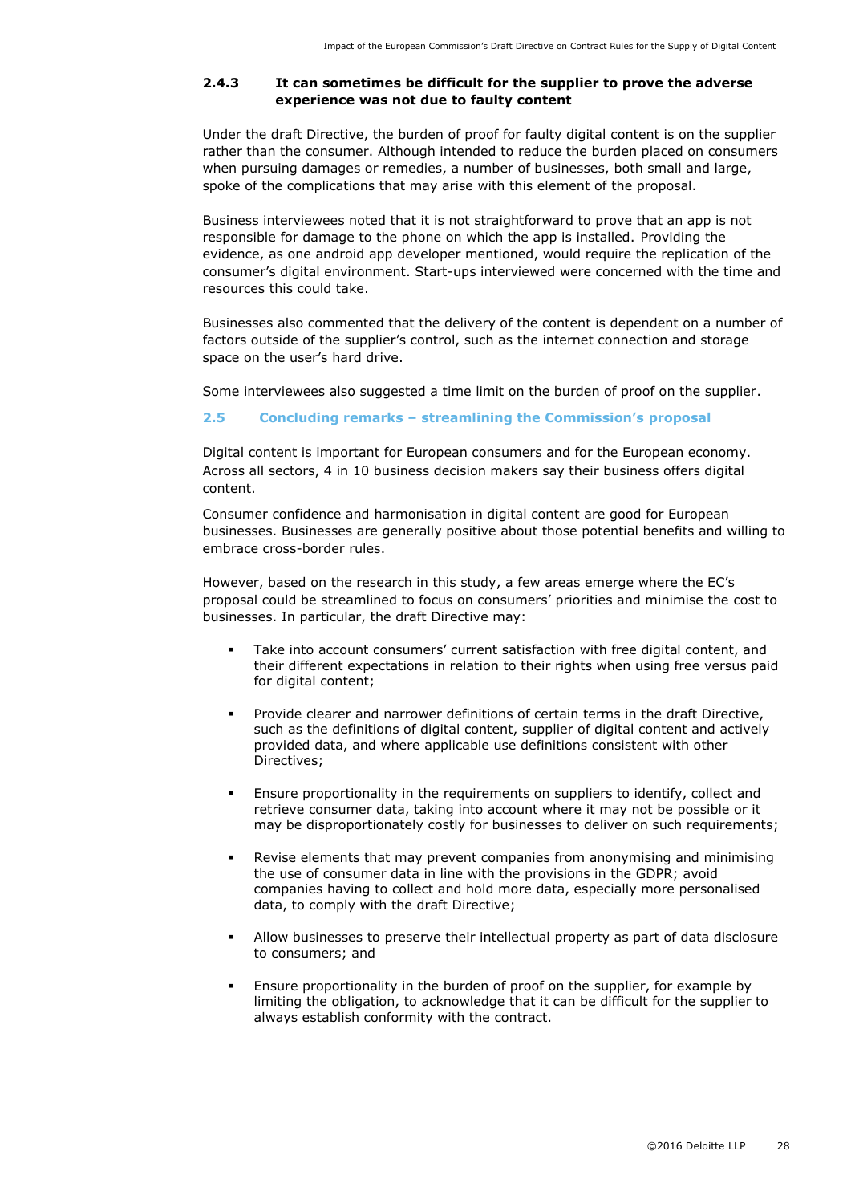### 2.4.3 It can sometimes be difficult for the supplier to prove the adverse experience was not due to faulty content

Under the draft Directive, the burden of proof for faulty digital content is on the supplier rather than the consumer. Although intended to reduce the burden placed on consumers when pursuing damages or remedies, a number of businesses, both small and large, spoke of the complications that may arise with this element of the proposal.

Business interviewees noted that it is not straightforward to prove that an app is not responsible for damage to the phone on which the app is installed. Providing the evidence, as one android app developer mentioned, would require the replication of the consumer's digital environment. Start-ups interviewed were concerned with the time and resources this could take.

Businesses also commented that the delivery of the content is dependent on a number of factors outside of the supplier's control, such as the internet connection and storage space on the user's hard drive.

Some interviewees also suggested a time limit on the burden of proof on the supplier.

## 2.5 Concluding remarks – streamlining the Commission's proposal

Digital content is important for European consumers and for the European economy. Across all sectors, 4 in 10 business decision makers say their business offers digital content.

Consumer confidence and harmonisation in digital content are good for European businesses. Businesses are generally positive about those potential benefits and willing to embrace cross-border rules.

However, based on the research in this study, a few areas emerge where the EC's proposal could be streamlined to focus on consumers' priorities and minimise the cost to businesses. In particular, the draft Directive may:

- Take into account consumers' current satisfaction with free digital content, and their different expectations in relation to their rights when using free versus paid for digital content;
- Provide clearer and narrower definitions of certain terms in the draft Directive, such as the definitions of digital content, supplier of digital content and actively provided data, and where applicable use definitions consistent with other Directives;
- Ensure proportionality in the requirements on suppliers to identify, collect and retrieve consumer data, taking into account where it may not be possible or it may be disproportionately costly for businesses to deliver on such requirements;
- Revise elements that may prevent companies from anonymising and minimising the use of consumer data in line with the provisions in the GDPR; avoid companies having to collect and hold more data, especially more personalised data, to comply with the draft Directive;
- Allow businesses to preserve their intellectual property as part of data disclosure to consumers; and
- Ensure proportionality in the burden of proof on the supplier, for example by limiting the obligation, to acknowledge that it can be difficult for the supplier to always establish conformity with the contract.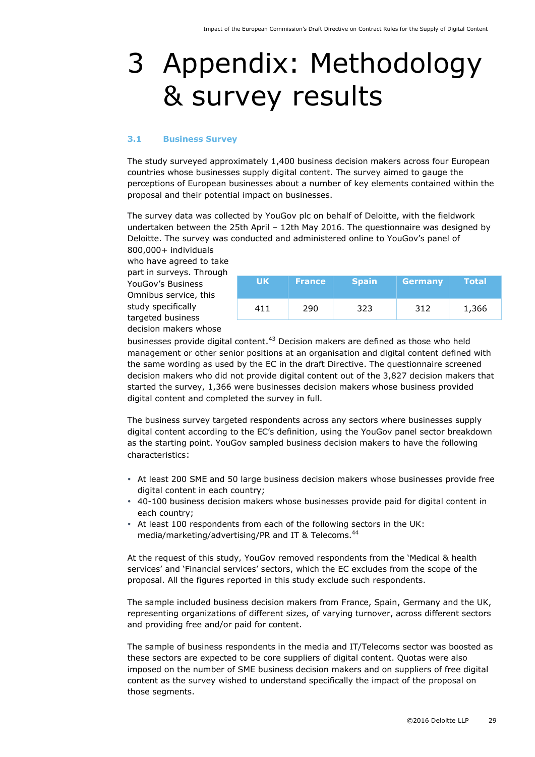# 3 Appendix: Methodology & survey results

### 3.1 Business Survey

The study surveyed approximately 1,400 business decision makers across four European countries whose businesses supply digital content. The survey aimed to gauge the perceptions of European businesses about a number of key elements contained within the proposal and their potential impact on businesses.

The survey data was collected by YouGov plc on behalf of Deloitte, with the fieldwork undertaken between the 25th April – 12th May 2016. The questionnaire was designed by Deloitte. The survey was conducted and administered online to YouGov's panel of 800,000+ individuals who have agreed to take part in surveys. Through YouGov's Business Omnibus service, this study specifically targeted business decision makers whose businesses provide digital content.[43] Decision makers are defined as those who held management or other senior positions at an organisation and digital content defined with the same wording as used by the EC in the draft Directive. The questionnaire screened decision makers who did not provide digital content out of the 3,827 decision makers that started the survey, 1,366 were businesses decision makers whose business provided digital content and completed the survey in full.

| UK | France | Spain | Germany | Total |
|---|---|---|---|---|
| 411 | 290 | 323 | 312 | 1,366 |

The business survey targeted respondents across any sectors where businesses supply digital content according to the EC's definition, using the YouGov panel sector breakdown as the starting point. YouGov sampled business decision makers to have the following characteristics:

- At least 200 SME and 50 large business decision makers whose businesses provide free digital content in each country;
- 40-100 business decision makers whose businesses provide paid for digital content in each country;
- At least 100 respondents from each of the following sectors in the UK: media/marketing/advertising/PR and IT & Telecoms.[44]

At the request of this study, YouGov removed respondents from the 'Medical & health services' and 'Financial services' sectors, which the EC excludes from the scope of the proposal. All the figures reported in this study exclude such respondents.

The sample included business decision makers from France, Spain, Germany and the UK, representing organizations of different sizes, of varying turnover, across different sectors and providing free and/or paid for content.

The sample of business respondents in the media and IT/Telecoms sector was boosted as these sectors are expected to be core suppliers of digital content. Quotas were also imposed on the number of SME business decision makers and on suppliers of free digital content as the survey wished to understand specifically the impact of the proposal on those segments.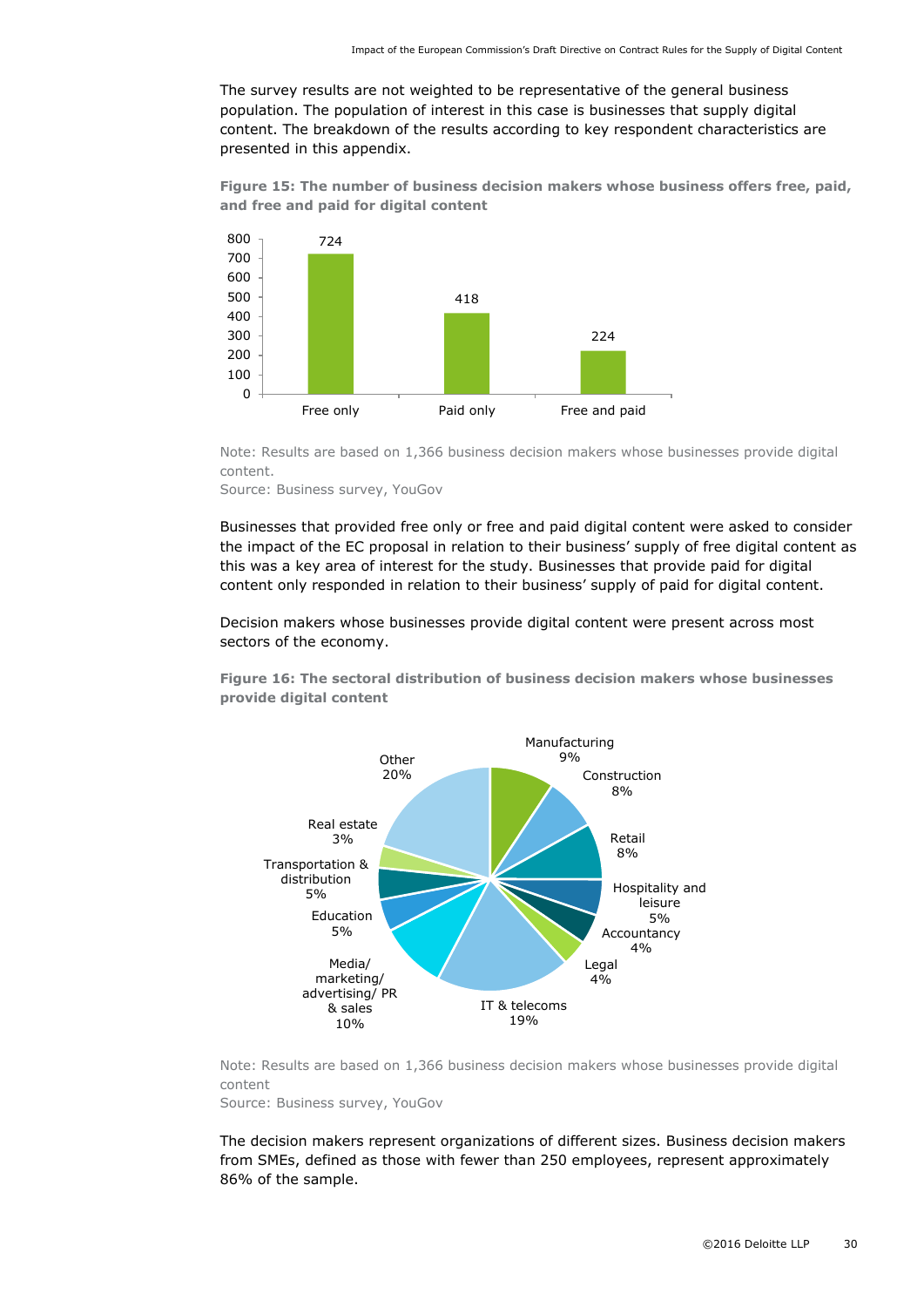The survey results are not weighted to be representative of the general business population. The population of interest in this case is businesses that supply digital content. The breakdown of the results according to key respondent characteristics are presented in this appendix.

**Figure 15: The number of business decision makers whose business offers free, paid, and free and paid for digital content**

| | Number |
|---|---|
| Free only | 724 |
| Paid only | 418 |
| Free and paid | 224 |

Note: Results are based on 1,366 business decision makers whose businesses provide digital content.
Source: Business survey, YouGov

Businesses that provided free only or free and paid digital content were asked to consider the impact of the EC proposal in relation to their business' supply of free digital content as this was a key area of interest for the study. Businesses that provide paid for digital content only responded in relation to their business' supply of paid for digital content.

Decision makers whose businesses provide digital content were present across most sectors of the economy.

**Figure 16: The sectoral distribution of business decision makers whose businesses provide digital content**

| Sector | Share |
|---|---|
| Manufacturing | 9% |
| Construction | 8% |
| Retail | 8% |
| Hospitality and leisure | 5% |
| Accountancy | 4% |
| Legal | 4% |
| IT & telecoms | 19% |
| Media/ marketing/ advertising/ PR & sales | 10% |
| Education | 5% |
| Transportation & distribution | 5% |
| Real estate | 3% |
| Other | 20% |

Note: Results are based on 1,366 business decision makers whose businesses provide digital content
Source: Business survey, YouGov

The decision makers represent organizations of different sizes. Business decision makers from SMEs, defined as those with fewer than 250 employees, represent approximately 86% of the sample.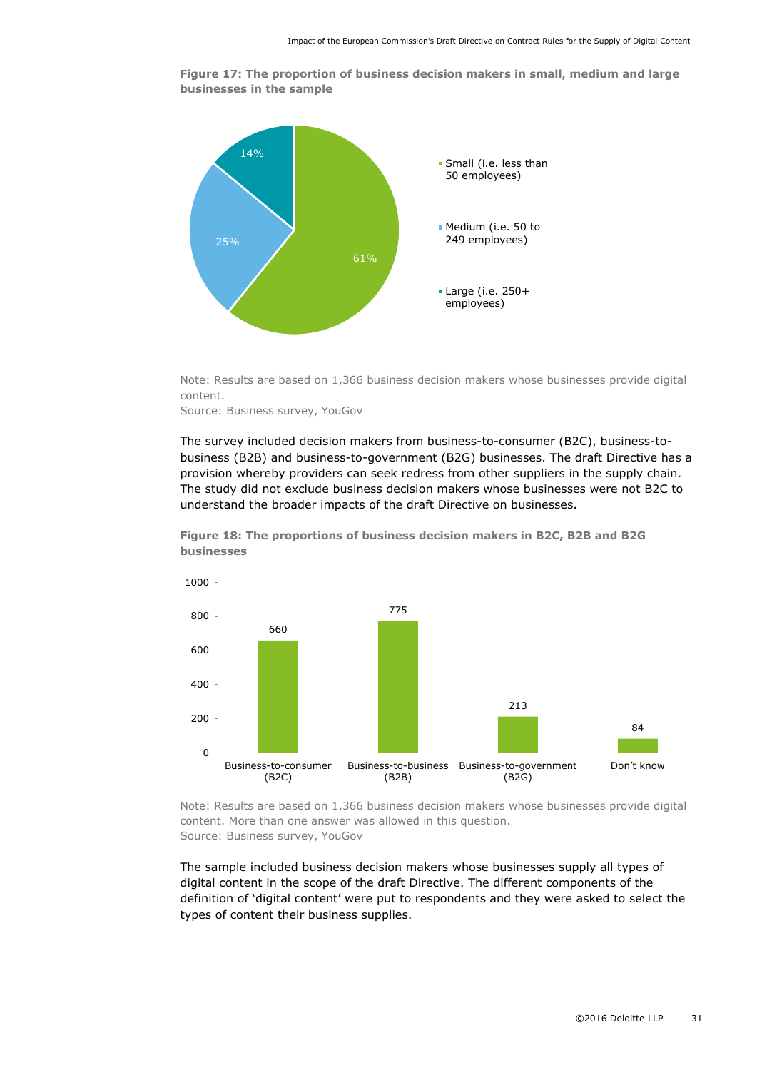**Figure 17: The proportion of business decision makers in small, medium and large businesses in the sample**

| Size | Proportion |
|---|---|
| Small (i.e. less than 50 employees) | 61% |
| Medium (i.e. 50 to 249 employees) | 25% |
| Large (i.e. 250+ employees) | 14% |

Note: Results are based on 1,366 business decision makers whose businesses provide digital content.
Source: Business survey, YouGov

The survey included decision makers from business-to-consumer (B2C), business-to-business (B2B) and business-to-government (B2G) businesses. The draft Directive has a provision whereby providers can seek redress from other suppliers in the supply chain. The study did not exclude business decision makers whose businesses were not B2C to understand the broader impacts of the draft Directive on businesses.

**Figure 18: The proportions of business decision makers in B2C, B2B and B2G businesses**

| Business type | Number |
|---|---|
| Business-to-consumer (B2C) | 660 |
| Business-to-business (B2B) | 775 |
| Business-to-government (B2G) | 213 |
| Don't know | 84 |

Note: Results are based on 1,366 business decision makers whose businesses provide digital content. More than one answer was allowed in this question.
Source: Business survey, YouGov

The sample included business decision makers whose businesses supply all types of digital content in the scope of the draft Directive. The different components of the definition of 'digital content' were put to respondents and they were asked to select the types of content their business supplies.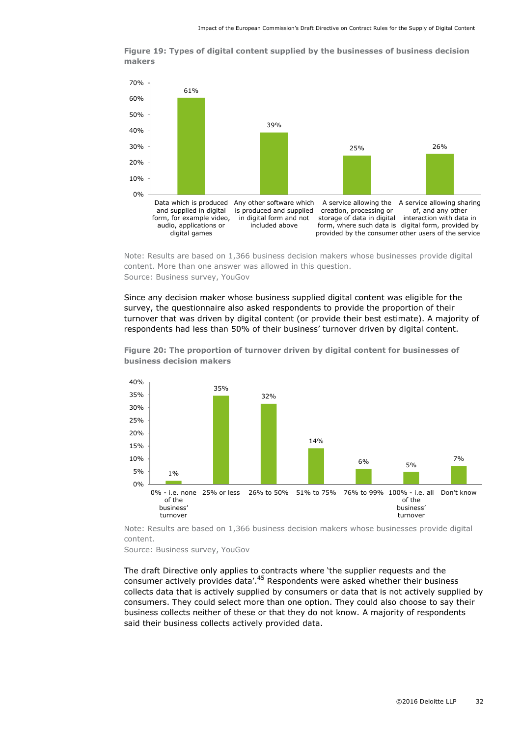**Figure 19: Types of digital content supplied by the businesses of business decision makers**

| Type of digital content | Share |
|---|---|
| Data which is produced and supplied in digital form, for example video, audio, applications or digital games | 61% |
| Any other software which is produced and supplied in digital form and not included above | 39% |
| A service allowing the creation, processing or storage of data in digital form, where such data is provided by the consumer | 25% |
| A service allowing sharing of, and any other interaction with data in digital form, provided by other users of the service | 26% |

Note: Results are based on 1,366 business decision makers whose businesses provide digital content. More than one answer was allowed in this question.
Source: Business survey, YouGov

Since any decision maker whose business supplied digital content was eligible for the survey, the questionnaire also asked respondents to provide the proportion of their turnover that was driven by digital content (or provide their best estimate). A majority of respondents had less than 50% of their business' turnover driven by digital content.

**Figure 20: The proportion of turnover driven by digital content for businesses of business decision makers**

| Proportion of turnover | Share |
|---|---|
| 0% - i.e. none of the business' turnover | 1% |
| 25% or less | 35% |
| 26% to 50% | 32% |
| 51% to 75% | 14% |
| 76% to 99% | 6% |
| 100% - i.e. all of the business' turnover | 5% |
| Don't know | 7% |

Note: Results are based on 1,366 business decision makers whose businesses provide digital content.
Source: Business survey, YouGov

The draft Directive only applies to contracts where 'the supplier requests and the consumer actively provides data'.[45] Respondents were asked whether their business collects data that is actively supplied by consumers or data that is not actively supplied by consumers. They could select more than one option. They could also choose to say their business collects neither of these or that they do not know. A majority of respondents said their business collects actively provided data.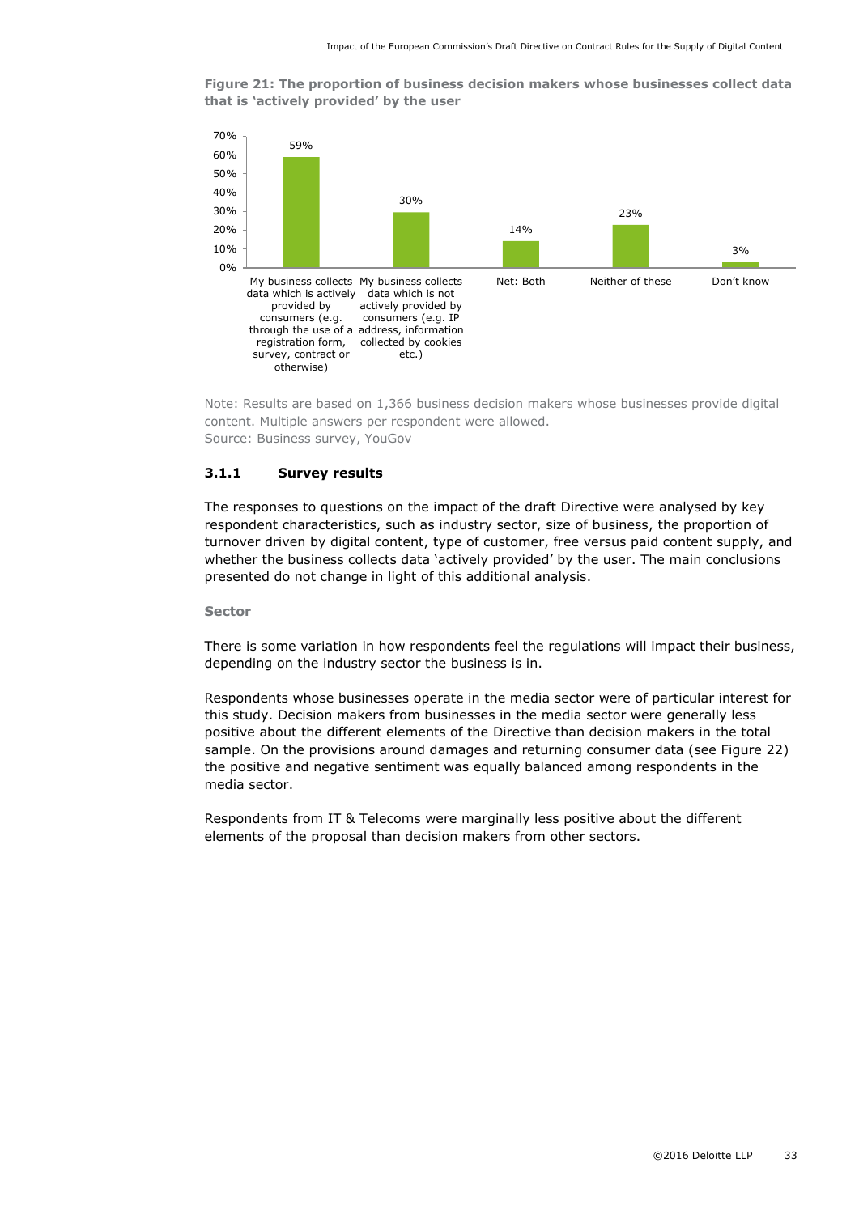**Figure 21: The proportion of business decision makers whose businesses collect data that is 'actively provided' by the user**

| Response | Proportion |
| --- | --- |
| My business collects data which is actively provided by consumers (e.g. through the use of a registration form, survey, contract or otherwise) | 59% |
| My business collects data which is not actively provided by consumers (e.g. IP address, information collected by cookies etc.) | 30% |
| Net: Both | 14% |
| Neither of these | 23% |
| Don't know | 3% |

Note: Results are based on 1,366 business decision makers whose businesses provide digital content. Multiple answers per respondent were allowed.
Source: Business survey, YouGov

### 3.1.1 Survey results

The responses to questions on the impact of the draft Directive were analysed by key respondent characteristics, such as industry sector, size of business, the proportion of turnover driven by digital content, type of customer, free versus paid content supply, and whether the business collects data 'actively provided' by the user. The main conclusions presented do not change in light of this additional analysis.

#### Sector

There is some variation in how respondents feel the regulations will impact their business, depending on the industry sector the business is in.

Respondents whose businesses operate in the media sector were of particular interest for this study. Decision makers from businesses in the media sector were generally less positive about the different elements of the Directive than decision makers in the total sample. On the provisions around damages and returning consumer data (see Figure 22) the positive and negative sentiment was equally balanced among respondents in the media sector.

Respondents from IT & Telecoms were marginally less positive about the different elements of the proposal than decision makers from other sectors.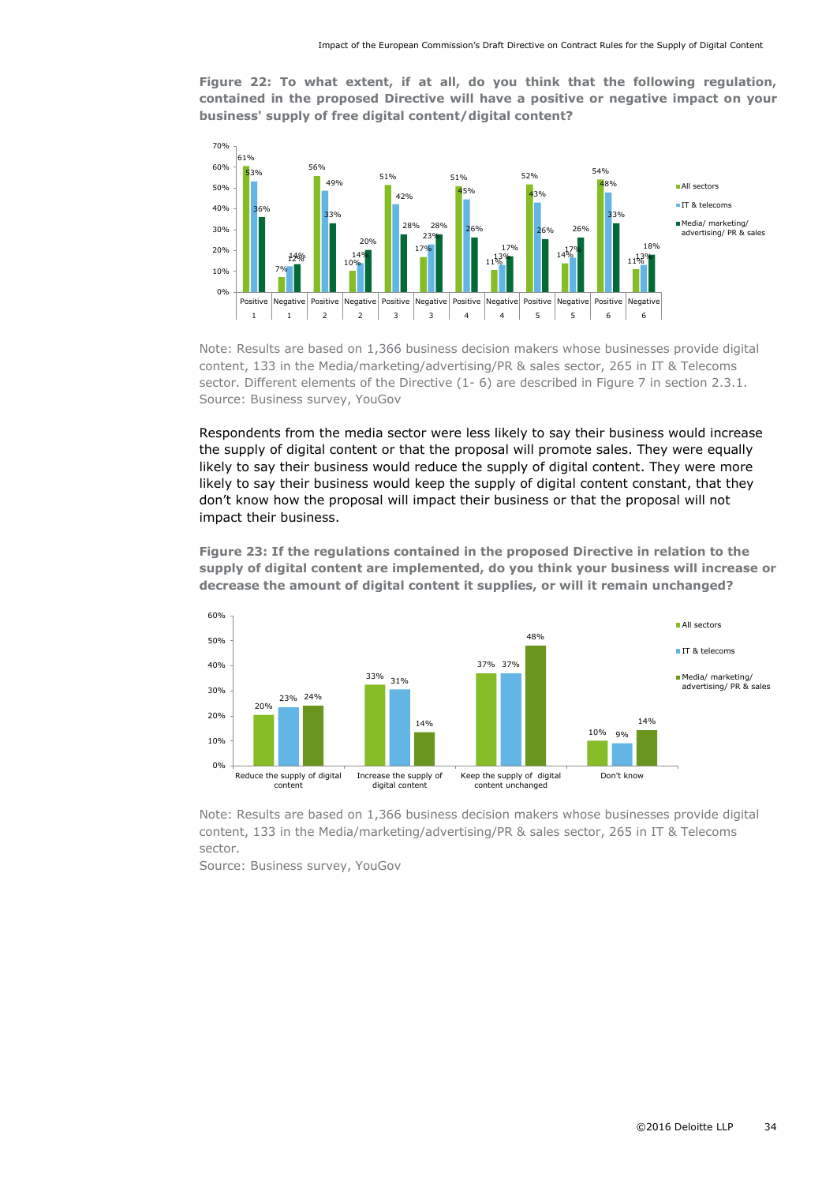**Figure 22: To what extent, if at all, do you think that the following regulation, contained in the proposed Directive will have a positive or negative impact on your business' supply of free digital content/digital content?**

| | All sectors | IT & telecoms | Media/ marketing/ advertising/ PR & sales |
|---|---|---|---|
| Positive 1 | 61% | 53% | 36% |
| Negative 1 | 7% | 12% | 14% |
| Positive 2 | 56% | 49% | 33% |
| Negative 2 | 10% | 14% | 20% |
| Positive 3 | 51% | 42% | 28% |
| Negative 3 | 17% | 23% | 28% |
| Positive 4 | 51% | 45% | 26% |
| Negative 4 | 11% | 13% | 17% |
| Positive 5 | 52% | 43% | 26% |
| Negative 5 | 14% | 17% | 26% |
| Positive 6 | 54% | 48% | 33% |
| Negative 6 | 11% | 13% | 18% |

Note: Results are based on 1,366 business decision makers whose businesses provide digital content, 133 in the Media/marketing/advertising/PR & sales sector, 265 in IT & Telecoms sector. Different elements of the Directive (1- 6) are described in Figure 7 in section 2.3.1.
Source: Business survey, YouGov

Respondents from the media sector were less likely to say their business would increase the supply of digital content or that the proposal will promote sales. They were equally likely to say their business would reduce the supply of digital content. They were more likely to say their business would keep the supply of digital content constant, that they don't know how the proposal will impact their business or that the proposal will not impact their business.

**Figure 23: If the regulations contained in the proposed Directive in relation to the supply of digital content are implemented, do you think your business will increase or decrease the amount of digital content it supplies, or will it remain unchanged?**

| | All sectors | IT & telecoms | Media/ marketing/ advertising/ PR & sales |
|---|---|---|---|
| Reduce the supply of digital content | 20% | 23% | 24% |
| Increase the supply of digital content | 33% | 31% | 14% |
| Keep the supply of digital content unchanged | 37% | 37% | 48% |
| Don't know | 10% | 9% | 14% |

Note: Results are based on 1,366 business decision makers whose businesses provide digital content, 133 in the Media/marketing/advertising/PR & sales sector, 265 in IT & Telecoms sector.
Source: Business survey, YouGov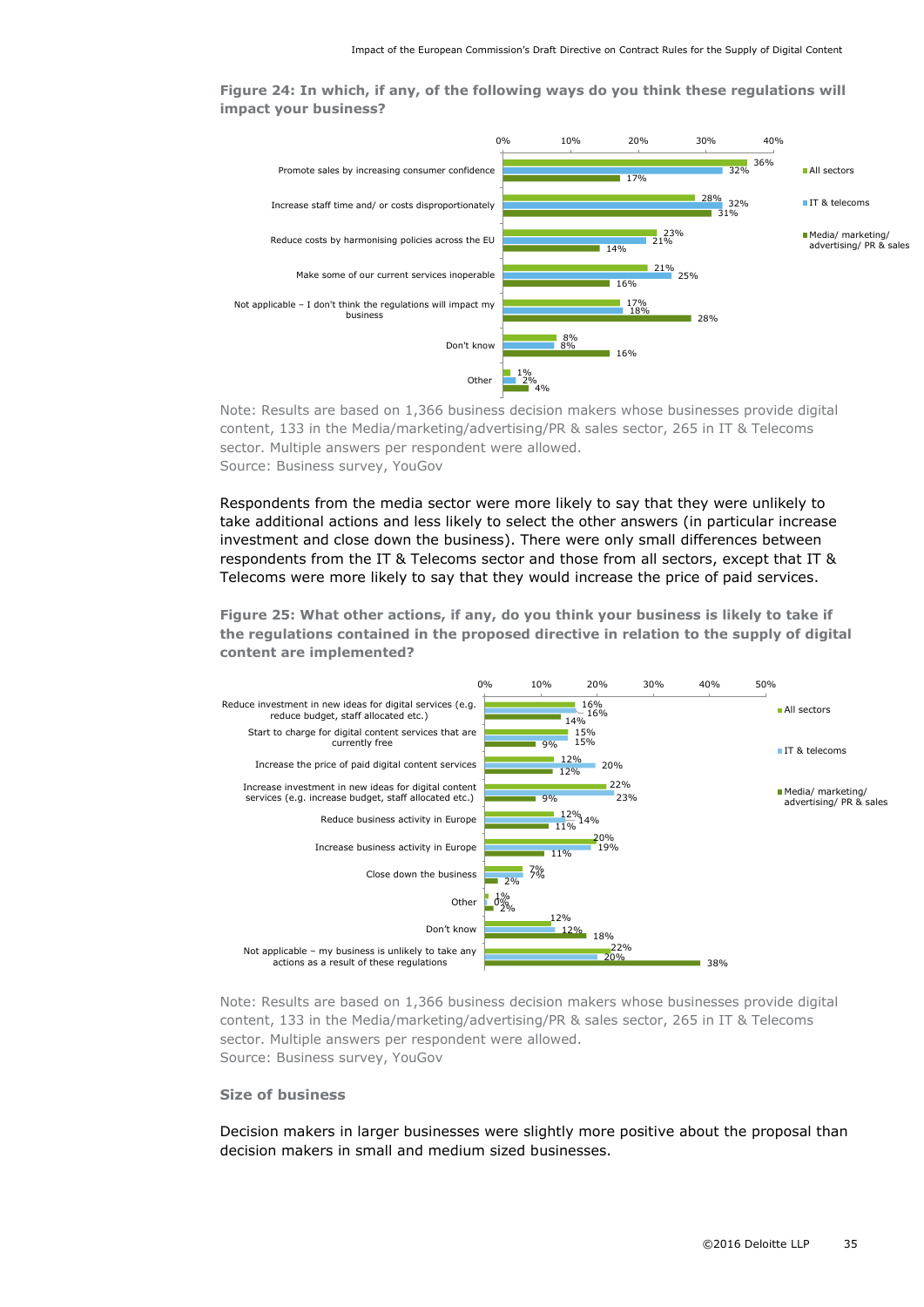**Figure 24: In which, if any, of the following ways do you think these regulations will impact your business?**

| | All sectors | IT & telecoms | Media/ marketing/ advertising/ PR & sales |
|---|---|---|---|
| Promote sales by increasing consumer confidence | 36% | 32% | 17% |
| Increase staff time and/ or costs disproportionately | 28% | 32% | 31% |
| Reduce costs by harmonising policies across the EU | 23% | 21% | 14% |
| Make some of our current services inoperable | 21% | 25% | 16% |
| Not applicable – I don't think the regulations will impact my business | 17% | 18% | 28% |
| Don't know | 8% | 8% | 16% |
| Other | 1% | 2% | 4% |

Note: Results are based on 1,366 business decision makers whose businesses provide digital content, 133 in the Media/marketing/advertising/PR & sales sector, 265 in IT & Telecoms sector. Multiple answers per respondent were allowed.
Source: Business survey, YouGov

Respondents from the media sector were more likely to say that they were unlikely to take additional actions and less likely to select the other answers (in particular increase investment and close down the business). There were only small differences between respondents from the IT & Telecoms sector and those from all sectors, except that IT & Telecoms were more likely to say that they would increase the price of paid services.

**Figure 25: What other actions, if any, do you think your business is likely to take if the regulations contained in the proposed directive in relation to the supply of digital content are implemented?**

| | All sectors | IT & telecoms | Media/ marketing/ advertising/ PR & sales |
|---|---|---|---|
| Reduce investment in new ideas for digital services (e.g. reduce budget, staff allocated etc.) | 16% | 16% | 14% |
| Start to charge for digital content services that are currently free | 15% | 15% | 9% |
| Increase the price of paid digital content services | 12% | 20% | 12% |
| Increase investment in new ideas for digital content services (e.g. increase budget, staff allocated etc.) | 22% | 23% | 9% |
| Reduce business activity in Europe | 12% | 14% | 11% |
| Increase business activity in Europe | 20% | 19% | 11% |
| Close down the business | 7% | 7% | 2% |
| Other | 1% | 0% | 2% |
| Don't know | 12% | 12% | 18% |
| Not applicable – my business is unlikely to take any actions as a result of these regulations | 22% | 20% | 38% |

Note: Results are based on 1,366 business decision makers whose businesses provide digital content, 133 in the Media/marketing/advertising/PR & sales sector, 265 in IT & Telecoms sector. Multiple answers per respondent were allowed.
Source: Business survey, YouGov

#### Size of business

Decision makers in larger businesses were slightly more positive about the proposal than decision makers in small and medium sized businesses.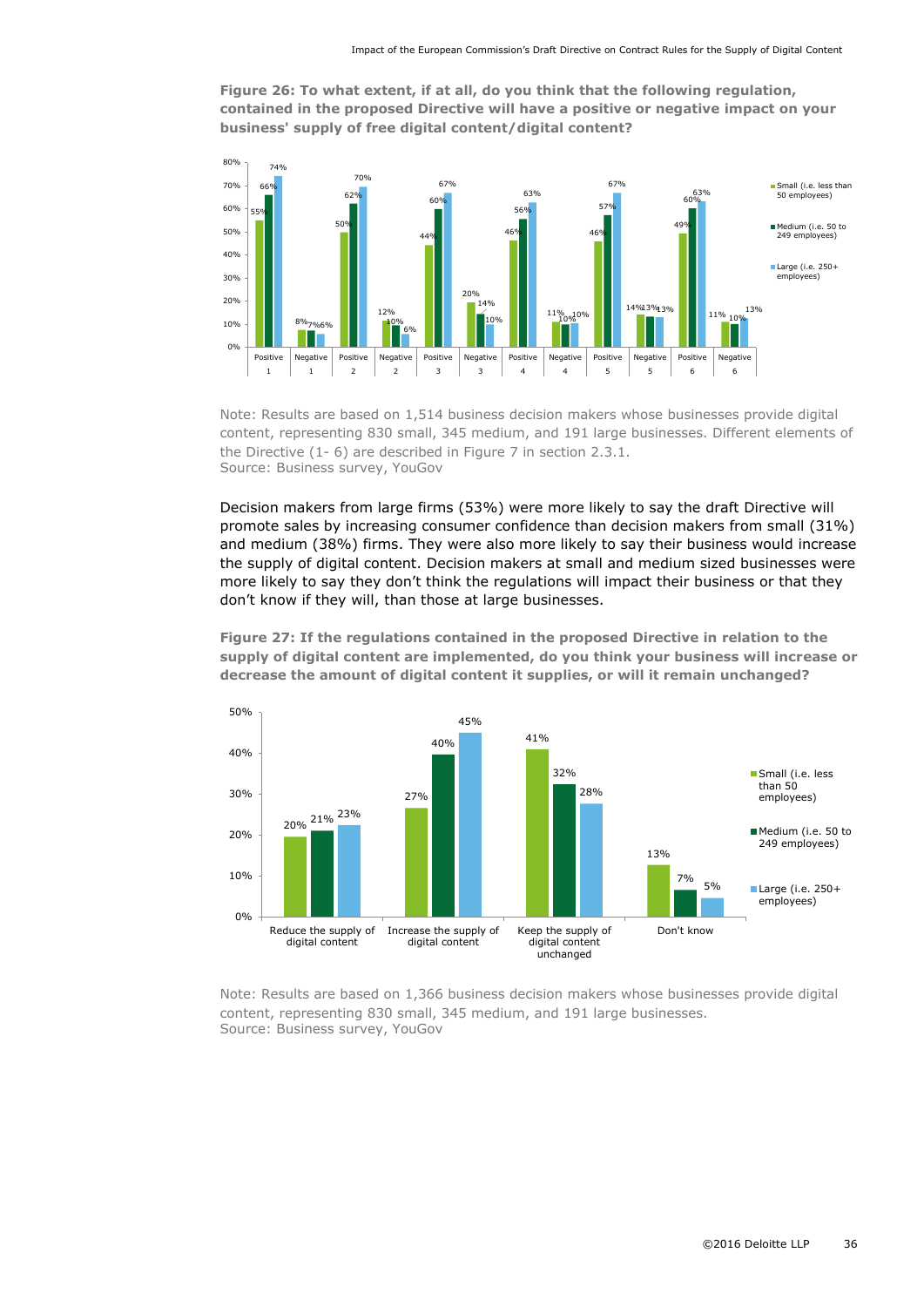**Figure 26: To what extent, if at all, do you think that the following regulation, contained in the proposed Directive will have a positive or negative impact on your business' supply of free digital content/digital content?**

| | Small (i.e. less than 50 employees) | Medium (i.e. 50 to 249 employees) | Large (i.e. 250+ employees) |
|---|---|---|---|
| Positive 1 | 55% | 66% | 74% |
| Negative 1 | 8% | 7% | 6% |
| Positive 2 | 50% | 62% | 70% |
| Negative 2 | 12% | 10% | 6% |
| Positive 3 | 44% | 60% | 67% |
| Negative 3 | 20% | 14% | 10% |
| Positive 4 | 46% | 56% | 63% |
| Negative 4 | 11% | 10% | 10% |
| Positive 5 | 46% | 57% | 67% |
| Negative 5 | 14% | 13% | 13% |
| Positive 6 | 49% | 60% | 63% |
| Negative 6 | 11% | 10% | 13% |

Note: Results are based on 1,514 business decision makers whose businesses provide digital content, representing 830 small, 345 medium, and 191 large businesses. Different elements of the Directive (1- 6) are described in Figure 7 in section 2.3.1.
Source: Business survey, YouGov

Decision makers from large firms (53%) were more likely to say the draft Directive will promote sales by increasing consumer confidence than decision makers from small (31%) and medium (38%) firms. They were also more likely to say their business would increase the supply of digital content. Decision makers at small and medium sized businesses were more likely to say they don't think the regulations will impact their business or that they don't know if they will, than those at large businesses.

**Figure 27: If the regulations contained in the proposed Directive in relation to the supply of digital content are implemented, do you think your business will increase or decrease the amount of digital content it supplies, or will it remain unchanged?**

| | Small (i.e. less than 50 employees) | Medium (i.e. 50 to 249 employees) | Large (i.e. 250+ employees) |
|---|---|---|---|
| Reduce the supply of digital content | 20% | 21% | 23% |
| Increase the supply of digital content | 27% | 40% | 45% |
| Keep the supply of digital content unchanged | 41% | 32% | 28% |
| Don't know | 13% | 7% | 5% |

Note: Results are based on 1,366 business decision makers whose businesses provide digital content, representing 830 small, 345 medium, and 191 large businesses.
Source: Business survey, YouGov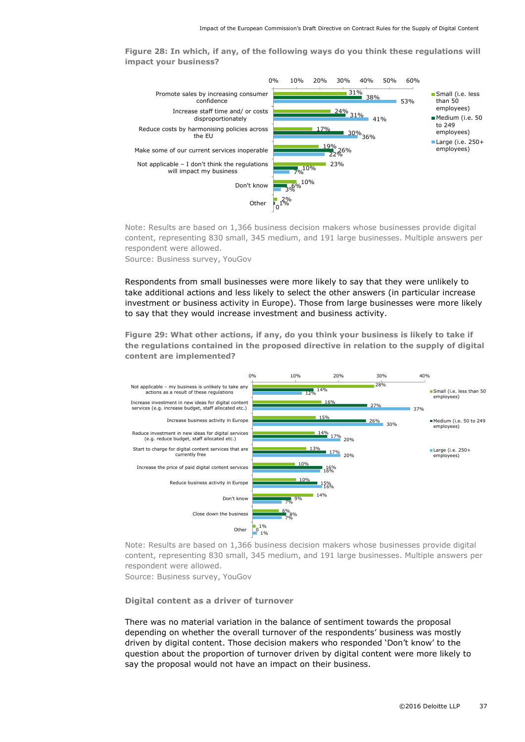**Figure 28: In which, if any, of the following ways do you think these regulations will impact your business?**

| | Small (i.e. less than 50 employees) | Medium (i.e. 50 to 249 employees) | Large (i.e. 250+ employees) |
|---|---|---|---|
| Promote sales by increasing consumer confidence | 31% | 38% | 53% |
| Increase staff time and/ or costs disproportionately | 24% | 31% | 41% |
| Reduce costs by harmonising policies across the EU | 17% | 30% | 36% |
| Make some of our current services inoperable | 19% | 26% | 22% |
| Not applicable – I don't think the regulations will impact my business | 23% | 10% | 7% |
| Don't know | 10% | 6% | 3% |
| Other | 2% | 1% | 0 |

Note: Results are based on 1,366 business decision makers whose businesses provide digital content, representing 830 small, 345 medium, and 191 large businesses. Multiple answers per respondent were allowed.

Source: Business survey, YouGov

Respondents from small businesses were more likely to say that they were unlikely to take additional actions and less likely to select the other answers (in particular increase investment or business activity in Europe). Those from large businesses were more likely to say that they would increase investment and business activity.

**Figure 29: What other actions, if any, do you think your business is likely to take if the regulations contained in the proposed directive in relation to the supply of digital content are implemented?**

| | Small (i.e. less than 50 employees) | Medium (i.e. 50 to 249 employees) | Large (i.e. 250+ employees) |
|---|---|---|---|
| Not applicable – my business is unlikely to take any actions as a result of these regulations | 28% | 14% | 12% |
| Increase investment in new ideas for digital content services (e.g. increase budget, staff allocated etc.) | 16% | 27% | 37% |
| Increase business activity in Europe | 15% | 26% | 30% |
| Reduce investment in new ideas for digital services (e.g. reduce budget, staff allocated etc.) | 14% | 17% | 20% |
| Start to charge for digital content services that are currently free | 13% | 17% | 20% |
| Increase the price of paid digital content services | 10% | 16% | 16% |
| Reduce business activity in Europe | 10% | 15% | 16% |
| Don't know | 14% | 9% | 7% |
| Close down the business | 6% | 8% | 7% |
| Other | 1% | 0 | 1% |

Note: Results are based on 1,366 business decision makers whose businesses provide digital content, representing 830 small, 345 medium, and 191 large businesses. Multiple answers per respondent were allowed.

Source: Business survey, YouGov

### Digital content as a driver of turnover

There was no material variation in the balance of sentiment towards the proposal depending on whether the overall turnover of the respondents' business was mostly driven by digital content. Those decision makers who responded 'Don't know' to the question about the proportion of turnover driven by digital content were more likely to say the proposal would not have an impact on their business.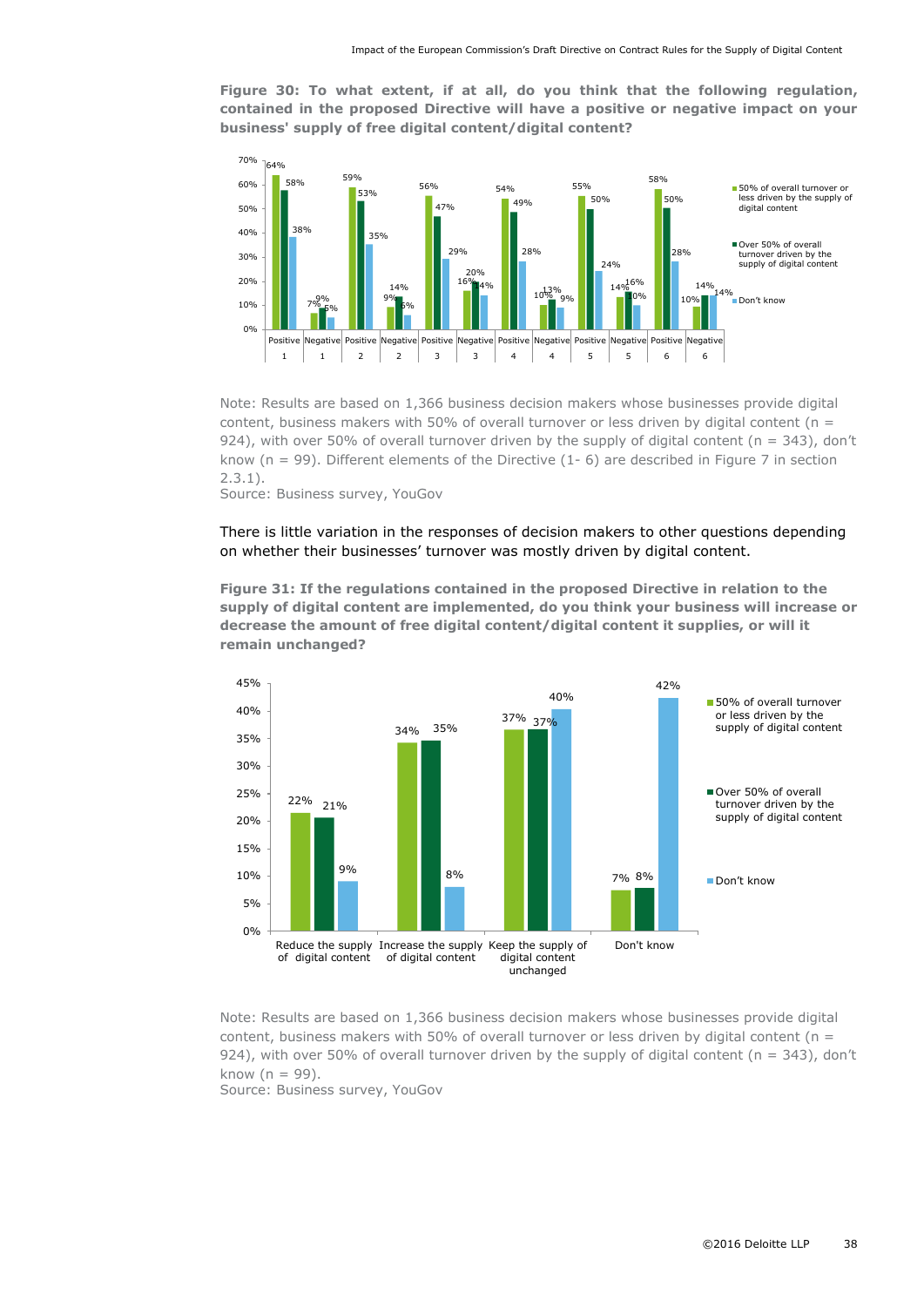**Figure 30: To what extent, if at all, do you think that the following regulation, contained in the proposed Directive will have a positive or negative impact on your business' supply of free digital content/digital content?**

| | Positive 1 | Negative 1 | Positive 2 | Negative 2 | Positive 3 | Negative 3 | Positive 4 | Negative 4 | Positive 5 | Negative 5 | Positive 6 | Negative 6 |
|---|---|---|---|---|---|---|---|---|---|---|---|---|
| 50% of overall turnover or less driven by the supply of digital content | 64% | 7% | 59% | 9% | 56% | 16% | 54% | 10% | 55% | 14% | 58% | 10% |
| Over 50% of overall turnover driven by the supply of digital content | 58% | 9% | 53% | 14% | 47% | 20% | 49% | 13% | 50% | 16% | 50% | 14% |
| Don't know | 38% | 5% | 35% | 6% | 29% | 14% | 28% | 9% | 24% | 10% | 28% | 14% |

Note: Results are based on 1,366 business decision makers whose businesses provide digital content, business makers with 50% of overall turnover or less driven by digital content (n = 924), with over 50% of overall turnover driven by the supply of digital content (n = 343), don't know (n = 99). Different elements of the Directive (1- 6) are described in Figure 7 in section 2.3.1).
Source: Business survey, YouGov

There is little variation in the responses of decision makers to other questions depending on whether their businesses' turnover was mostly driven by digital content.

**Figure 31: If the regulations contained in the proposed Directive in relation to the supply of digital content are implemented, do you think your business will increase or decrease the amount of free digital content/digital content it supplies, or will it remain unchanged?**

| | Reduce the supply of digital content | Increase the supply of digital content | Keep the supply of digital content unchanged | Don't know |
|---|---|---|---|---|
| 50% of overall turnover or less driven by the supply of digital content | 22% | 34% | 37% | 7% |
| Over 50% of overall turnover driven by the supply of digital content | 21% | 35% | 37% | 8% |
| Don't know | 9% | 8% | 40% | 42% |

Note: Results are based on 1,366 business decision makers whose businesses provide digital content, business makers with 50% of overall turnover or less driven by digital content (n = 924), with over 50% of overall turnover driven by the supply of digital content (n = 343), don't know (n = 99).
Source: Business survey, YouGov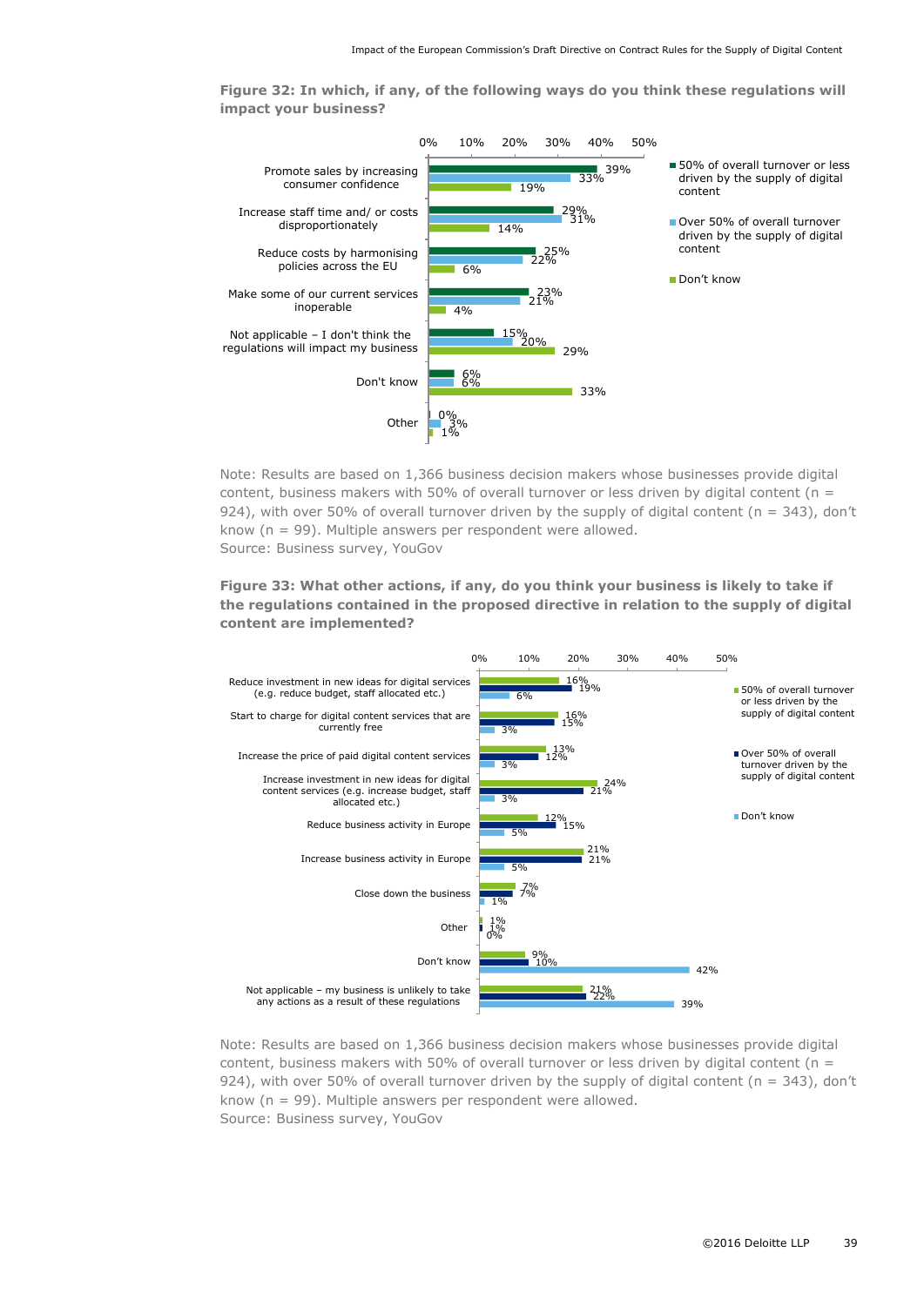**Figure 32: In which, if any, of the following ways do you think these regulations will impact your business?**

| | 50% of overall turnover or less driven by the supply of digital content | Over 50% of overall turnover driven by the supply of digital content | Don't know |
|---|---|---|---|
| Promote sales by increasing consumer confidence | 39% | 33% | 19% |
| Increase staff time and/ or costs disproportionately | 29% | 31% | 14% |
| Reduce costs by harmonising policies across the EU | 25% | 22% | 6% |
| Make some of our current services inoperable | 23% | 21% | 4% |
| Not applicable – I don't think the regulations will impact my business | 15% | 20% | 29% |
| Don't know | 6% | 6% | 33% |
| Other | 0% | 3% | 1% |

Note: Results are based on 1,366 business decision makers whose businesses provide digital content, business makers with 50% of overall turnover or less driven by digital content (n = 924), with over 50% of overall turnover driven by the supply of digital content (n = 343), don't know (n = 99). Multiple answers per respondent were allowed.
Source: Business survey, YouGov

**Figure 33: What other actions, if any, do you think your business is likely to take if the regulations contained in the proposed directive in relation to the supply of digital content are implemented?**

| | 50% of overall turnover or less driven by the supply of digital content | Over 50% of overall turnover driven by the supply of digital content | Don't know |
|---|---|---|---|
| Reduce investment in new ideas for digital services (e.g. reduce budget, staff allocated etc.) | 16% | 19% | 6% |
| Start to charge for digital content services that are currently free | 16% | 15% | 3% |
| Increase the price of paid digital content services | 13% | 12% | 3% |
| Increase investment in new ideas for digital content services (e.g. increase budget, staff allocated etc.) | 24% | 21% | 3% |
| Reduce business activity in Europe | 12% | 15% | 5% |
| Increase business activity in Europe | 21% | 21% | 5% |
| Close down the business | 7% | 7% | 1% |
| Other | 1% | 1% | 0% |
| Don't know | 9% | 10% | 42% |
| Not applicable – my business is unlikely to take any actions as a result of these regulations | 21% | 22% | 39% |

Note: Results are based on 1,366 business decision makers whose businesses provide digital content, business makers with 50% of overall turnover or less driven by digital content (n = 924), with over 50% of overall turnover driven by the supply of digital content (n = 343), don't know (n = 99). Multiple answers per respondent were allowed.
Source: Business survey, YouGov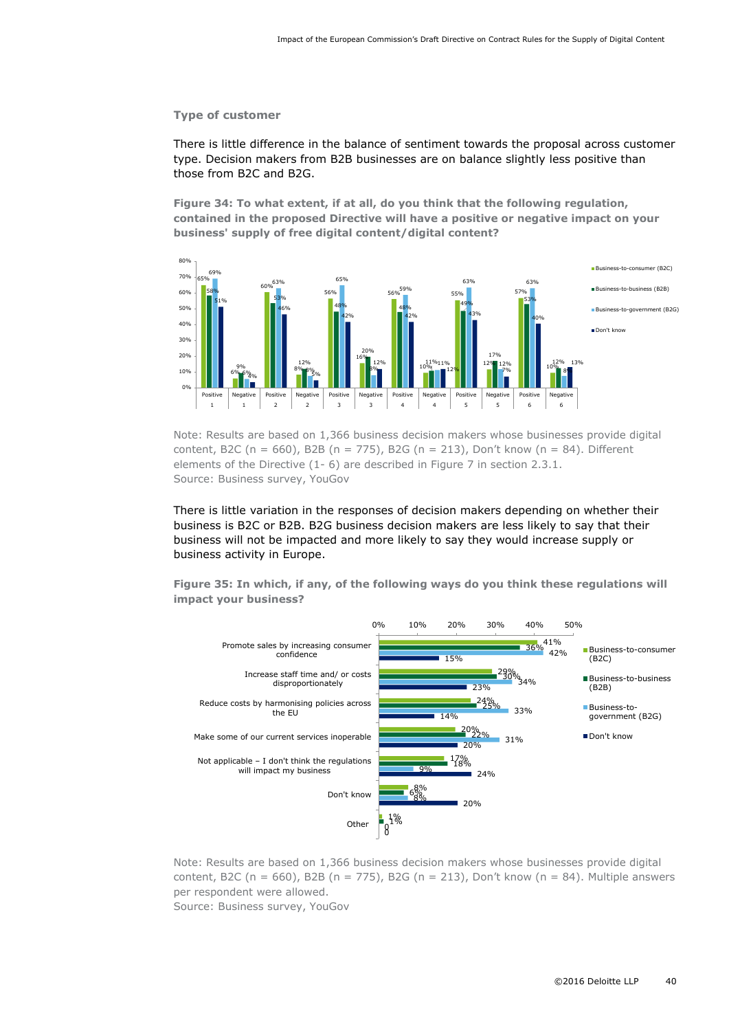### Type of customer

There is little difference in the balance of sentiment towards the proposal across customer type. Decision makers from B2B businesses are on balance slightly less positive than those from B2C and B2G.

**Figure 34: To what extent, if at all, do you think that the following regulation, contained in the proposed Directive will have a positive or negative impact on your business' supply of free digital content/digital content?**

| | Business-to-consumer (B2C) | Business-to-business (B2B) | Business-to-government (B2G) | Don't know |
|---|---|---|---|---|
| Positive 1 | 65% | 58% | 69% | 51% |
| Negative 1 | 6% | 9% | 6% | 4% |
| Positive 2 | 60% | 53% | 63% | 46% |
| Negative 2 | 8% | 12% | 8% | 5% |
| Positive 3 | 56% | 48% | 65% | 42% |
| Negative 3 | 16% | 20% | 8% | 12% |
| Positive 4 | 56% | 48% | 59% | 42% |
| Negative 4 | 10% | 11% | 11% | 12% |
| Positive 5 | 55% | 49% | 63% | 43% |
| Negative 5 | 12% | 17% | 12% | 7% |
| Positive 6 | 57% | 53% | 63% | 40% |
| Negative 6 | 10% | 12% | 8% | 13% |

Note: Results are based on 1,366 business decision makers whose businesses provide digital content, B2C (n = 660), B2B (n = 775), B2G (n = 213), Don't know (n = 84). Different elements of the Directive (1- 6) are described in Figure 7 in section 2.3.1.
Source: Business survey, YouGov

There is little variation in the responses of decision makers depending on whether their business is B2C or B2B. B2G business decision makers are less likely to say that their business will not be impacted and more likely to say they would increase supply or business activity in Europe.

**Figure 35: In which, if any, of the following ways do you think these regulations will impact your business?**

| | Business-to-consumer (B2C) | Business-to-business (B2B) | Business-to-government (B2G) | Don't know |
|---|---|---|---|---|
| Promote sales by increasing consumer confidence | 41% | 36% | 42% | 15% |
| Increase staff time and/ or costs disproportionately | 29% | 30% | 34% | 23% |
| Reduce costs by harmonising policies across the EU | 24% | 25% | 33% | 14% |
| Make some of our current services inoperable | 20% | 22% | 31% | 20% |
| Not applicable – I don't think the regulations will impact my business | 17% | 18% | 9% | 24% |
| Don't know | 8% | 6% | 8% | 20% |
| Other | 1% | 1% | 0 | 0 |

Note: Results are based on 1,366 business decision makers whose businesses provide digital content, B2C (n = 660), B2B (n = 775), B2G (n = 213), Don't know (n = 84). Multiple answers per respondent were allowed.
Source: Business survey, YouGov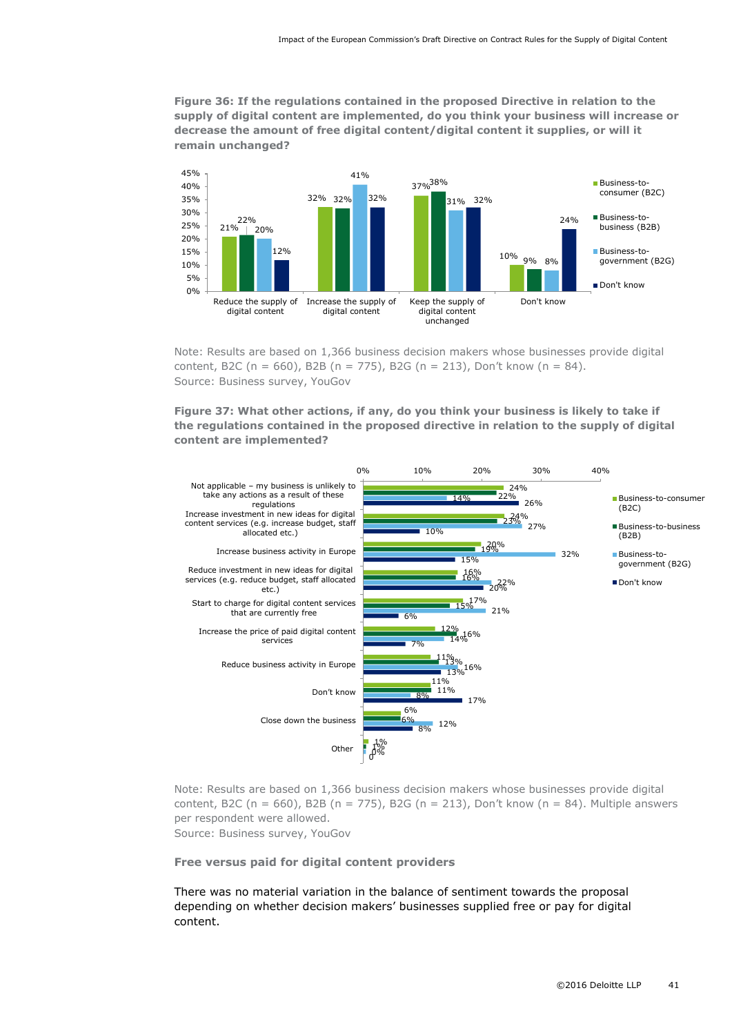**Figure 36: If the regulations contained in the proposed Directive in relation to the supply of digital content are implemented, do you think your business will increase or decrease the amount of free digital content/digital content it supplies, or will it remain unchanged?**

| | Business-to-consumer (B2C) | Business-to-business (B2B) | Business-to-government (B2G) | Don't know |
|---|---|---|---|---|
| Reduce the supply of digital content | 21% | 22% | 20% | 12% |
| Increase the supply of digital content | 32% | 32% | 41% | 32% |
| Keep the supply of digital content unchanged | 37% | 38% | 31% | 32% |
| Don't know | 10% | 9% | 8% | 24% |

Note: Results are based on 1,366 business decision makers whose businesses provide digital content, B2C (n = 660), B2B (n = 775), B2G (n = 213), Don't know (n = 84).
Source: Business survey, YouGov

**Figure 37: What other actions, if any, do you think your business is likely to take if the regulations contained in the proposed directive in relation to the supply of digital content are implemented?**

| | Business-to-consumer (B2C) | Business-to-business (B2B) | Business-to-government (B2G) | Don't know |
|---|---|---|---|---|
| Not applicable – my business is unlikely to take any actions as a result of these regulations | 24% | 22% | 14% | 26% |
| Increase investment in new ideas for digital content services (e.g. increase budget, staff allocated etc.) | 24% | 23% | 27% | 10% |
| Increase business activity in Europe | 20% | 19% | 32% | 15% |
| Reduce investment in new ideas for digital services (e.g. reduce budget, staff allocated etc.) | 16% | 16% | 22% | 20% |
| Start to charge for digital content services that are currently free | 17% | 15% | 21% | 6% |
| Increase the price of paid digital content services | 12% | 16% | 14% | 7% |
| Reduce business activity in Europe | 11% | 13% | 16% | 13% |
| Don't know | 11% | 11% | 8% | 17% |
| Close down the business | 6% | 6% | 12% | 8% |
| Other | 1% | 1% | 0% | 0 |

Note: Results are based on 1,366 business decision makers whose businesses provide digital content, B2C (n = 660), B2B (n = 775), B2G (n = 213), Don't know (n = 84). Multiple answers per respondent were allowed.
Source: Business survey, YouGov

**Free versus paid for digital content providers**

There was no material variation in the balance of sentiment towards the proposal depending on whether decision makers' businesses supplied free or pay for digital content.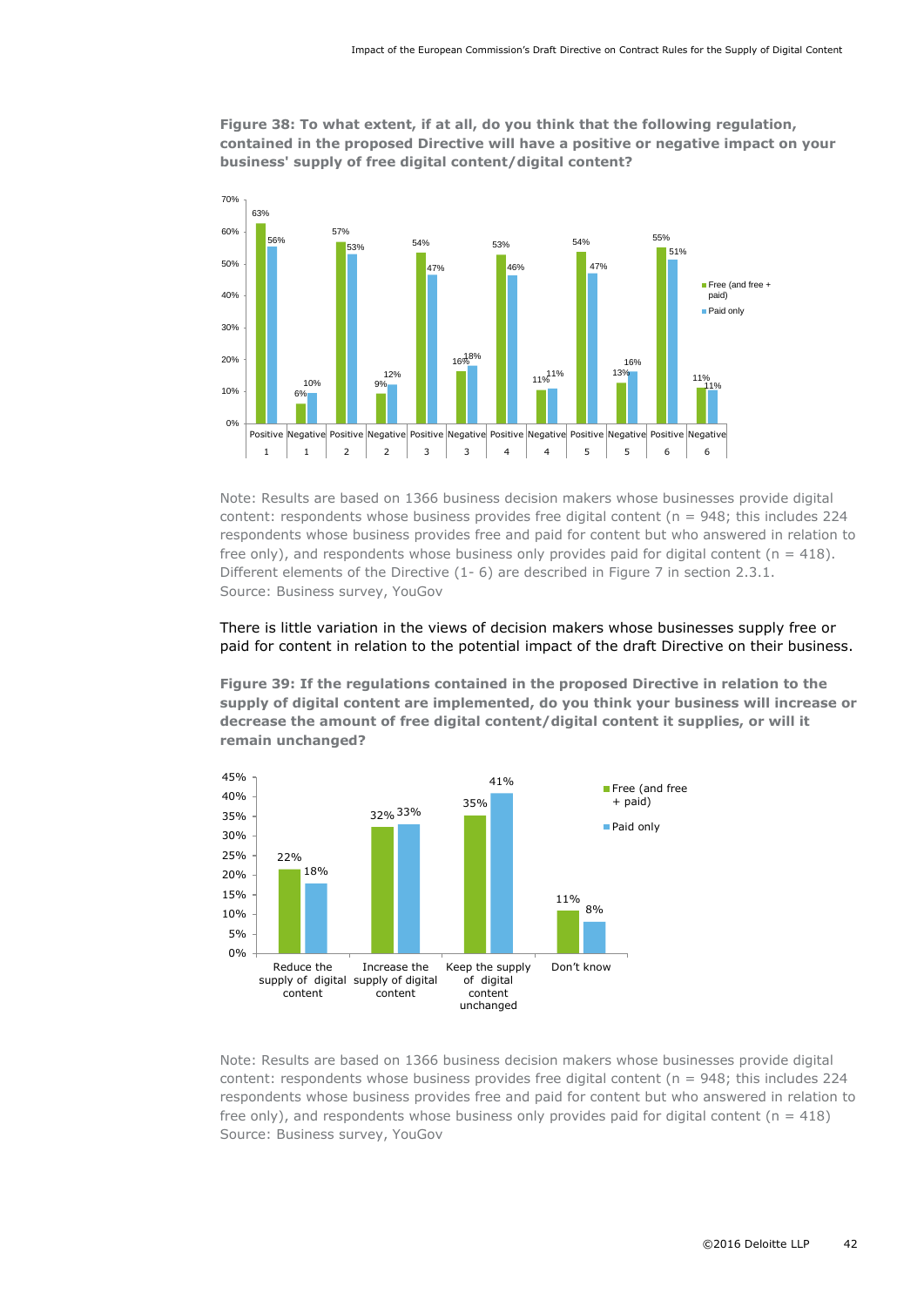**Figure 38: To what extent, if at all, do you think that the following regulation, contained in the proposed Directive will have a positive or negative impact on your business' supply of free digital content/digital content?**

| Element | Response | Free (and free + paid) | Paid only |
|---|---|---|---|
| 1 | Positive | 63% | 56% |
| 1 | Negative | 6% | 10% |
| 2 | Positive | 57% | 53% |
| 2 | Negative | 9% | 12% |
| 3 | Positive | 54% | 47% |
| 3 | Negative | 16% | 18% |
| 4 | Positive | 53% | 46% |
| 4 | Negative | 11% | 11% |
| 5 | Positive | 54% | 47% |
| 5 | Negative | 13% | 16% |
| 6 | Positive | 55% | 51% |
| 6 | Negative | 11% | 11% |

Note: Results are based on 1366 business decision makers whose businesses provide digital content: respondents whose business provides free digital content (n = 948; this includes 224 respondents whose business provides free and paid for content but who answered in relation to free only), and respondents whose business only provides paid for digital content (n = 418). Different elements of the Directive (1- 6) are described in Figure 7 in section 2.3.1.
Source: Business survey, YouGov

There is little variation in the views of decision makers whose businesses supply free or paid for content in relation to the potential impact of the draft Directive on their business.

**Figure 39: If the regulations contained in the proposed Directive in relation to the supply of digital content are implemented, do you think your business will increase or decrease the amount of free digital content/digital content it supplies, or will it remain unchanged?**

| | Free (and free + paid) | Paid only |
|---|---|---|
| Reduce the supply of digital content | 22% | 18% |
| Increase the supply of digital content | 32% | 33% |
| Keep the supply of digital content unchanged | 35% | 41% |
| Don't know | 11% | 8% |

Note: Results are based on 1366 business decision makers whose businesses provide digital content: respondents whose business provides free digital content (n = 948; this includes 224 respondents whose business provides free and paid for content but who answered in relation to free only), and respondents whose business only provides paid for digital content (n = 418)
Source: Business survey, YouGov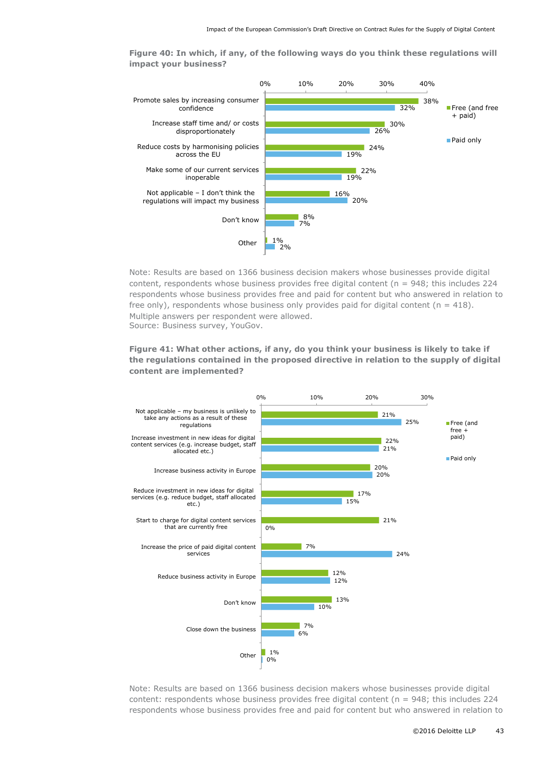**Figure 40: In which, if any, of the following ways do you think these regulations will impact your business?**

| | Free (and free + paid) | Paid only |
|---|---|---|
| Promote sales by increasing consumer confidence | 38% | 32% |
| Increase staff time and/ or costs disproportionately | 30% | 26% |
| Reduce costs by harmonising policies across the EU | 24% | 19% |
| Make some of our current services inoperable | 22% | 19% |
| Not applicable – I don't think the regulations will impact my business | 16% | 20% |
| Don't know | 8% | 7% |
| Other | 1% | 2% |

Note: Results are based on 1366 business decision makers whose businesses provide digital content, respondents whose business provides free digital content (n = 948; this includes 224 respondents whose business provides free and paid for content but who answered in relation to free only), respondents whose business only provides paid for digital content (n = 418). Multiple answers per respondent were allowed.
Source: Business survey, YouGov.

**Figure 41: What other actions, if any, do you think your business is likely to take if the regulations contained in the proposed directive in relation to the supply of digital content are implemented?**

| | Free (and free + paid) | Paid only |
|---|---|---|
| Not applicable – my business is unlikely to take any actions as a result of these regulations | 21% | 25% |
| Increase investment in new ideas for digital content services (e.g. increase budget, staff allocated etc.) | 22% | 21% |
| Increase business activity in Europe | 20% | 20% |
| Reduce investment in new ideas for digital services (e.g. reduce budget, staff allocated etc.) | 17% | 15% |
| Start to charge for digital content services that are currently free | 21% | 0% |
| Increase the price of paid digital content services | 7% | 24% |
| Reduce business activity in Europe | 12% | 12% |
| Don't know | 13% | 10% |
| Close down the business | 7% | 6% |
| Other | 1% | 0% |

Note: Results are based on 1366 business decision makers whose businesses provide digital content: respondents whose business provides free digital content (n = 948; this includes 224 respondents whose business provides free and paid for content but who answered in relation to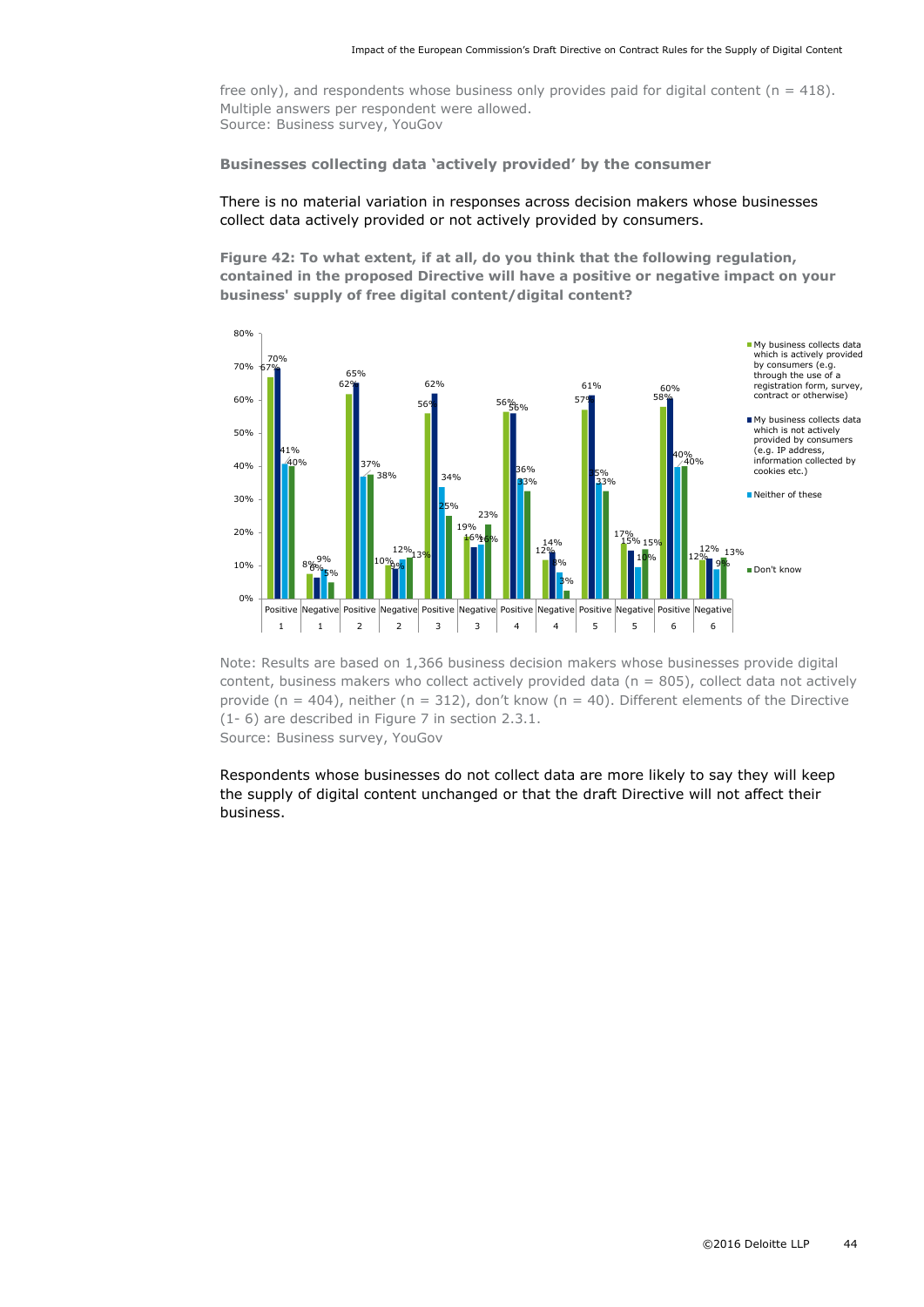free only), and respondents whose business only provides paid for digital content (n = 418). Multiple answers per respondent were allowed.
Source: Business survey, YouGov

**Businesses collecting data 'actively provided' by the consumer**

There is no material variation in responses across decision makers whose businesses collect data actively provided or not actively provided by consumers.

**Figure 42: To what extent, if at all, do you think that the following regulation, contained in the proposed Directive will have a positive or negative impact on your business' supply of free digital content/digital content?**

| Element | Impact | My business collects data which is actively provided by consumers (e.g. through the use of a registration form, survey, contract or otherwise) | My business collects data which is not actively provided by consumers (e.g. IP address, information collected by cookies etc.) | Neither of these | Don't know |
|---|---|---|---|---|---|
| 1 | Positive | 67% | 70% | 41% | 40% |
| 1 | Negative | 8% | 6% | 9% | 5% |
| 2 | Positive | 62% | 65% | 37% | 38% |
| 2 | Negative | 10% | 9% | 12% | 13% |
| 3 | Positive | 56% | 62% | 34% | 25% |
| 3 | Negative | 19% | 16% | 16% | 23% |
| 4 | Positive | 56% | 56% | 36% | 33% |
| 4 | Negative | 12% | 14% | 8% | 3% |
| 5 | Positive | 57% | 61% | 35% | 33% |
| 5 | Negative | 17% | 15% | 10% | 15% |
| 6 | Positive | 58% | 60% | 40% | 40% |
| 6 | Negative | 12% | 12% | 9% | 13% |

Note: Results are based on 1,366 business decision makers whose businesses provide digital content, business makers who collect actively provided data (n = 805), collect data not actively provide (n = 404), neither (n = 312), don't know (n = 40). Different elements of the Directive (1- 6) are described in Figure 7 in section 2.3.1.
Source: Business survey, YouGov

Respondents whose businesses do not collect data are more likely to say they will keep the supply of digital content unchanged or that the draft Directive will not affect their business.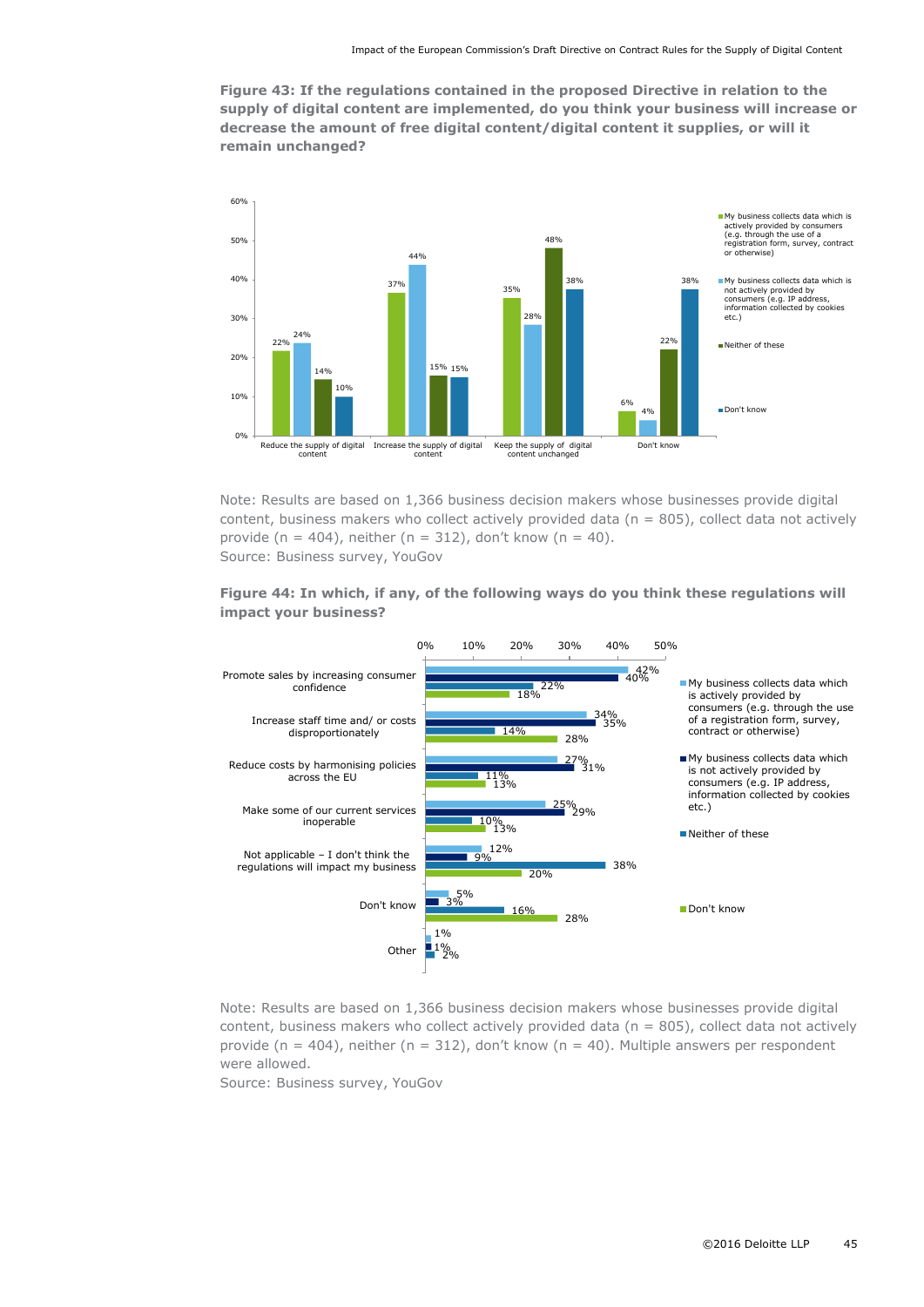**Figure 43: If the regulations contained in the proposed Directive in relation to the supply of digital content are implemented, do you think your business will increase or decrease the amount of free digital content/digital content it supplies, or will it remain unchanged?**

| | My business collects data which is actively provided by consumers (e.g. through the use of a registration form, survey, contract or otherwise) | My business collects data which is not actively provided by consumers (e.g. IP address, information collected by cookies etc.) | Neither of these | Don't know |
|---|---|---|---|---|
| Reduce the supply of digital content | 22% | 24% | 14% | 10% |
| Increase the supply of digital content | 37% | 44% | 15% | 15% |
| Keep the supply of digital content unchanged | 35% | 28% | 48% | 38% |
| Don't know | 6% | 4% | 22% | 38% |

Note: Results are based on 1,366 business decision makers whose businesses provide digital content, business makers who collect actively provided data (n = 805), collect data not actively provide (n = 404), neither (n = 312), don't know (n = 40).
Source: Business survey, YouGov

**Figure 44: In which, if any, of the following ways do you think these regulations will impact your business?**

| | My business collects data which is actively provided by consumers (e.g. through the use of a registration form, survey, contract or otherwise) | My business collects data which is not actively provided by consumers (e.g. IP address, information collected by cookies etc.) | Neither of these | Don't know |
|---|---|---|---|---|
| Promote sales by increasing consumer confidence | 42% | 40% | 22% | 18% |
| Increase staff time and/ or costs disproportionately | 34% | 35% | 14% | 28% |
| Reduce costs by harmonising policies across the EU | 27% | 31% | 11% | 13% |
| Make some of our current services inoperable | 25% | 29% | 10% | 13% |
| Not applicable – I don't think the regulations will impact my business | 12% | 9% | 38% | 20% |
| Don't know | 5% | 3% | 16% | 28% |
| Other | 1% | 1% | 2% | |

Note: Results are based on 1,366 business decision makers whose businesses provide digital content, business makers who collect actively provided data (n = 805), collect data not actively provide (n = 404), neither (n = 312), don't know (n = 40). Multiple answers per respondent were allowed.
Source: Business survey, YouGov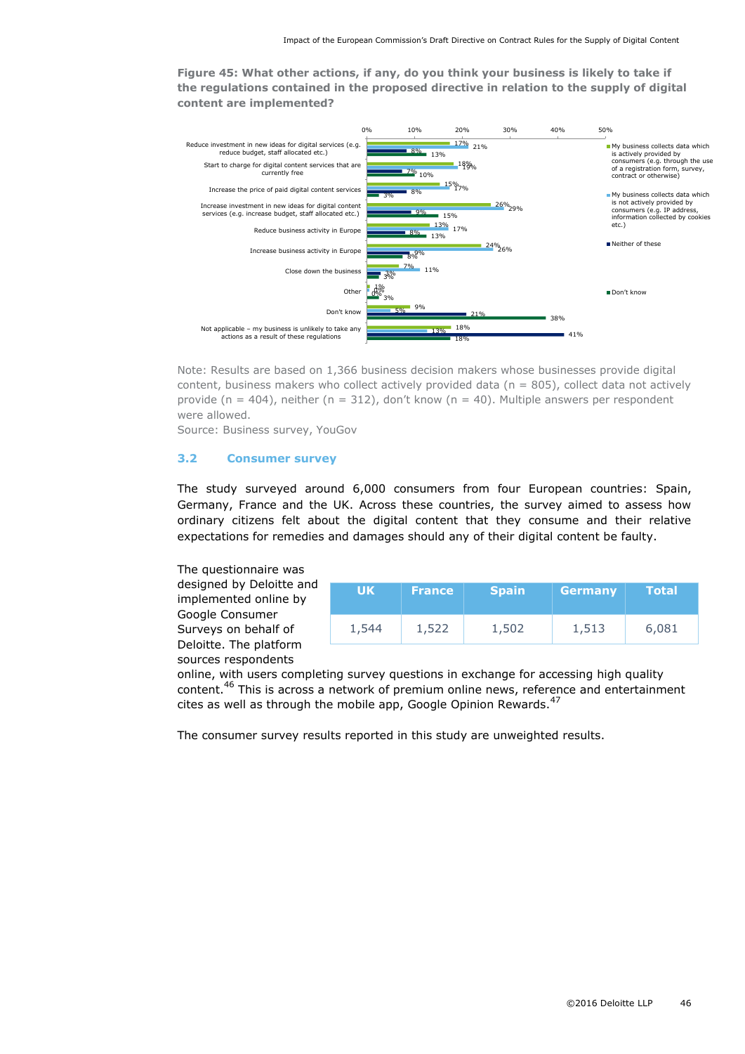**Figure 45: What other actions, if any, do you think your business is likely to take if the regulations contained in the proposed directive in relation to the supply of digital content are implemented?**

| | My business collects data which is actively provided by consumers (e.g. through the use of a registration form, survey, contract or otherwise) | My business collects data which is not actively provided by consumers (e.g. IP address, information collected by cookies etc.) | Neither of these | Don't know |
|---|---|---|---|---|
| Reduce investment in new ideas for digital services (e.g. reduce budget, staff allocated etc.) | 17% | 21% | 8% | 13% |
| Start to charge for digital content services that are currently free | 18% | 19% | 7% | 10% |
| Increase the price of paid digital content services | 15% | 17% | 8% | 3% |
| Increase investment in new ideas for digital content services (e.g. increase budget, staff allocated etc.) | 26% | 29% | 9% | 15% |
| Reduce business activity in Europe | 13% | 17% | 8% | 13% |
| Increase business activity in Europe | 24% | 26% | 9% | 8% |
| Close down the business | 7% | 11% | 3% | 3% |
| Other | 1% | 0% | 0% | 3% |
| Don't know | 9% | 5% | 21% | 38% |
| Not applicable – my business is unlikely to take any actions as a result of these regulations | 18% | 13% | 41% | 18% |

Note: Results are based on 1,366 business decision makers whose businesses provide digital content, business makers who collect actively provided data (n = 805), collect data not actively provide (n = 404), neither (n = 312), don't know (n = 40). Multiple answers per respondent were allowed.

Source: Business survey, YouGov

## 3.2 Consumer survey

The study surveyed around 6,000 consumers from four European countries: Spain, Germany, France and the UK. Across these countries, the survey aimed to assess how ordinary citizens felt about the digital content that they consume and their relative expectations for remedies and damages should any of their digital content be faulty.

| UK | France | Spain | Germany | Total |
|---|---|---|---|---|
| 1,544 | 1,522 | 1,502 | 1,513 | 6,081 |

The questionnaire was designed by Deloitte and implemented online by Google Consumer Surveys on behalf of Deloitte. The platform sources respondents online, with users completing survey questions in exchange for accessing high quality content.[46] This is across a network of premium online news, reference and entertainment cites as well as through the mobile app, Google Opinion Rewards.[47]

The consumer survey results reported in this study are unweighted results.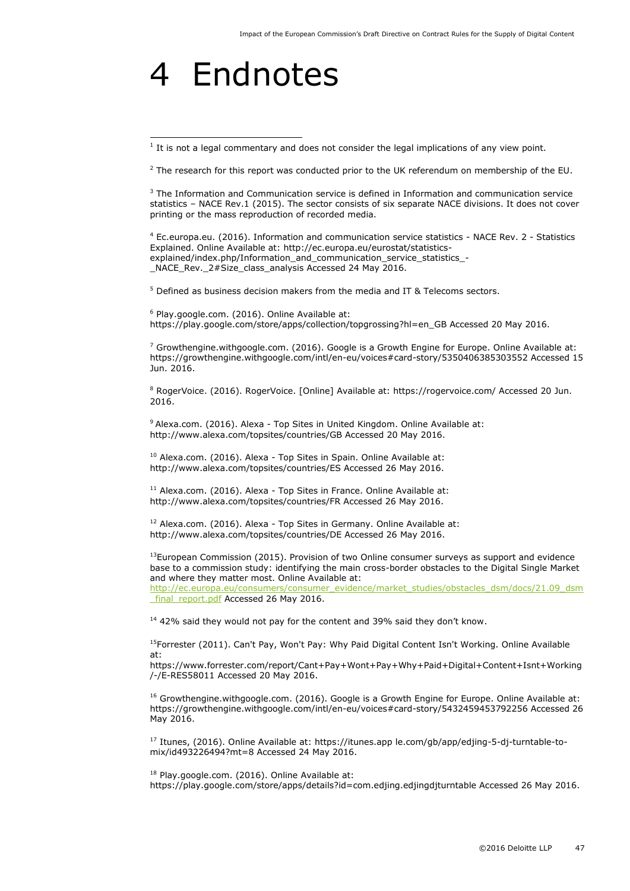# 4 Endnotes

[1] It is not a legal commentary and does not consider the legal implications of any view point.

[2] The research for this report was conducted prior to the UK referendum on membership of the EU.

[3] The Information and Communication service is defined in Information and communication service statistics – NACE Rev.1 (2015). The sector consists of six separate NACE divisions. It does not cover printing or the mass reproduction of recorded media.

[4] Ec.europa.eu. (2016). Information and communication service statistics - NACE Rev. 2 - Statistics Explained. Online Available at: http://ec.europa.eu/eurostat/statistics-explained/index.php/Information_and_communication_service_statistics_-_NACE_Rev._2#Size_class_analysis Accessed 24 May 2016.

[5] Defined as business decision makers from the media and IT & Telecoms sectors.

[6] Play.google.com. (2016). Online Available at: https://play.google.com/store/apps/collection/topgrossing?hl=en_GB Accessed 20 May 2016.

[7] Growthengine.withgoogle.com. (2016). Google is a Growth Engine for Europe. Online Available at: https://growthengine.withgoogle.com/intl/en-eu/voices#card-story/5350406385303552 Accessed 15 Jun. 2016.

[8] RogerVoice. (2016). RogerVoice. [Online] Available at: https://rogervoice.com/ Accessed 20 Jun. 2016.

[9] Alexa.com. (2016). Alexa - Top Sites in United Kingdom. Online Available at: http://www.alexa.com/topsites/countries/GB Accessed 20 May 2016.

[10] Alexa.com. (2016). Alexa - Top Sites in Spain. Online Available at: http://www.alexa.com/topsites/countries/ES Accessed 26 May 2016.

[11] Alexa.com. (2016). Alexa - Top Sites in France. Online Available at: http://www.alexa.com/topsites/countries/FR Accessed 26 May 2016.

[12] Alexa.com. (2016). Alexa - Top Sites in Germany. Online Available at: http://www.alexa.com/topsites/countries/DE Accessed 26 May 2016.

[13] European Commission (2015). Provision of two Online consumer surveys as support and evidence base to a commission study: identifying the main cross-border obstacles to the Digital Single Market and where they matter most. Online Available at: http://ec.europa.eu/consumers/consumer_evidence/market_studies/obstacles_dsm/docs/21.09_dsm_final_report.pdf Accessed 26 May 2016.

[14] 42% said they would not pay for the content and 39% said they don't know.

[15] Forrester (2011). Can't Pay, Won't Pay: Why Paid Digital Content Isn't Working. Online Available at: https://www.forrester.com/report/Cant+Pay+Wont+Pay+Why+Paid+Digital+Content+Isnt+Working/-/E-RES58011 Accessed 20 May 2016.

[16] Growthengine.withgoogle.com. (2016). Google is a Growth Engine for Europe. Online Available at: https://growthengine.withgoogle.com/intl/en-eu/voices#card-story/5432459453792256 Accessed 26 May 2016.

[17] Itunes, (2016). Online Available at: https://itunes.app le.com/gb/app/edjing-5-dj-turntable-to-mix/id493226494?mt=8 Accessed 24 May 2016.

[18] Play.google.com. (2016). Online Available at: https://play.google.com/store/apps/details?id=com.edjing.edjingdjturntable Accessed 26 May 2016.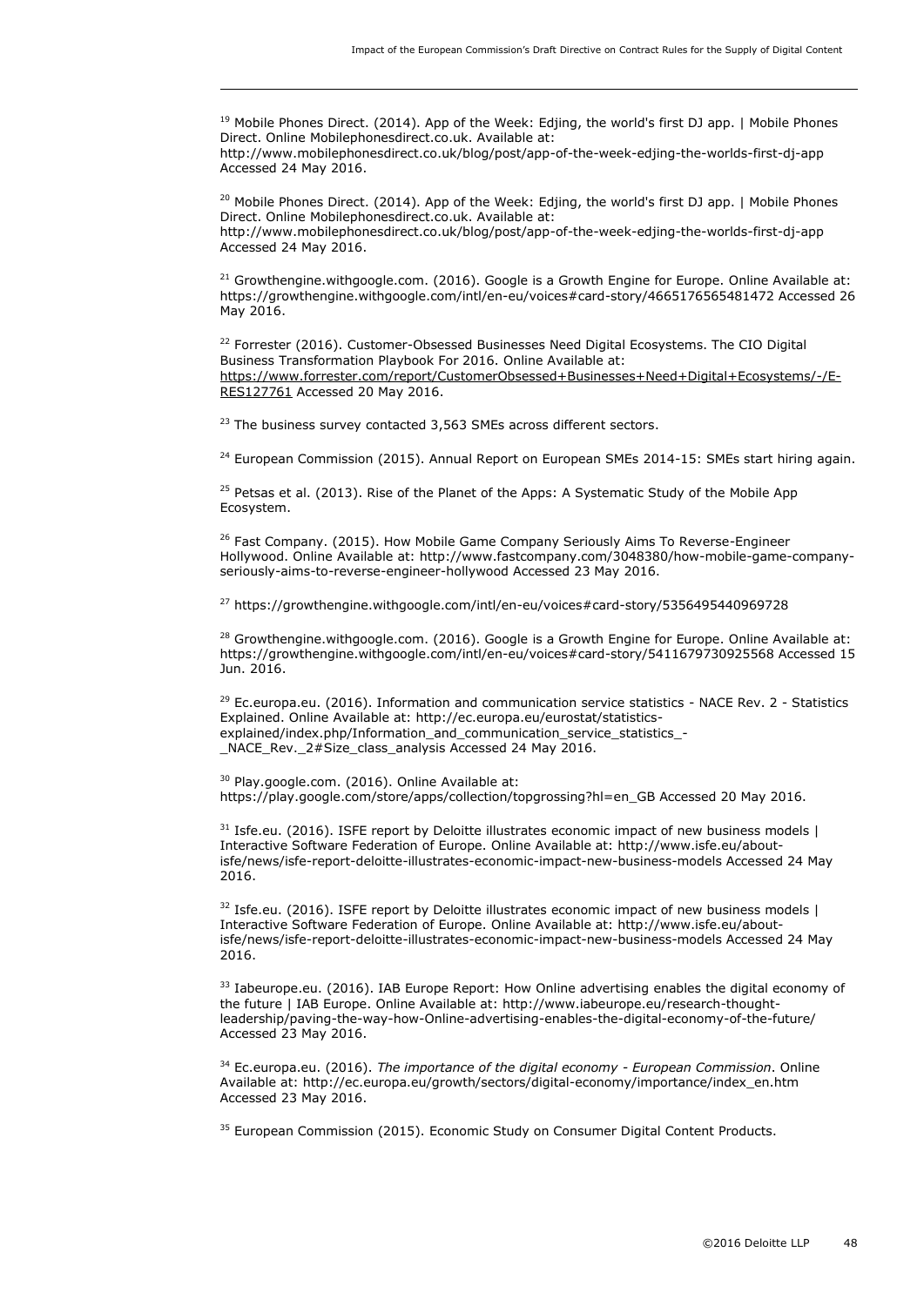[19] Mobile Phones Direct. (2014). App of the Week: Edjing, the world's first DJ app. | Mobile Phones Direct. Online Mobilephonesdirect.co.uk. Available at: http://www.mobilephonesdirect.co.uk/blog/post/app-of-the-week-edjing-the-worlds-first-dj-app Accessed 24 May 2016.

[20] Mobile Phones Direct. (2014). App of the Week: Edjing, the world's first DJ app. | Mobile Phones Direct. Online Mobilephonesdirect.co.uk. Available at: http://www.mobilephonesdirect.co.uk/blog/post/app-of-the-week-edjing-the-worlds-first-dj-app Accessed 24 May 2016.

[21] Growthengine.withgoogle.com. (2016). Google is a Growth Engine for Europe. Online Available at: https://growthengine.withgoogle.com/intl/en-eu/voices#card-story/4665176565481472 Accessed 26 May 2016.

[22] Forrester (2016). Customer-Obsessed Businesses Need Digital Ecosystems. The CIO Digital Business Transformation Playbook For 2016. Online Available at: https://www.forrester.com/report/CustomerObsessed+Businesses+Need+Digital+Ecosystems/-/E-RES127761 Accessed 20 May 2016.

[23] The business survey contacted 3,563 SMEs across different sectors.

[24] European Commission (2015). Annual Report on European SMEs 2014-15: SMEs start hiring again.

[25] Petsas et al. (2013). Rise of the Planet of the Apps: A Systematic Study of the Mobile App Ecosystem.

[26] Fast Company. (2015). How Mobile Game Company Seriously Aims To Reverse-Engineer Hollywood. Online Available at: http://www.fastcompany.com/3048380/how-mobile-game-company-seriously-aims-to-reverse-engineer-hollywood Accessed 23 May 2016.

[27] https://growthengine.withgoogle.com/intl/en-eu/voices#card-story/5356495440969728

[28] Growthengine.withgoogle.com. (2016). Google is a Growth Engine for Europe. Online Available at: https://growthengine.withgoogle.com/intl/en-eu/voices#card-story/5411679730925568 Accessed 15 Jun. 2016.

[29] Ec.europa.eu. (2016). Information and communication service statistics - NACE Rev. 2 - Statistics Explained. Online Available at: http://ec.europa.eu/eurostat/statistics-explained/index.php/Information_and_communication_service_statistics_-_NACE_Rev._2#Size_class_analysis Accessed 24 May 2016.

[30] Play.google.com. (2016). Online Available at: https://play.google.com/store/apps/collection/topgrossing?hl=en_GB Accessed 20 May 2016.

[31] Isfe.eu. (2016). ISFE report by Deloitte illustrates economic impact of new business models | Interactive Software Federation of Europe. Online Available at: http://www.isfe.eu/about-isfe/news/isfe-report-deloitte-illustrates-economic-impact-new-business-models Accessed 24 May 2016.

[32] Isfe.eu. (2016). ISFE report by Deloitte illustrates economic impact of new business models | Interactive Software Federation of Europe. Online Available at: http://www.isfe.eu/about-isfe/news/isfe-report-deloitte-illustrates-economic-impact-new-business-models Accessed 24 May 2016.

[33] Iabeurope.eu. (2016). IAB Europe Report: How Online advertising enables the digital economy of the future | IAB Europe. Online Available at: http://www.iabeurope.eu/research-thought-leadership/paving-the-way-how-Online-advertising-enables-the-digital-economy-of-the-future/ Accessed 23 May 2016.

[34] Ec.europa.eu. (2016). *The importance of the digital economy - European Commission*. Online Available at: http://ec.europa.eu/growth/sectors/digital-economy/importance/index_en.htm Accessed 23 May 2016.

[35] European Commission (2015). Economic Study on Consumer Digital Content Products.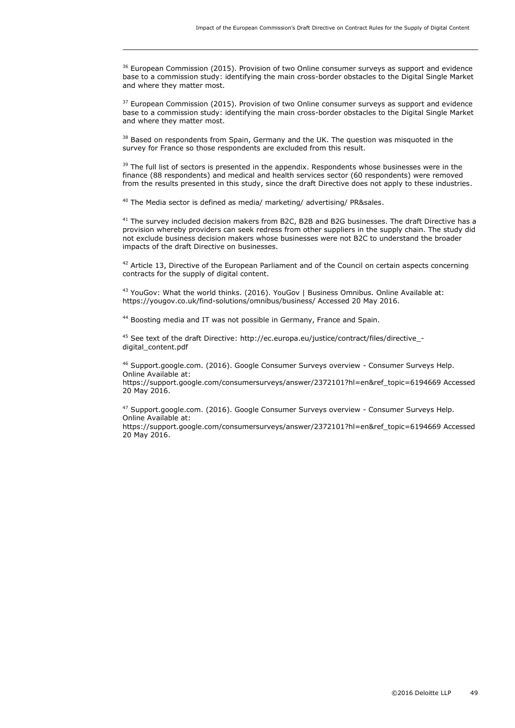[36] European Commission (2015). Provision of two Online consumer surveys as support and evidence base to a commission study: identifying the main cross-border obstacles to the Digital Single Market and where they matter most.

[37] European Commission (2015). Provision of two Online consumer surveys as support and evidence base to a commission study: identifying the main cross-border obstacles to the Digital Single Market and where they matter most.

[38] Based on respondents from Spain, Germany and the UK. The question was misquoted in the survey for France so those respondents are excluded from this result.

[39] The full list of sectors is presented in the appendix. Respondents whose businesses were in the finance (88 respondents) and medical and health services sector (60 respondents) were removed from the results presented in this study, since the draft Directive does not apply to these industries.

[40] The Media sector is defined as media/ marketing/ advertising/ PR&sales.

[41] The survey included decision makers from B2C, B2B and B2G businesses. The draft Directive has a provision whereby providers can seek redress from other suppliers in the supply chain. The study did not exclude business decision makers whose businesses were not B2C to understand the broader impacts of the draft Directive on businesses.

[42] Article 13, Directive of the European Parliament and of the Council on certain aspects concerning contracts for the supply of digital content.

[43] YouGov: What the world thinks. (2016). YouGov | Business Omnibus. Online Available at: https://yougov.co.uk/find-solutions/omnibus/business/ Accessed 20 May 2016.

[44] Boosting media and IT was not possible in Germany, France and Spain.

[45] See text of the draft Directive: http://ec.europa.eu/justice/contract/files/directive_-digital_content.pdf

[46] Support.google.com. (2016). Google Consumer Surveys overview - Consumer Surveys Help. Online Available at: https://support.google.com/consumersurveys/answer/2372101?hl=en&ref_topic=6194669 Accessed 20 May 2016.

[47] Support.google.com. (2016). Google Consumer Surveys overview - Consumer Surveys Help. Online Available at: https://support.google.com/consumersurveys/answer/2372101?hl=en&ref_topic=6194669 Accessed 20 May 2016.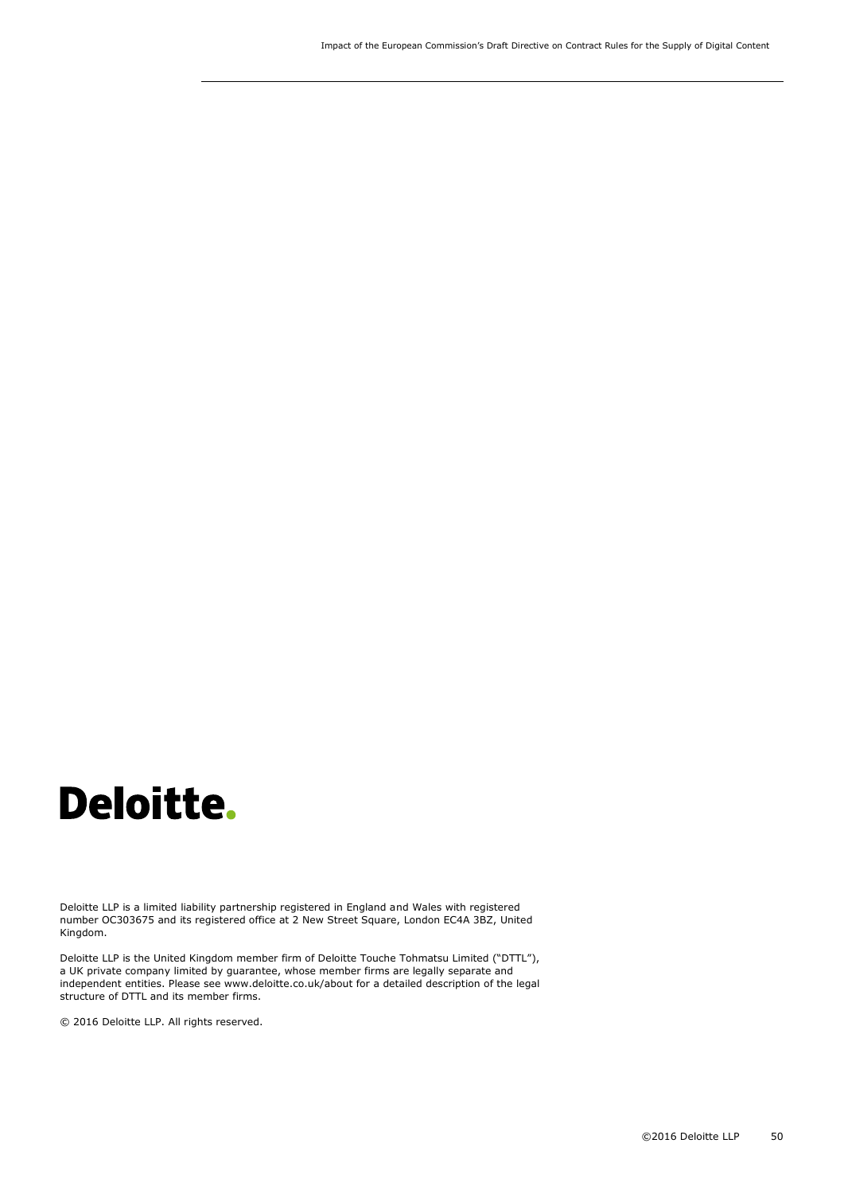**Deloitte.**

Deloitte LLP is a limited liability partnership registered in England and Wales with registered number OC303675 and its registered office at 2 New Street Square, London EC4A 3BZ, United Kingdom.

Deloitte LLP is the United Kingdom member firm of Deloitte Touche Tohmatsu Limited ("DTTL"), a UK private company limited by guarantee, whose member firms are legally separate and independent entities. Please see www.deloitte.co.uk/about for a detailed description of the legal structure of DTTL and its member firms.

© 2016 Deloitte LLP. All rights reserved.